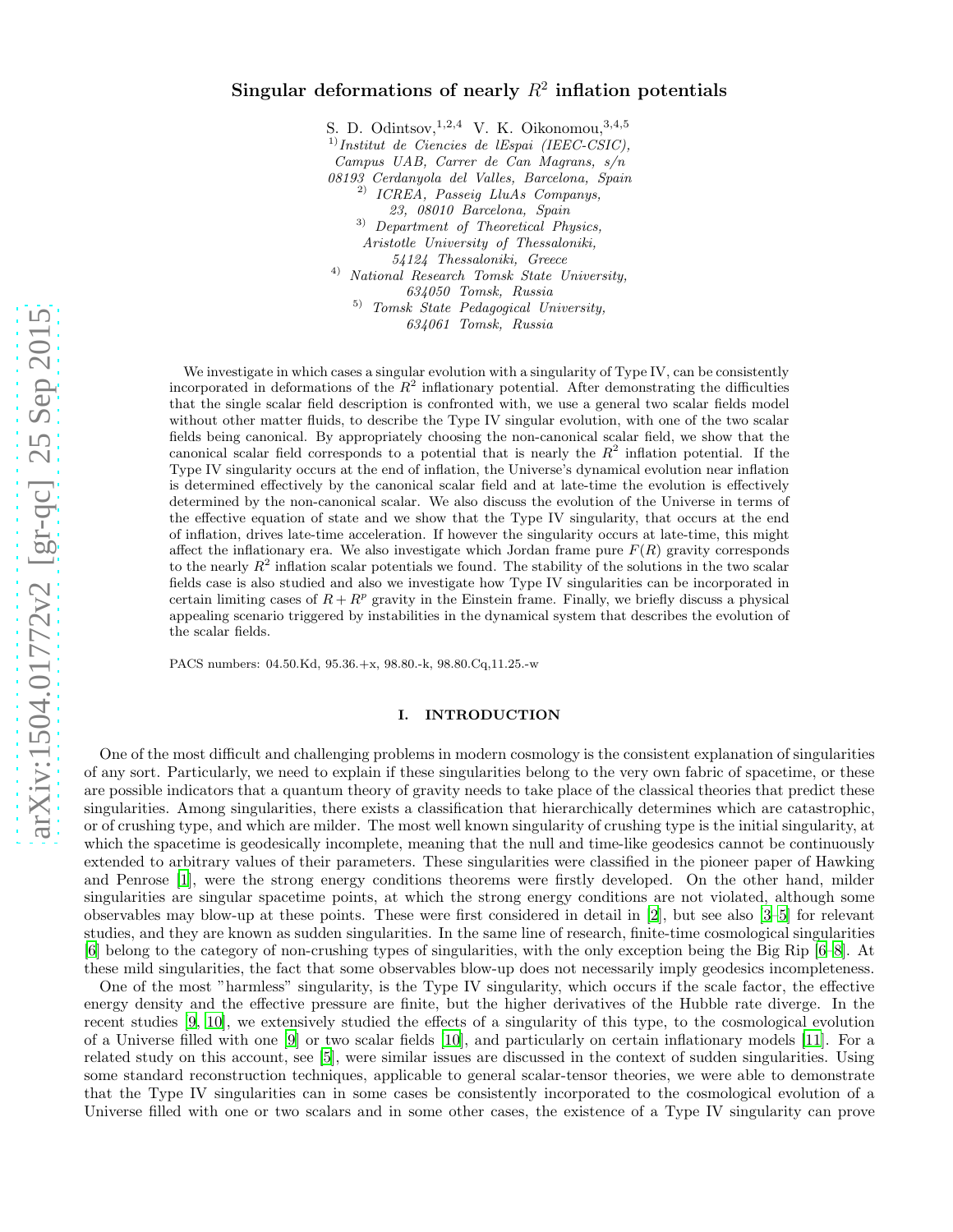# Singular deformations of nearly $R^2$ inflation potentials

S. D. Odintsov,[1,2,4] V. K. Oikonomou,[3,4,5]

[1] *Institut de Ciencies de lEspai (IEEC-CSIC), Campus UAB, Carrer de Can Magrans, s/n 08193 Cerdanyola del Valles, Barcelona, Spain*

[2] *ICREA, Passeig LluAs Companys, 23, 08010 Barcelona, Spain*

[3] *Department of Theoretical Physics, Aristotle University of Thessaloniki, 54124 Thessaloniki, Greece*

[4] *National Research Tomsk State University, 634050 Tomsk, Russia*

[5] *Tomsk State Pedagogical University, 634061 Tomsk, Russia*

We investigate in which cases a singular evolution with a singularity of Type IV, can be consistently incorporated in deformations of the $R^2$ inflationary potential. After demonstrating the difficulties that the single scalar field description is confronted with, we use a general two scalar fields model without other matter fluids, to describe the Type IV singular evolution, with one of the two scalar fields being canonical. By appropriately choosing the non-canonical scalar field, we show that the canonical scalar field corresponds to a potential that is nearly the $R^2$ inflation potential. If the Type IV singularity occurs at the end of inflation, the Universe's dynamical evolution near inflation is determined effectively by the canonical scalar field and at late-time the evolution is effectively determined by the non-canonical scalar. We also discuss the evolution of the Universe in terms of the effective equation of state and we show that the Type IV singularity, that occurs at the end of inflation, drives late-time acceleration. If however the singularity occurs at late-time, this might affect the inflationary era. We also investigate which Jordan frame pure $F(R)$ gravity corresponds to the nearly $R^2$ inflation scalar potentials we found. The stability of the solutions in the two scalar fields case is also studied and also we investigate how Type IV singularities can be incorporated in certain limiting cases of $R + R^p$ gravity in the Einstein frame. Finally, we briefly discuss a physical appealing scenario triggered by instabilities in the dynamical system that describes the evolution of the scalar fields.

PACS numbers: 04.50.Kd, 95.36.+x, 98.80.-k, 98.80.Cq,11.25.-w

## I. INTRODUCTION

One of the most difficult and challenging problems in modern cosmology is the consistent explanation of singularities of any sort. Particularly, we need to explain if these singularities belong to the very own fabric of spacetime, or these are possible indicators that a quantum theory of gravity needs to take place of the classical theories that predict these singularities. Among singularities, there exists a classification that hierarchically determines which are catastrophic, or of crushing type, and which are milder. The most well known singularity of crushing type is the initial singularity, at which the spacetime is geodesically incomplete, meaning that the null and time-like geodesics cannot be continuously extended to arbitrary values of their parameters. These singularities were classified in the pioneer paper of Hawking and Penrose [1], were the strong energy conditions theorems were firstly developed. On the other hand, milder singularities are singular spacetime points, at which the strong energy conditions are not violated, although some observables may blow-up at these points. These were first considered in detail in [2], but see also [3–5] for relevant studies, and they are known as sudden singularities. In the same line of research, finite-time cosmological singularities [6] belong to the category of non-crushing types of singularities, with the only exception being the Big Rip [6–8]. At these mild singularities, the fact that some observables blow-up does not necessarily imply geodesics incompleteness.

One of the most "harmless" singularity, is the Type IV singularity, which occurs if the scale factor, the effective energy density and the effective pressure are finite, but the higher derivatives of the Hubble rate diverge. In the recent studies [9, 10], we extensively studied the effects of a singularity of this type, to the cosmological evolution of a Universe filled with one [9] or two scalar fields [10], and particularly on certain inflationary models [11]. For a related study on this account, see [5], were similar issues are discussed in the context of sudden singularities. Using some standard reconstruction techniques, applicable to general scalar-tensor theories, we were able to demonstrate that the Type IV singularities can in some cases be consistently incorporated to the cosmological evolution of a Universe filled with one or two scalars and in some other cases, the existence of a Type IV singularity can prove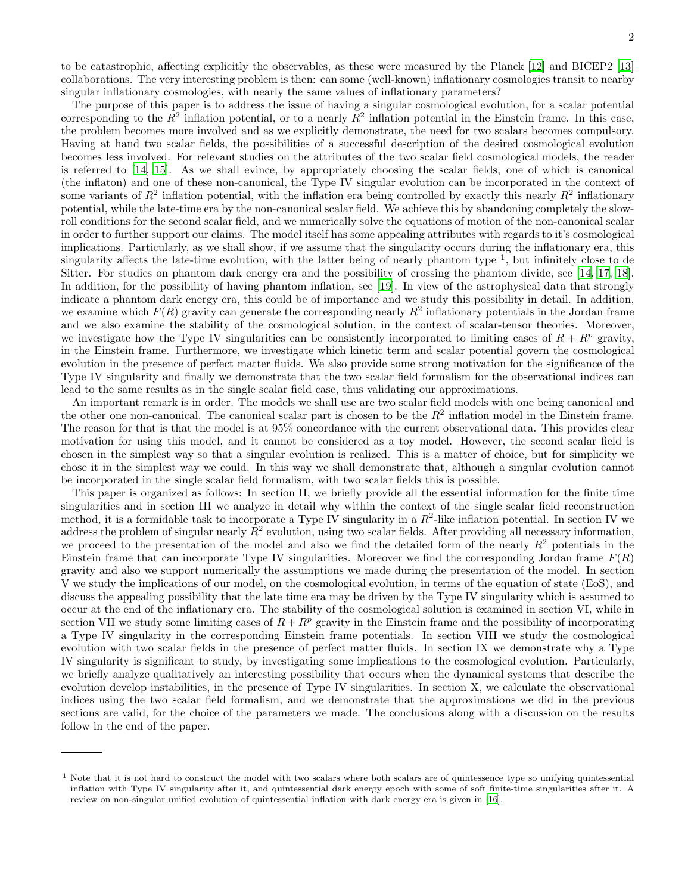to be catastrophic, affecting explicitly the observables, as these were measured by the Planck [12] and BICEP2 [13] collaborations. The very interesting problem is then: can some (well-known) inflationary cosmologies transit to nearby singular inflationary cosmologies, with nearly the same values of inflationary parameters?

The purpose of this paper is to address the issue of having a singular cosmological evolution, for a scalar potential corresponding to the $R^2$ inflation potential, or to a nearly $R^2$ inflation potential in the Einstein frame. In this case, the problem becomes more involved and as we explicitly demonstrate, the need for two scalars becomes compulsory. Having at hand two scalar fields, the possibilities of a successful description of the desired cosmological evolution becomes less involved. For relevant studies on the attributes of the two scalar field cosmological models, the reader is referred to [14, 15]. As we shall evince, by appropriately choosing the scalar fields, one of which is canonical (the inflaton) and one of these non-canonical, the Type IV singular evolution can be incorporated in the context of some variants of $R^2$ inflation potential, with the inflation era being controlled by exactly this nearly $R^2$ inflationary potential, while the late-time era by the non-canonical scalar field. We achieve this by abandoning completely the slow-roll conditions for the second scalar field, and we numerically solve the equations of motion of the non-canonical scalar in order to further support our claims. The model itself has some appealing attributes with regards to it's cosmological implications. Particularly, as we shall show, if we assume that the singularity occurs during the inflationary era, this singularity affects the late-time evolution, with the latter being of nearly phantom type [1], but infinitely close to de Sitter. For studies on phantom dark energy era and the possibility of crossing the phantom divide, see [14, 17, 18]. In addition, for the possibility of having phantom inflation, see [19]. In view of the astrophysical data that strongly indicate a phantom dark energy era, this could be of importance and we study this possibility in detail. In addition, we examine which $F(R)$ gravity can generate the corresponding nearly $R^2$ inflationary potentials in the Jordan frame and we also examine the stability of the cosmological solution, in the context of scalar-tensor theories. Moreover, we investigate how the Type IV singularities can be consistently incorporated to limiting cases of $R + R^p$ gravity, in the Einstein frame. Furthermore, we investigate which kinetic term and scalar potential govern the cosmological evolution in the presence of perfect matter fluids. We also provide some strong motivation for the significance of the Type IV singularity and finally we demonstrate that the two scalar field formalism for the observational indices can lead to the same results as in the single scalar field case, thus validating our approximations.

An important remark is in order. The models we shall use are two scalar field models with one being canonical and the other one non-canonical. The canonical scalar part is chosen to be the $R^2$ inflation model in the Einstein frame. The reason for that is that the model is at 95% concordance with the current observational data. This provides clear motivation for using this model, and it cannot be considered as a toy model. However, the second scalar field is chosen in the simplest way so that a singular evolution is realized. This is a matter of choice, but for simplicity we chose it in the simplest way we could. In this way we shall demonstrate that, although a singular evolution cannot be incorporated in the single scalar field formalism, with two scalar fields this is possible.

This paper is organized as follows: In section II, we briefly provide all the essential information for the finite time singularities and in section III we analyze in detail why within the context of the single scalar field reconstruction method, it is a formidable task to incorporate a Type IV singularity in a $R^2$-like inflation potential. In section IV we address the problem of singular nearly $R^2$ evolution, using two scalar fields. After providing all necessary information, we proceed to the presentation of the model and also we find the detailed form of the nearly $R^2$ potentials in the Einstein frame that can incorporate Type IV singularities. Moreover we find the corresponding Jordan frame $F(R)$ gravity and also we support numerically the assumptions we made during the presentation of the model. In section V we study the implications of our model, on the cosmological evolution, in terms of the equation of state (EoS), and discuss the appealing possibility that the late time era may be driven by the Type IV singularity which is assumed to occur at the end of the inflationary era. The stability of the cosmological solution is examined in section VI, while in section VII we study some limiting cases of $R + R^p$ gravity in the Einstein frame and the possibility of incorporating a Type IV singularity in the corresponding Einstein frame potentials. In section VIII we study the cosmological evolution with two scalar fields in the presence of perfect matter fluids. In section IX we demonstrate why a Type IV singularity is significant to study, by investigating some implications to the cosmological evolution. Particularly, we briefly analyze qualitatively an interesting possibility that occurs when the dynamical systems that describe the evolution develop instabilities, in the presence of Type IV singularities. In section X, we calculate the observational indices using the two scalar field formalism, and we demonstrate that the approximations we did in the previous sections are valid, for the choice of the parameters we made. The conclusions along with a discussion on the results follow in the end of the paper.

[1] Note that it is not hard to construct the model with two scalars where both scalars are of quintessence type so unifying quintessential inflation with Type IV singularity after it, and quintessential dark energy epoch with some of soft finite-time singularities after it. A review on non-singular unified evolution of quintessential inflation with dark energy era is given in [16].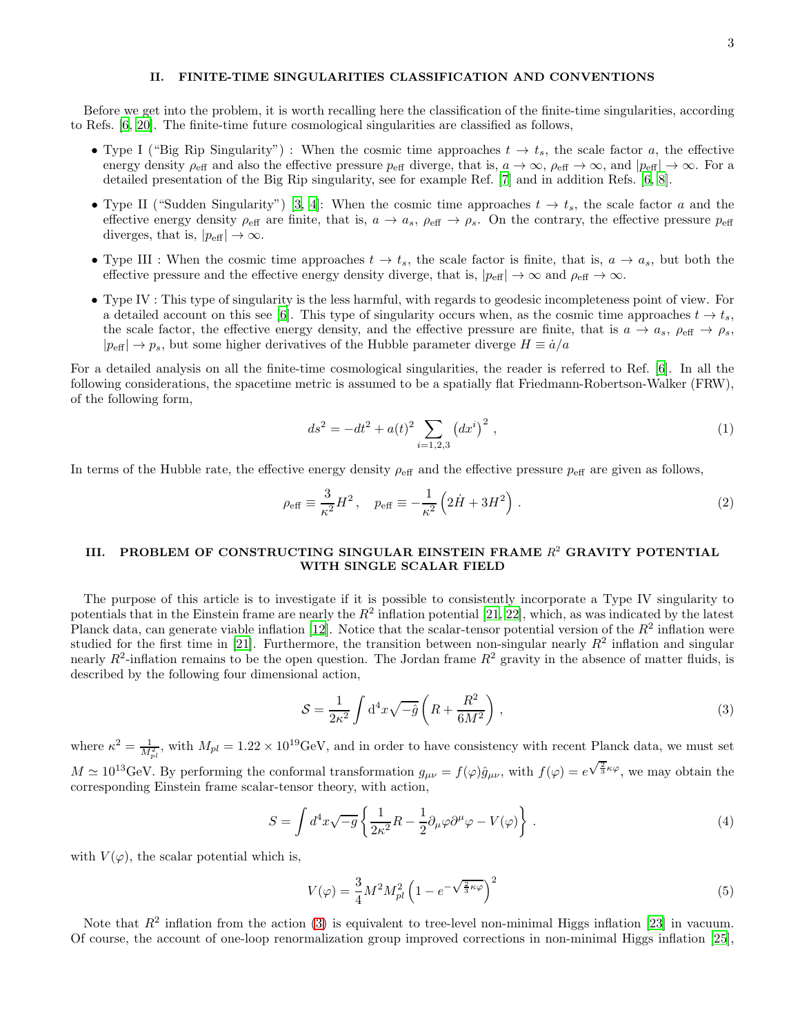## II. FINITE-TIME SINGULARITIES CLASSIFICATION AND CONVENTIONS

Before we get into the problem, it is worth recalling here the classification of the finite-time singularities, according to Refs. [6, 20]. The finite-time future cosmological singularities are classified as follows,

- Type I ("Big Rip Singularity") : When the cosmic time approaches $t \to t_s$, the scale factor $a$, the effective energy density $\rho_{\text{eff}}$ and also the effective pressure $p_{\text{eff}}$ diverge, that is, $a \to \infty$, $\rho_{\text{eff}} \to \infty$, and $|p_{\text{eff}}| \to \infty$. For a detailed presentation of the Big Rip singularity, see for example Ref. [7] and in addition Refs. [6, 8].
- Type II ("Sudden Singularity") [3, 4]: When the cosmic time approaches $t \to t_s$, the scale factor $a$ and the effective energy density $\rho_{\text{eff}}$ are finite, that is, $a \to a_s$, $\rho_{\text{eff}} \to \rho_s$. On the contrary, the effective pressure $p_{\text{eff}}$ diverges, that is, $|p_{\text{eff}}| \to \infty$.
- Type III : When the cosmic time approaches $t \to t_s$, the scale factor is finite, that is, $a \to a_s$, but both the effective pressure and the effective energy density diverge, that is, $|p_{\text{eff}}| \to \infty$ and $\rho_{\text{eff}} \to \infty$.
- Type IV : This type of singularity is the less harmful, with regards to geodesic incompleteness point of view. For a detailed account on this see [6]. This type of singularity occurs when, as the cosmic time approaches $t \to t_s$, the scale factor, the effective energy density, and the effective pressure are finite, that is $a \to a_s$, $\rho_{\text{eff}} \to \rho_s$, $|p_{\text{eff}}| \to p_s$, but some higher derivatives of the Hubble parameter diverge $H \equiv \dot{a}/a$

For a detailed analysis on all the finite-time cosmological singularities, the reader is referred to Ref. [6]. In all the following considerations, the spacetime metric is assumed to be a spatially flat Friedmann-Robertson-Walker (FRW), of the following form,

$$ds^2 = -dt^2 + a(t)^2 \sum_{i=1,2,3} \left(dx^i\right)^2 \, , \tag{1}$$

In terms of the Hubble rate, the effective energy density $\rho_{\text{eff}}$ and the effective pressure $p_{\text{eff}}$ are given as follows,

$$\rho_{\text{eff}} \equiv \frac{3}{\kappa^2} H^2 \, , \quad p_{\text{eff}} \equiv -\frac{1}{\kappa^2}\left(2\dot{H} + 3H^2\right) \, . \tag{2}$$

## III. PROBLEM OF CONSTRUCTING SINGULAR EINSTEIN FRAME $R^2$ GRAVITY POTENTIAL WITH SINGLE SCALAR FIELD

The purpose of this article is to investigate if it is possible to consistently incorporate a Type IV singularity to potentials that in the Einstein frame are nearly the $R^2$ inflation potential [21, 22], which, as was indicated by the latest Planck data, can generate viable inflation [12]. Notice that the scalar-tensor potential version of the $R^2$ inflation were studied for the first time in [21]. Furthermore, the transition between non-singular nearly $R^2$ inflation and singular nearly $R^2$-inflation remains to be the open question. The Jordan frame $R^2$ gravity in the absence of matter fluids, is described by the following four dimensional action,

$$\mathcal{S} = \frac{1}{2\kappa^2}\int \mathrm{d}^4x\sqrt{-\hat{g}}\left(R + \frac{R^2}{6M^2}\right) \, , \tag{3}$$

where $\kappa^2 = \frac{1}{M_{pl}^2}$, with $M_{pl} = 1.22 \times 10^{19}$GeV, and in order to have consistency with recent Planck data, we must set $M \simeq 10^{13}$GeV. By performing the conformal transformation $g_{\mu\nu} = f(\varphi)\hat{g}_{\mu\nu}$, with $f(\varphi) = e^{\sqrt{\frac{2}{3}}\kappa\varphi}$, we may obtain the corresponding Einstein frame scalar-tensor theory, with action,

$$S = \int d^4x\sqrt{-g}\left\{\frac{1}{2\kappa^2}R - \frac{1}{2}\partial_\mu\varphi\partial^\mu\varphi - V(\varphi)\right\} \, . \tag{4}$$

with $V(\varphi)$, the scalar potential which is,

$$V(\varphi) = \frac{3}{4}M^2 M_{pl}^2\left(1 - e^{-\sqrt{\frac{2}{3}\kappa\varphi}}\right)^2 \tag{5}$$

Note that $R^2$ inflation from the action (3) is equivalent to tree-level non-minimal Higgs inflation [23] in vacuum. Of course, the account of one-loop renormalization group improved corrections in non-minimal Higgs inflation [25],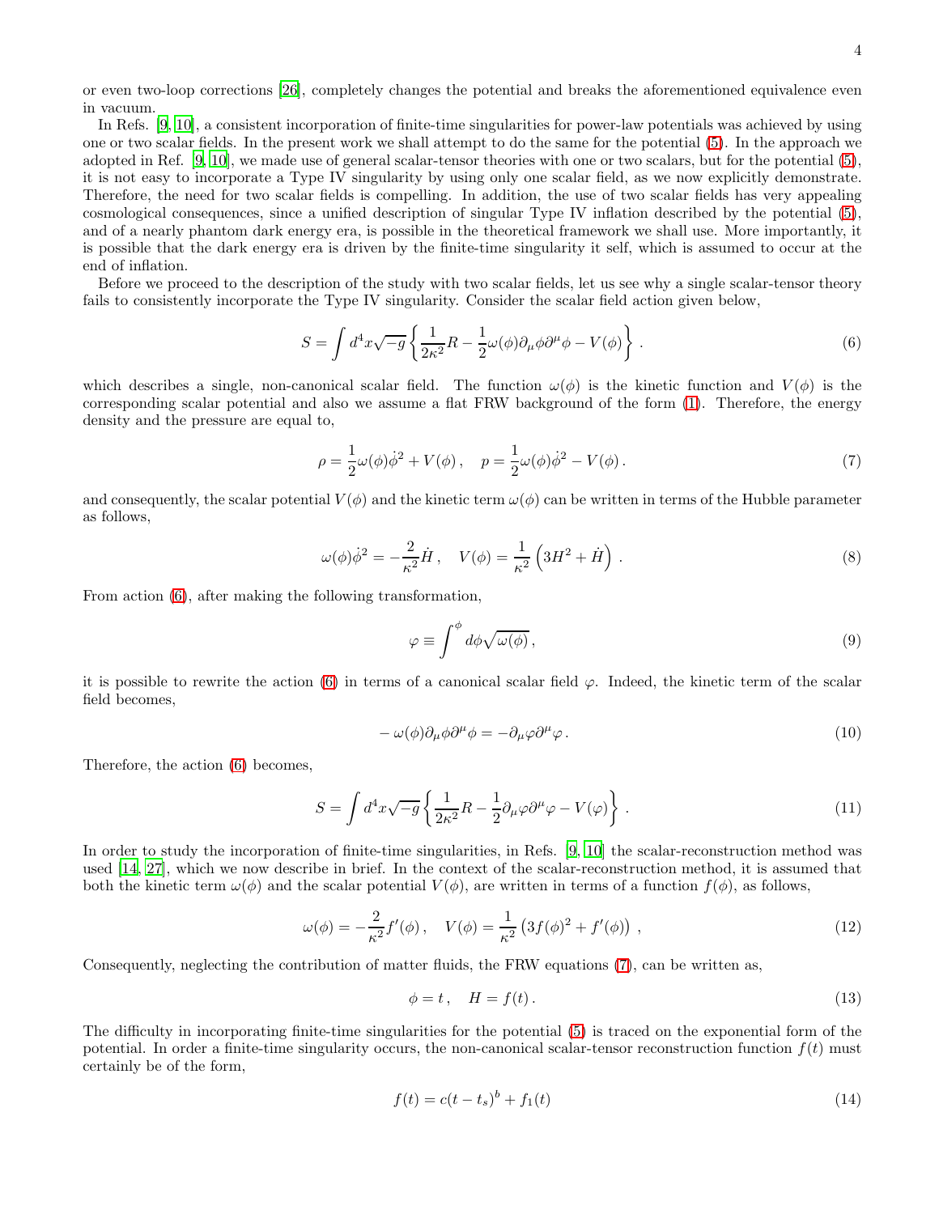or even two-loop corrections [26], completely changes the potential and breaks the aforementioned equivalence even in vacuum.

In Refs. [9, 10], a consistent incorporation of finite-time singularities for power-law potentials was achieved by using one or two scalar fields. In the present work we shall attempt to do the same for the potential (5). In the approach we adopted in Ref. [9, 10], we made use of general scalar-tensor theories with one or two scalars, but for the potential (5), it is not easy to incorporate a Type IV singularity by using only one scalar field, as we now explicitly demonstrate. Therefore, the need for two scalar fields is compelling. In addition, the use of two scalar fields has very appealing cosmological consequences, since a unified description of singular Type IV inflation described by the potential (5), and of a nearly phantom dark energy era, is possible in the theoretical framework we shall use. More importantly, it is possible that the dark energy era is driven by the finite-time singularity it self, which is assumed to occur at the end of inflation.

Before we proceed to the description of the study with two scalar fields, let us see why a single scalar-tensor theory fails to consistently incorporate the Type IV singularity. Consider the scalar field action given below,

$$S = \int d^4x\sqrt{-g}\left\{\frac{1}{2\kappa^2}R - \frac{1}{2}\omega(\phi)\partial_\mu\phi\partial^\mu\phi - V(\phi)\right\} . \tag{6}$$

which describes a single, non-canonical scalar field. The function $\omega(\phi)$ is the kinetic function and $V(\phi)$ is the corresponding scalar potential and also we assume a flat FRW background of the form (1). Therefore, the energy density and the pressure are equal to,

$$\rho = \frac{1}{2}\omega(\phi)\dot{\phi}^2 + V(\phi)\,, \quad p = \frac{1}{2}\omega(\phi)\dot{\phi}^2 - V(\phi)\,. \tag{7}$$

and consequently, the scalar potential $V(\phi)$ and the kinetic term $\omega(\phi)$ can be written in terms of the Hubble parameter as follows,

$$\omega(\phi)\dot{\phi}^2 = -\frac{2}{\kappa^2}\dot{H}\,, \quad V(\phi) = \frac{1}{\kappa^2}\left(3H^2 + \dot{H}\right) . \tag{8}$$

From action (6), after making the following transformation,

$$\varphi \equiv \int^\phi d\phi\sqrt{\omega(\phi)}\,, \tag{9}$$

it is possible to rewrite the action (6) in terms of a canonical scalar field $\varphi$. Indeed, the kinetic term of the scalar field becomes,

$$-\omega(\phi)\partial_\mu\phi\partial^\mu\phi = -\partial_\mu\varphi\partial^\mu\varphi\,. \tag{10}$$

Therefore, the action (6) becomes,

$$S = \int d^4x\sqrt{-g}\left\{\frac{1}{2\kappa^2}R - \frac{1}{2}\partial_\mu\varphi\partial^\mu\varphi - V(\varphi)\right\} . \tag{11}$$

In order to study the incorporation of finite-time singularities, in Refs. [9, 10] the scalar-reconstruction method was used [14, 27], which we now describe in brief. In the context of the scalar-reconstruction method, it is assumed that both the kinetic term $\omega(\phi)$ and the scalar potential $V(\phi)$, are written in terms of a function $f(\phi)$, as follows,

$$\omega(\phi) = -\frac{2}{\kappa^2}f'(\phi)\,, \quad V(\phi) = \frac{1}{\kappa^2}\left(3f(\phi)^2 + f'(\phi)\right) , \tag{12}$$

Consequently, neglecting the contribution of matter fluids, the FRW equations (7), can be written as,

$$\phi = t\,, \quad H = f(t)\,. \tag{13}$$

The difficulty in incorporating finite-time singularities for the potential (5) is traced on the exponential form of the potential. In order a finite-time singularity occurs, the non-canonical scalar-tensor reconstruction function $f(t)$ must certainly be of the form,

$$f(t) = c(t-t_s)^b + f_1(t) \tag{14}$$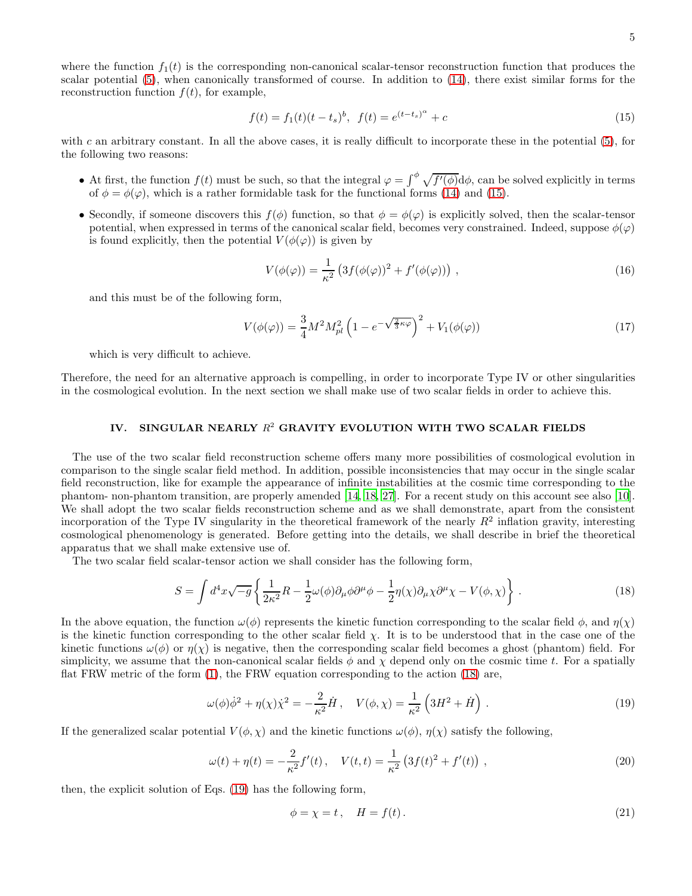where the function $f_1(t)$ is the corresponding non-canonical scalar-tensor reconstruction function that produces the scalar potential (5), when canonically transformed of course. In addition to (14), there exist similar forms for the reconstruction function $f(t)$, for example,

$$f(t) = f_1(t)(t - t_s)^b, \quad f(t) = e^{(t-t_s)^\alpha} + c \tag{15}$$

with $c$ an arbitrary constant. In all the above cases, it is really difficult to incorporate these in the potential (5), for the following two reasons:

- At first, the function $f(t)$ must be such, so that the integral $\varphi = \int^\phi \sqrt{f'(\phi)} \mathrm{d}\phi$, can be solved explicitly in terms of $\phi = \phi(\varphi)$, which is a rather formidable task for the functional forms (14) and (15).
- Secondly, if someone discovers this $f(\phi)$ function, so that $\phi = \phi(\varphi)$ is explicitly solved, then the scalar-tensor potential, when expressed in terms of the canonical scalar field, becomes very constrained. Indeed, suppose $\phi(\varphi)$ is found explicitly, then the potential $V(\phi(\varphi))$ is given by

$$V(\phi(\varphi)) = \frac{1}{\kappa^2}\left(3f(\phi(\varphi))^2 + f'(\phi(\varphi))\right) , \tag{16}$$

and this must be of the following form,

$$V(\phi(\varphi)) = \frac{3}{4}M^2 M_{pl}^2 \left(1 - e^{-\sqrt{\frac{2}{3}\kappa\varphi}}\right)^2 + V_1(\phi(\varphi)) \tag{17}$$

which is very difficult to achieve.

Therefore, the need for an alternative approach is compelling, in order to incorporate Type IV or other singularities in the cosmological evolution. In the next section we shall make use of two scalar fields in order to achieve this.

## IV. SINGULAR NEARLY $R^2$ GRAVITY EVOLUTION WITH TWO SCALAR FIELDS

The use of the two scalar field reconstruction scheme offers many more possibilities of cosmological evolution in comparison to the single scalar field method. In addition, possible inconsistencies that may occur in the single scalar field reconstruction, like for example the appearance of infinite instabilities at the cosmic time corresponding to the phantom- non-phantom transition, are properly amended [14, 18, 27]. For a recent study on this account see also [10]. We shall adopt the two scalar fields reconstruction scheme and as we shall demonstrate, apart from the consistent incorporation of the Type IV singularity in the theoretical framework of the nearly $R^2$ inflation gravity, interesting cosmological phenomenology is generated. Before getting into the details, we shall describe in brief the theoretical apparatus that we shall make extensive use of.

The two scalar field scalar-tensor action we shall consider has the following form,

$$S = \int d^4x\sqrt{-g}\left\{\frac{1}{2\kappa^2}R - \frac{1}{2}\omega(\phi)\partial_\mu\phi\partial^\mu\phi - \frac{1}{2}\eta(\chi)\partial_\mu\chi\partial^\mu\chi - V(\phi,\chi)\right\} . \tag{18}$$

In the above equation, the function $\omega(\phi)$ represents the kinetic function corresponding to the scalar field $\phi$, and $\eta(\chi)$ is the kinetic function corresponding to the other scalar field $\chi$. It is to be understood that in the case one of the kinetic functions $\omega(\phi)$ or $\eta(\chi)$ is negative, then the corresponding scalar field becomes a ghost (phantom) field. For simplicity, we assume that the non-canonical scalar fields $\phi$ and $\chi$ depend only on the cosmic time $t$. For a spatially flat FRW metric of the form (1), the FRW equation corresponding to the action (18) are,

$$\omega(\phi)\dot{\phi}^2 + \eta(\chi)\dot{\chi}^2 = -\frac{2}{\kappa^2}\dot{H} , \quad V(\phi,\chi) = \frac{1}{\kappa^2}\left(3H^2 + \dot{H}\right) . \tag{19}$$

If the generalized scalar potential $V(\phi,\chi)$ and the kinetic functions $\omega(\phi)$, $\eta(\chi)$ satisfy the following,

$$\omega(t) + \eta(t) = -\frac{2}{\kappa^2}f'(t) , \quad V(t,t) = \frac{1}{\kappa^2}\left(3f(t)^2 + f'(t)\right) , \tag{20}$$

then, the explicit solution of Eqs. (19) has the following form,

$$\phi = \chi = t , \quad H = f(t) . \tag{21}$$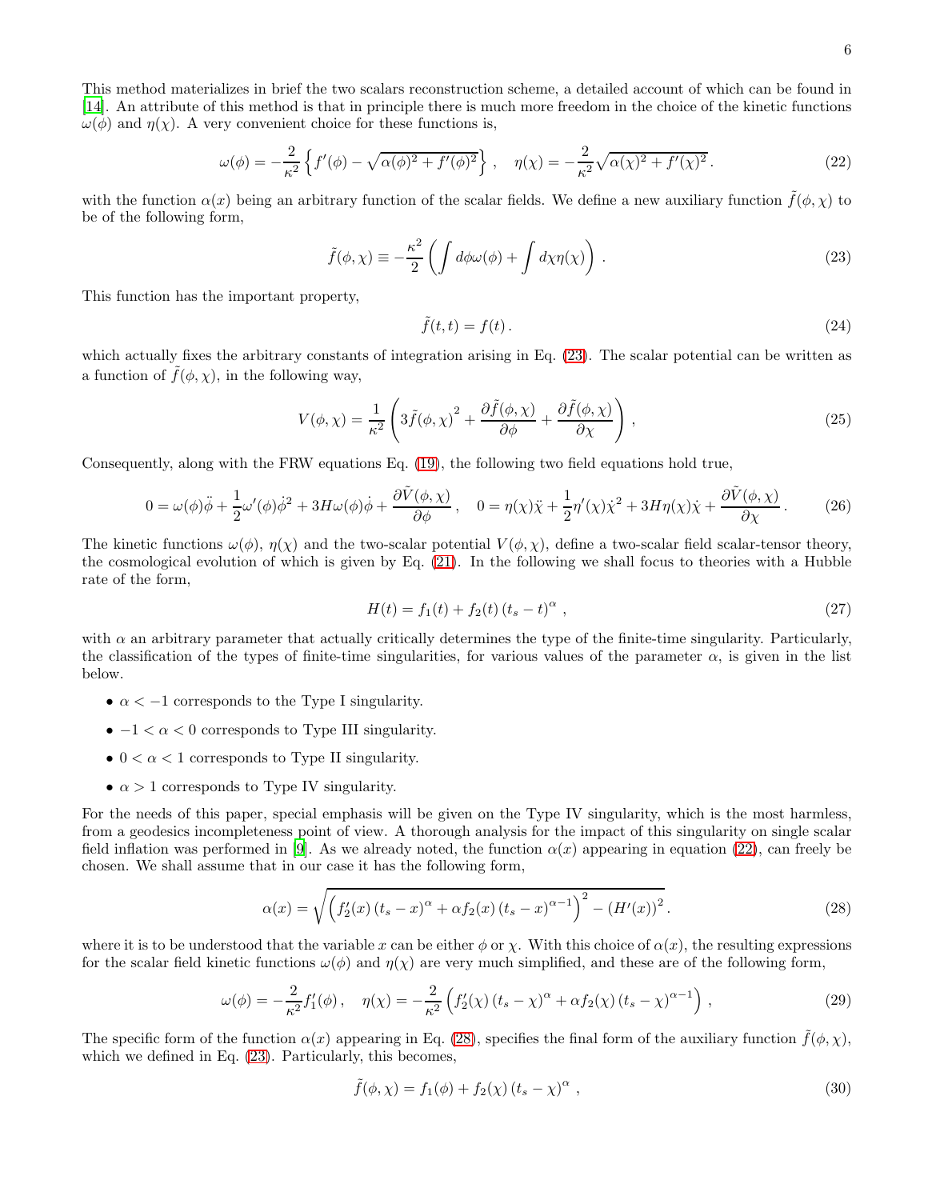This method materializes in brief the two scalars reconstruction scheme, a detailed account of which can be found in [14]. An attribute of this method is that in principle there is much more freedom in the choice of the kinetic functions $\omega(\phi)$ and $\eta(\chi)$. A very convenient choice for these functions is,

$$\omega(\phi) = -\frac{2}{\kappa^2}\left\{f'(\phi) - \sqrt{\alpha(\phi)^2 + f'(\phi)^2}\right\}, \quad \eta(\chi) = -\frac{2}{\kappa^2}\sqrt{\alpha(\chi)^2 + f'(\chi)^2}. \tag{22}$$

with the function $\alpha(x)$ being an arbitrary function of the scalar fields. We define a new auxiliary function $\tilde{f}(\phi,\chi)$ to be of the following form,

$$\tilde{f}(\phi,\chi) \equiv -\frac{\kappa^2}{2}\left(\int d\phi\,\omega(\phi) + \int d\chi\,\eta(\chi)\right). \tag{23}$$

This function has the important property,

$$\tilde{f}(t,t) = f(t). \tag{24}$$

which actually fixes the arbitrary constants of integration arising in Eq. (23). The scalar potential can be written as a function of $\tilde{f}(\phi,\chi)$, in the following way,

$$V(\phi,\chi) = \frac{1}{\kappa^2}\left(3\tilde{f}(\phi,\chi)^2 + \frac{\partial \tilde{f}(\phi,\chi)}{\partial \phi} + \frac{\partial \tilde{f}(\phi,\chi)}{\partial \chi}\right), \tag{25}$$

Consequently, along with the FRW equations Eq. (19), the following two field equations hold true,

$$0 = \omega(\phi)\ddot{\phi} + \frac{1}{2}\omega'(\phi)\dot{\phi}^2 + 3H\omega(\phi)\dot{\phi} + \frac{\partial \tilde{V}(\phi,\chi)}{\partial \phi}, \quad 0 = \eta(\chi)\ddot{\chi} + \frac{1}{2}\eta'(\chi)\dot{\chi}^2 + 3H\eta(\chi)\dot{\chi} + \frac{\partial \tilde{V}(\phi,\chi)}{\partial \chi}. \tag{26}$$

The kinetic functions $\omega(\phi)$, $\eta(\chi)$ and the two-scalar potential $V(\phi,\chi)$, define a two-scalar field scalar-tensor theory, the cosmological evolution of which is given by Eq. (21). In the following we shall focus to theories with a Hubble rate of the form,

$$H(t) = f_1(t) + f_2(t)\left(t_s - t\right)^{\alpha}, \tag{27}$$

with $\alpha$ an arbitrary parameter that actually critically determines the type of the finite-time singularity. Particularly, the classification of the types of finite-time singularities, for various values of the parameter $\alpha$, is given in the list below.

- $\alpha < -1$ corresponds to the Type I singularity.
- $-1 < \alpha < 0$ corresponds to Type III singularity.
- $0 < \alpha < 1$ corresponds to Type II singularity.
- $\alpha > 1$ corresponds to Type IV singularity.

For the needs of this paper, special emphasis will be given on the Type IV singularity, which is the most harmless, from a geodesics incompleteness point of view. A thorough analysis for the impact of this singularity on single scalar field inflation was performed in [9]. As we already noted, the function $\alpha(x)$ appearing in equation (22), can freely be chosen. We shall assume that in our case it has the following form,

$$\alpha(x) = \sqrt{\left(f_2'(x)\left(t_s - x\right)^{\alpha} + \alpha f_2(x)\left(t_s - x\right)^{\alpha-1}\right)^2 - \left(H'(x)\right)^2}. \tag{28}$$

where it is to be understood that the variable $x$ can be either $\phi$ or $\chi$. With this choice of $\alpha(x)$, the resulting expressions for the scalar field kinetic functions $\omega(\phi)$ and $\eta(\chi)$ are very much simplified, and these are of the following form,

$$\omega(\phi) = -\frac{2}{\kappa^2}f_1'(\phi), \quad \eta(\chi) = -\frac{2}{\kappa^2}\left(f_2'(\chi)\left(t_s - \chi\right)^{\alpha} + \alpha f_2(\chi)\left(t_s - \chi\right)^{\alpha-1}\right), \tag{29}$$

The specific form of the function $\alpha(x)$ appearing in Eq. (28), specifies the final form of the auxiliary function $\tilde{f}(\phi,\chi)$, which we defined in Eq. (23). Particularly, this becomes,

$$\tilde{f}(\phi,\chi) = f_1(\phi) + f_2(\chi)\left(t_s - \chi\right)^{\alpha}, \tag{30}$$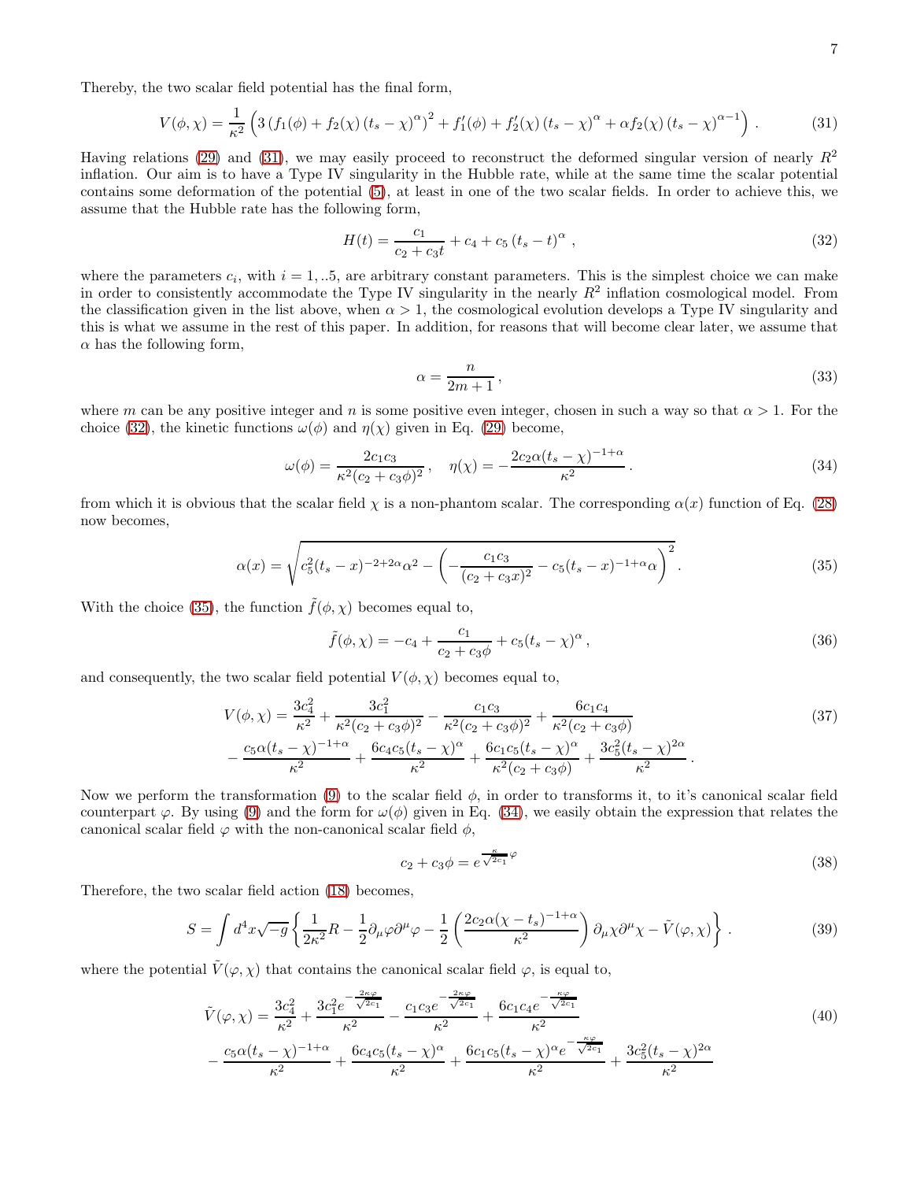Thereby, the two scalar field potential has the final form,

$$V(\phi,\chi)=\frac{1}{\kappa^2}\left(3\left(f_1(\phi)+f_2(\chi)\left(t_s-\chi\right)^{\alpha}\right)^2+f_1'(\phi)+f_2'(\chi)\left(t_s-\chi\right)^{\alpha}+\alpha f_2(\chi)\left(t_s-\chi\right)^{\alpha-1}\right)\,. \tag{31}$$

Having relations (29) and (31), we may easily proceed to reconstruct the deformed singular version of nearly $R^2$ inflation. Our aim is to have a Type IV singularity in the Hubble rate, while at the same time the scalar potential contains some deformation of the potential (5), at least in one of the two scalar fields. In order to achieve this, we assume that the Hubble rate has the following form,

$$H(t)=\frac{c_1}{c_2+c_3 t}+c_4+c_5\left(t_s-t\right)^{\alpha}\,, \tag{32}$$

where the parameters $c_i$, with $i=1,..5$, are arbitrary constant parameters. This is the simplest choice we can make in order to consistently accommodate the Type IV singularity in the nearly $R^2$ inflation cosmological model. From the classification given in the list above, when $\alpha>1$, the cosmological evolution develops a Type IV singularity and this is what we assume in the rest of this paper. In addition, for reasons that will become clear later, we assume that $\alpha$ has the following form,

$$\alpha=\frac{n}{2m+1}\,, \tag{33}$$

where $m$ can be any positive integer and $n$ is some positive even integer, chosen in such a way so that $\alpha>1$. For the choice (32), the kinetic functions $\omega(\phi)$ and $\eta(\chi)$ given in Eq. (29) become,

$$\omega(\phi)=\frac{2c_1c_3}{\kappa^2(c_2+c_3\phi)^2}\,,\quad \eta(\chi)=-\frac{2c_2\alpha(t_s-\chi)^{-1+\alpha}}{\kappa^2}\,. \tag{34}$$

from which it is obvious that the scalar field $\chi$ is a non-phantom scalar. The corresponding $\alpha(x)$ function of Eq. (28) now becomes,

$$\alpha(x)=\sqrt{c_5^2(t_s-x)^{-2+2\alpha}\alpha^2-\left(-\frac{c_1c_3}{(c_2+c_3x)^2}-c_5(t_s-x)^{-1+\alpha}\alpha\right)^2}\,. \tag{35}$$

With the choice (35), the function $\tilde{f}(\phi,\chi)$ becomes equal to,

$$\tilde{f}(\phi,\chi)=-c_4+\frac{c_1}{c_2+c_3\phi}+c_5(t_s-\chi)^{\alpha}\,, \tag{36}$$

and consequently, the two scalar field potential $V(\phi,\chi)$ becomes equal to,

$$\begin{aligned}V(\phi,\chi)=&\frac{3c_4^2}{\kappa^2}+\frac{3c_1^2}{\kappa^2(c_2+c_3\phi)^2}-\frac{c_1c_3}{\kappa^2(c_2+c_3\phi)^2}+\frac{6c_1c_4}{\kappa^2(c_2+c_3\phi)}\\&-\frac{c_5\alpha(t_s-\chi)^{-1+\alpha}}{\kappa^2}+\frac{6c_4c_5(t_s-\chi)^{\alpha}}{\kappa^2}+\frac{6c_1c_5(t_s-\chi)^{\alpha}}{\kappa^2(c_2+c_3\phi)}+\frac{3c_5^2(t_s-\chi)^{2\alpha}}{\kappa^2}\,.\end{aligned} \tag{37}$$

Now we perform the transformation (9) to the scalar field $\phi$, in order to transforms it, to it's canonical scalar field counterpart $\varphi$. By using (9) and the form for $\omega(\phi)$ given in Eq. (34), we easily obtain the expression that relates the canonical scalar field $\varphi$ with the non-canonical scalar field $\phi$,

$$c_2+c_3\phi=e^{\frac{\kappa}{\sqrt{2c_1}}\varphi} \tag{38}$$

Therefore, the two scalar field action (18) becomes,

$$S=\int d^4x\sqrt{-g}\left\{\frac{1}{2\kappa^2}R-\frac{1}{2}\partial_\mu\varphi\partial^\mu\varphi-\frac{1}{2}\left(\frac{2c_2\alpha(\chi-t_s)^{-1+\alpha}}{\kappa^2}\right)\partial_\mu\chi\partial^\mu\chi-\tilde{V}(\varphi,\chi)\right\}\,. \tag{39}$$

where the potential $\tilde{V}(\varphi,\chi)$ that contains the canonical scalar field $\varphi$, is equal to,

$$\begin{aligned}\tilde{V}(\varphi,\chi)=&\frac{3c_4^2}{\kappa^2}+\frac{3c_1^2e^{-\frac{2\kappa\varphi}{\sqrt{2c_1}}}}{\kappa^2}-\frac{c_1c_3e^{-\frac{2\kappa\varphi}{\sqrt{2c_1}}}}{\kappa^2}+\frac{6c_1c_4e^{-\frac{\kappa\varphi}{\sqrt{2c_1}}}}{\kappa^2}\\&-\frac{c_5\alpha(t_s-\chi)^{-1+\alpha}}{\kappa^2}+\frac{6c_4c_5(t_s-\chi)^{\alpha}}{\kappa^2}+\frac{6c_1c_5(t_s-\chi)^{\alpha}e^{-\frac{\kappa\varphi}{\sqrt{2c_1}}}}{\kappa^2}+\frac{3c_5^2(t_s-\chi)^{2\alpha}}{\kappa^2}\end{aligned} \tag{40}$$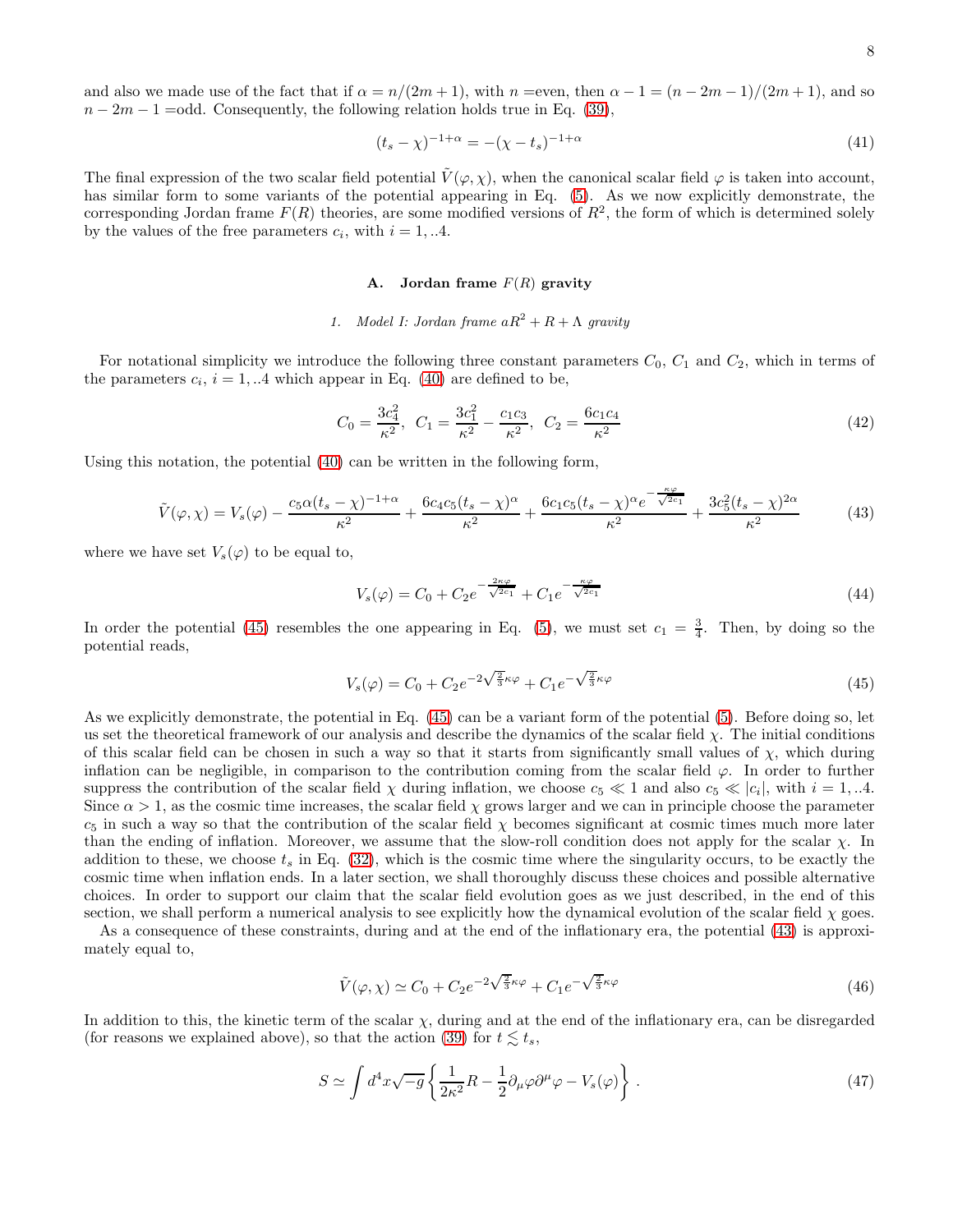and also we made use of the fact that if $\alpha = n/(2m+1)$, with $n$ =even, then $\alpha - 1 = (n-2m-1)/(2m+1)$, and so $n - 2m - 1$ =odd. Consequently, the following relation holds true in Eq. (39),

$$(t_s - \chi)^{-1+\alpha} = -(\chi - t_s)^{-1+\alpha} \tag{41}$$

The final expression of the two scalar field potential $\tilde{V}(\varphi, \chi)$, when the canonical scalar field $\varphi$ is taken into account, has similar form to some variants of the potential appearing in Eq. (5). As we now explicitly demonstrate, the corresponding Jordan frame $F(R)$ theories, are some modified versions of $R^2$, the form of which is determined solely by the values of the free parameters $c_i$, with $i = 1, ..4$.

## A. Jordan frame $F(R)$ gravity

### 1. Model I: Jordan frame $aR^2 + R + \Lambda$ gravity

For notational simplicity we introduce the following three constant parameters $C_0$, $C_1$ and $C_2$, which in terms of the parameters $c_i$, $i = 1, ..4$ which appear in Eq. (40) are defined to be,

$$C_0 = \frac{3c_4^2}{\kappa^2}, \ \ C_1 = \frac{3c_1^2}{\kappa^2} - \frac{c_1 c_3}{\kappa^2}, \ \ C_2 = \frac{6c_1 c_4}{\kappa^2} \tag{42}$$

Using this notation, the potential (40) can be written in the following form,

$$\tilde{V}(\varphi, \chi) = V_s(\varphi) - \frac{c_5 \alpha (t_s - \chi)^{-1+\alpha}}{\kappa^2} + \frac{6c_4 c_5 (t_s - \chi)^{\alpha}}{\kappa^2} + \frac{6c_1 c_5 (t_s - \chi)^{\alpha} e^{-\frac{\kappa\varphi}{\sqrt{2c_1}}}}{\kappa^2} + \frac{3c_5^2 (t_s - \chi)^{2\alpha}}{\kappa^2} \tag{43}$$

where we have set $V_s(\varphi)$ to be equal to,

$$V_s(\varphi) = C_0 + C_2 e^{-\frac{2\kappa\varphi}{\sqrt{2c_1}}} + C_1 e^{-\frac{\kappa\varphi}{\sqrt{2c_1}}} \tag{44}$$

In order the potential (45) resembles the one appearing in Eq. (5), we must set $c_1 = \frac{3}{4}$. Then, by doing so the potential reads,

$$V_s(\varphi) = C_0 + C_2 e^{-2\sqrt{\frac{2}{3}}\kappa\varphi} + C_1 e^{-\sqrt{\frac{2}{3}}\kappa\varphi} \tag{45}$$

As we explicitly demonstrate, the potential in Eq. (45) can be a variant form of the potential (5). Before doing so, let us set the theoretical framework of our analysis and describe the dynamics of the scalar field $\chi$. The initial conditions of this scalar field can be chosen in such a way so that it starts from significantly small values of $\chi$, which during inflation can be negligible, in comparison to the contribution coming from the scalar field $\varphi$. In order to further suppress the contribution of the scalar field $\chi$ during inflation, we choose $c_5 \ll 1$ and also $c_5 \ll |c_i|$, with $i = 1, ..4$. Since $\alpha > 1$, as the cosmic time increases, the scalar field $\chi$ grows larger and we can in principle choose the parameter $c_5$ in such a way so that the contribution of the scalar field $\chi$ becomes significant at cosmic times much more later than the ending of inflation. Moreover, we assume that the slow-roll condition does not apply for the scalar $\chi$. In addition to these, we choose $t_s$ in Eq. (32), which is the cosmic time where the singularity occurs, to be exactly the cosmic time when inflation ends. In a later section, we shall thoroughly discuss these choices and possible alternative choices. In order to support our claim that the scalar field evolution goes as we just described, in the end of this section, we shall perform a numerical analysis to see explicitly how the dynamical evolution of the scalar field $\chi$ goes.

As a consequence of these constraints, during and at the end of the inflationary era, the potential (43) is approximately equal to,

$$\tilde{V}(\varphi, \chi) \simeq C_0 + C_2 e^{-2\sqrt{\frac{2}{3}}\kappa\varphi} + C_1 e^{-\sqrt{\frac{2}{3}}\kappa\varphi} \tag{46}$$

In addition to this, the kinetic term of the scalar $\chi$, during and at the end of the inflationary era, can be disregarded (for reasons we explained above), so that the action (39) for $t \lesssim t_s$,

$$S \simeq \int d^4x \sqrt{-g} \left\{ \frac{1}{2\kappa^2} R - \frac{1}{2} \partial_\mu \varphi \partial^\mu \varphi - V_s(\varphi) \right\} . \tag{47}$$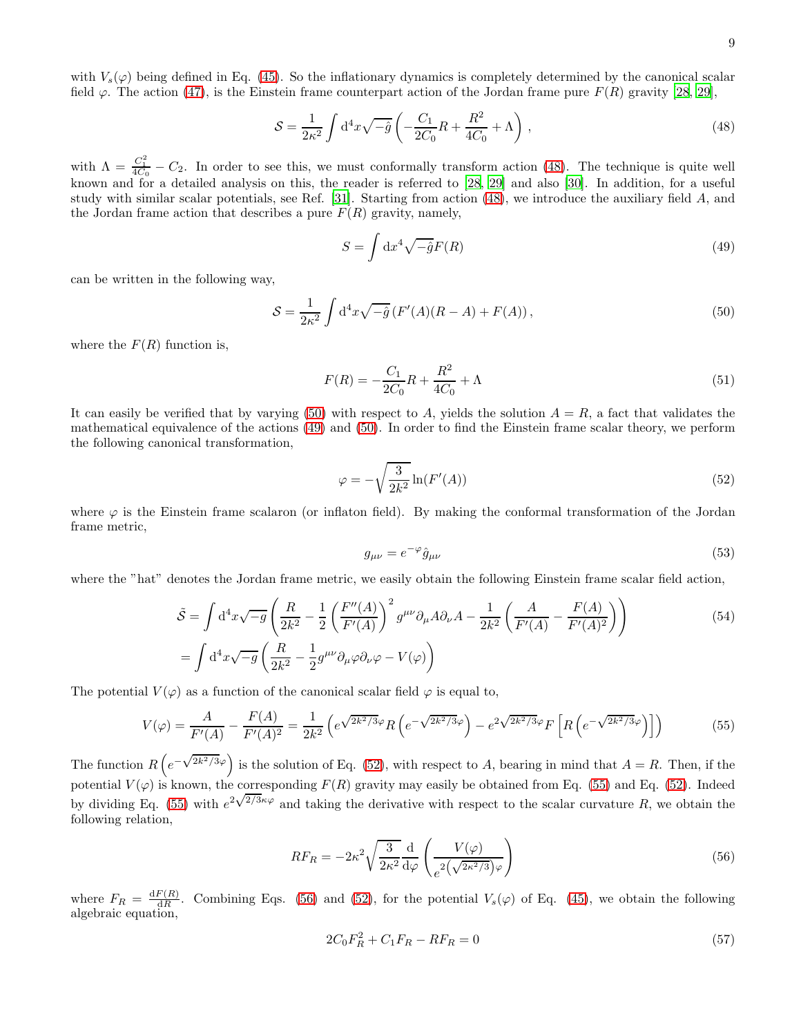with $V_s(\varphi)$ being defined in Eq. (45). So the inflationary dynamics is completely determined by the canonical scalar field $\varphi$. The action (47), is the Einstein frame counterpart action of the Jordan frame pure $F(R)$ gravity [28, 29],

$$\mathcal{S} = \frac{1}{2\kappa^2}\int \mathrm{d}^4x\sqrt{-\hat{g}}\left(-\frac{C_1}{2C_0}R + \frac{R^2}{4C_0} + \Lambda\right), \tag{48}$$

with $\Lambda = \frac{C_1^2}{4C_0} - C_2$. In order to see this, we must conformally transform action (48). The technique is quite well known and for a detailed analysis on this, the reader is referred to [28, 29] and also [30]. In addition, for a useful study with similar scalar potentials, see Ref. [31]. Starting from action (48), we introduce the auxiliary field $A$, and the Jordan frame action that describes a pure $F(R)$ gravity, namely,

$$S = \int \mathrm{d}x^4\sqrt{-\hat{g}}F(R) \tag{49}$$

can be written in the following way,

$$\mathcal{S} = \frac{1}{2\kappa^2}\int \mathrm{d}^4x\sqrt{-\hat{g}}\left(F'(A)(R-A) + F(A)\right), \tag{50}$$

where the $F(R)$ function is,

$$F(R) = -\frac{C_1}{2C_0}R + \frac{R^2}{4C_0} + \Lambda \tag{51}$$

It can easily be verified that by varying (50) with respect to $A$, yields the solution $A = R$, a fact that validates the mathematical equivalence of the actions (49) and (50). In order to find the Einstein frame scalar theory, we perform the following canonical transformation,

$$\varphi = -\sqrt{\frac{3}{2k^2}}\ln(F'(A)) \tag{52}$$

where $\varphi$ is the Einstein frame scalaron (or inflaton field). By making the conformal transformation of the Jordan frame metric,

$$g_{\mu\nu} = e^{-\varphi}\hat{g}_{\mu\nu} \tag{53}$$

where the "hat" denotes the Jordan frame metric, we easily obtain the following Einstein frame scalar field action,

$$\begin{aligned}\tilde{\mathcal{S}} &= \int \mathrm{d}^4x\sqrt{-g}\left(\frac{R}{2k^2} - \frac{1}{2}\left(\frac{F''(A)}{F'(A)}\right)^2 g^{\mu\nu}\partial_\mu A\partial_\nu A - \frac{1}{2k^2}\left(\frac{A}{F'(A)} - \frac{F(A)}{F'(A)^2}\right)\right) \\ &= \int \mathrm{d}^4x\sqrt{-g}\left(\frac{R}{2k^2} - \frac{1}{2}g^{\mu\nu}\partial_\mu\varphi\partial_\nu\varphi - V(\varphi)\right)\end{aligned} \tag{54}$$

The potential $V(\varphi)$ as a function of the canonical scalar field $\varphi$ is equal to,

$$V(\varphi) = \frac{A}{F'(A)} - \frac{F(A)}{F'(A)^2} = \frac{1}{2k^2}\left(e^{\sqrt{2k^2/3}\varphi}R\left(e^{-\sqrt{2k^2/3}\varphi}\right) - e^{2\sqrt{2k^2/3}\varphi}F\left[R\left(e^{-\sqrt{2k^2/3}\varphi}\right)\right]\right) \tag{55}$$

The function $R\left(e^{-\sqrt{2k^2/3}\varphi}\right)$ is the solution of Eq. (52), with respect to $A$, bearing in mind that $A = R$. Then, if the potential $V(\varphi)$ is known, the corresponding $F(R)$ gravity may easily be obtained from Eq. (55) and Eq. (52). Indeed by dividing Eq. (55) with $e^{2\sqrt{2/3}\kappa\varphi}$ and taking the derivative with respect to the scalar curvature $R$, we obtain the following relation,

$$RF_R = -2\kappa^2\sqrt{\frac{3}{2\kappa^2}}\frac{\mathrm{d}}{\mathrm{d}\varphi}\left(\frac{V(\varphi)}{e^{2\left(\sqrt{2\kappa^2/3}\right)\varphi}}\right) \tag{56}$$

where $F_R = \frac{\mathrm{d}F(R)}{\mathrm{d}R}$. Combining Eqs. (56) and (52), for the potential $V_s(\varphi)$ of Eq. (45), we obtain the following algebraic equation,

$$2C_0F_R^2 + C_1F_R - RF_R = 0 \tag{57}$$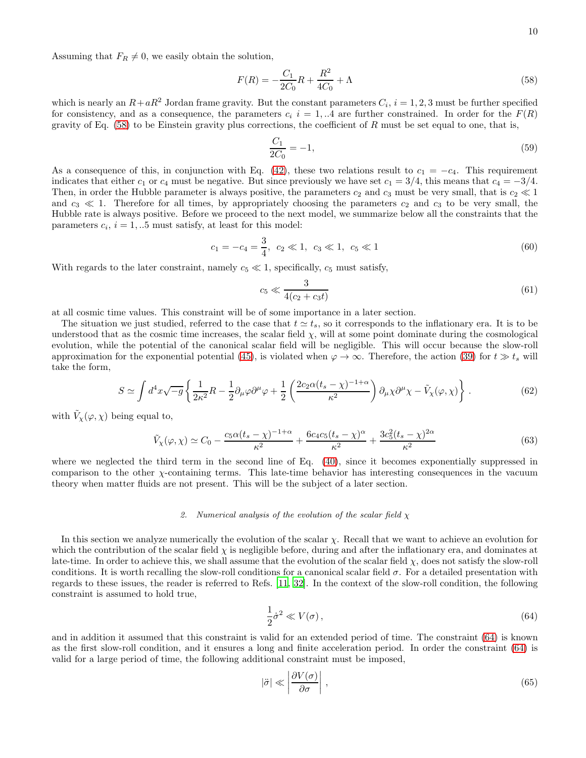Assuming that $F_R \neq 0$, we easily obtain the solution,

$$F(R) = -\frac{C_1}{2C_0}R + \frac{R^2}{4C_0} + \Lambda \tag{58}$$

which is nearly an $R + aR^2$ Jordan frame gravity. But the constant parameters $C_i$, $i = 1, 2, 3$ must be further specified for consistency, and as a consequence, the parameters $c_i$ $i = 1, ..4$ are further constrained. In order for the $F(R)$ gravity of Eq. (58) to be Einstein gravity plus corrections, the coefficient of $R$ must be set equal to one, that is,

$$\frac{C_1}{2C_0} = -1, \tag{59}$$

As a consequence of this, in conjunction with Eq. (42), these two relations result to $c_1 = -c_4$. This requirement indicates that either $c_1$ or $c_4$ must be negative. But since previously we have set $c_1 = 3/4$, this means that $c_4 = -3/4$. Then, in order the Hubble parameter is always positive, the parameters $c_2$ and $c_3$ must be very small, that is $c_2 \ll 1$ and $c_3 \ll 1$. Therefore for all times, by appropriately choosing the parameters $c_2$ and $c_3$ to be very small, the Hubble rate is always positive. Before we proceed to the next model, we summarize below all the constraints that the parameters $c_i$, $i = 1, ..5$ must satisfy, at least for this model:

$$c_1 = -c_4 = \frac{3}{4},\ \ c_2 \ll 1,\ \ c_3 \ll 1,\ \ c_5 \ll 1 \tag{60}$$

With regards to the later constraint, namely $c_5 \ll 1$, specifically, $c_5$ must satisfy,

$$c_5 \ll \frac{3}{4(c_2 + c_3 t)} \tag{61}$$

at all cosmic time values. This constraint will be of some importance in a later section.

The situation we just studied, referred to the case that $t \simeq t_s$, so it corresponds to the inflationary era. It is to be understood that as the cosmic time increases, the scalar field $\chi$, will at some point dominate during the cosmological evolution, while the potential of the canonical scalar field will be negligible. This will occur because the slow-roll approximation for the exponential potential (45), is violated when $\varphi \to \infty$. Therefore, the action (39) for $t \gg t_s$ will take the form,

$$S \simeq \int d^4x\sqrt{-g}\left\{\frac{1}{2\kappa^2}R - \frac{1}{2}\partial_\mu\varphi\partial^\mu\varphi + \frac{1}{2}\left(\frac{2c_2\alpha(t_s-\chi)^{-1+\alpha}}{\kappa^2}\right)\partial_\mu\chi\partial^\mu\chi - \tilde{V}_\chi(\varphi,\chi)\right\}. \tag{62}$$

with $\tilde{V}_\chi(\varphi,\chi)$ being equal to,

$$\tilde{V}_\chi(\varphi,\chi) \simeq C_0 - \frac{c_5\alpha(t_s-\chi)^{-1+\alpha}}{\kappa^2} + \frac{6c_4c_5(t_s-\chi)^{\alpha}}{\kappa^2} + \frac{3c_5^2(t_s-\chi)^{2\alpha}}{\kappa^2} \tag{63}$$

where we neglected the third term in the second line of Eq. (40), since it becomes exponentially suppressed in comparison to the other $\chi$-containing terms. This late-time behavior has interesting consequences in the vacuum theory when matter fluids are not present. This will be the subject of a later section.

### 2. *Numerical analysis of the evolution of the scalar field $\chi$*

In this section we analyze numerically the evolution of the scalar $\chi$. Recall that we want to achieve an evolution for which the contribution of the scalar field $\chi$ is negligible before, during and after the inflationary era, and dominates at late-time. In order to achieve this, we shall assume that the evolution of the scalar field $\chi$, does not satisfy the slow-roll conditions. It is worth recalling the slow-roll conditions for a canonical scalar field $\sigma$. For a detailed presentation with regards to these issues, the reader is referred to Refs. [11, 32]. In the context of the slow-roll condition, the following constraint is assumed to hold true,

$$\frac{1}{2}\dot{\sigma}^2 \ll V(\sigma)\,, \tag{64}$$

and in addition it assumed that this constraint is valid for an extended period of time. The constraint (64) is known as the first slow-roll condition, and it ensures a long and finite acceleration period. In order the constraint (64) is valid for a large period of time, the following additional constraint must be imposed,

$$|\ddot{\sigma}| \ll \left|\frac{\partial V(\sigma)}{\partial \sigma}\right|\,, \tag{65}$$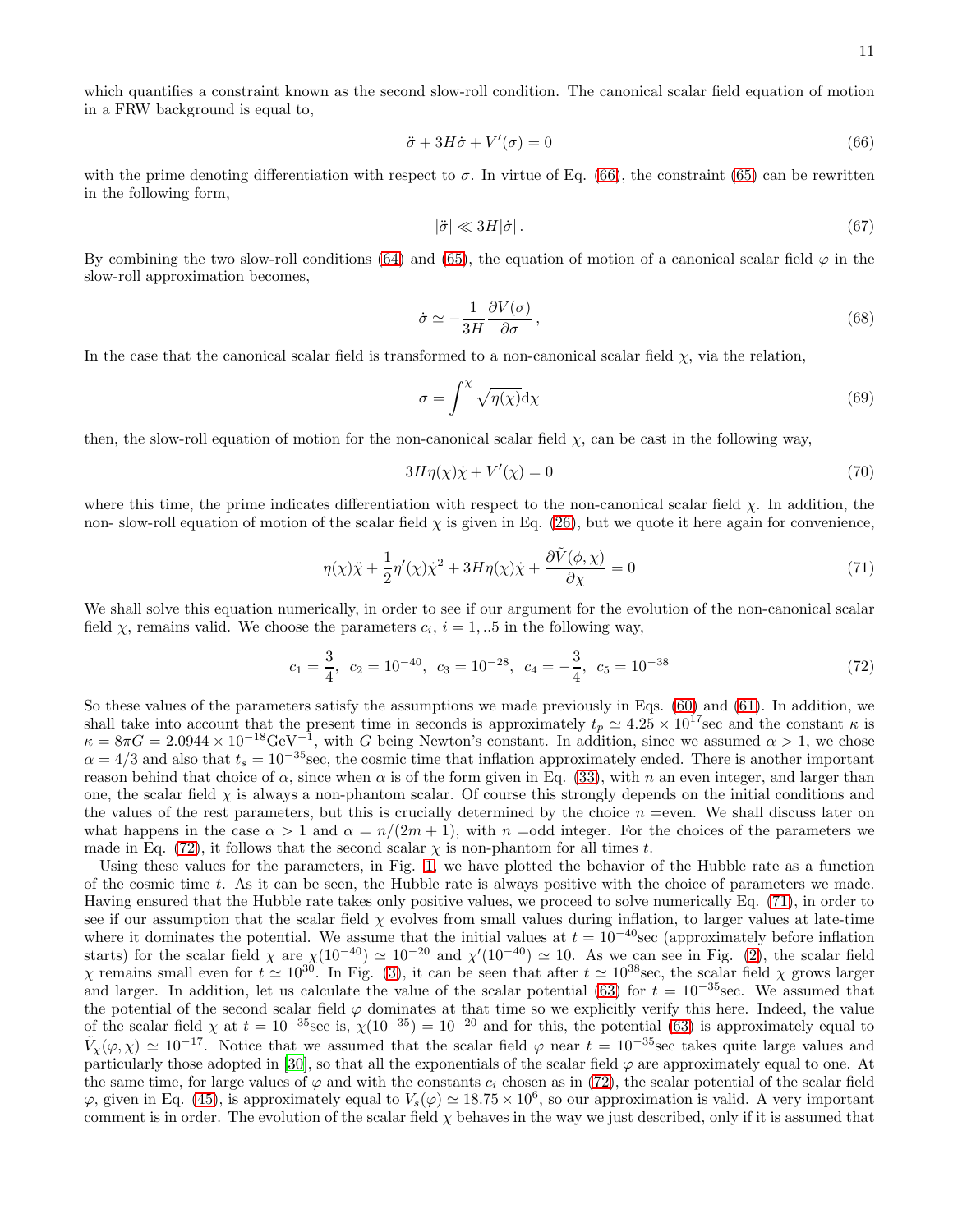which quantifies a constraint known as the second slow-roll condition. The canonical scalar field equation of motion in a FRW background is equal to,

$$\ddot{\sigma} + 3H\dot{\sigma} + V'(\sigma) = 0 \tag{66}$$

with the prime denoting differentiation with respect to $\sigma$. In virtue of Eq. (66), the constraint (65) can be rewritten in the following form,

$$|\ddot{\sigma}| \ll 3H|\dot{\sigma}|\,. \tag{67}$$

By combining the two slow-roll conditions (64) and (65), the equation of motion of a canonical scalar field $\varphi$ in the slow-roll approximation becomes,

$$\dot{\sigma} \simeq -\frac{1}{3H}\frac{\partial V(\sigma)}{\partial \sigma}\,, \tag{68}$$

In the case that the canonical scalar field is transformed to a non-canonical scalar field $\chi$, via the relation,

$$\sigma = \int^{\chi} \sqrt{\eta(\chi)}\mathrm{d}\chi \tag{69}$$

then, the slow-roll equation of motion for the non-canonical scalar field $\chi$, can be cast in the following way,

$$3H\eta(\chi)\dot{\chi} + V'(\chi) = 0 \tag{70}$$

where this time, the prime indicates differentiation with respect to the non-canonical scalar field $\chi$. In addition, the non- slow-roll equation of motion of the scalar field $\chi$ is given in Eq. (26), but we quote it here again for convenience,

$$\eta(\chi)\ddot{\chi} + \frac{1}{2}\eta'(\chi)\dot{\chi}^2 + 3H\eta(\chi)\dot{\chi} + \frac{\partial\tilde{V}(\phi,\chi)}{\partial\chi} = 0 \tag{71}$$

We shall solve this equation numerically, in order to see if our argument for the evolution of the non-canonical scalar field $\chi$, remains valid. We choose the parameters $c_i$, $i = 1, ..5$ in the following way,

$$c_1 = \frac{3}{4},\ \ c_2 = 10^{-40},\ \ c_3 = 10^{-28},\ \ c_4 = -\frac{3}{4},\ \ c_5 = 10^{-38} \tag{72}$$

So these values of the parameters satisfy the assumptions we made previously in Eqs. (60) and (61). In addition, we shall take into account that the present time in seconds is approximately $t_p \simeq 4.25 \times 10^{17}$sec and the constant $\kappa$ is $\kappa = 8\pi G = 2.0944 \times 10^{-18}\mathrm{GeV}^{-1}$, with $G$ being Newton's constant. In addition, since we assumed $\alpha > 1$, we chose $\alpha = 4/3$ and also that $t_s = 10^{-35}$sec, the cosmic time that inflation approximately ended. There is another important reason behind that choice of $\alpha$, since when $\alpha$ is of the form given in Eq. (33), with $n$ an even integer, and larger than one, the scalar field $\chi$ is always a non-phantom scalar. Of course this strongly depends on the initial conditions and the values of the rest parameters, but this is crucially determined by the choice $n$ =even. We shall discuss later on what happens in the case $\alpha > 1$ and $\alpha = n/(2m+1)$, with $n$ =odd integer. For the choices of the parameters we made in Eq. (72), it follows that the second scalar $\chi$ is non-phantom for all times $t$.

Using these values for the parameters, in Fig. 1, we have plotted the behavior of the Hubble rate as a function of the cosmic time $t$. As it can be seen, the Hubble rate is always positive with the choice of parameters we made. Having ensured that the Hubble rate takes only positive values, we proceed to solve numerically Eq. (71), in order to see if our assumption that the scalar field $\chi$ evolves from small values during inflation, to larger values at late-time where it dominates the potential. We assume that the initial values at $t = 10^{-40}$sec (approximately before inflation starts) for the scalar field $\chi$ are $\chi(10^{-40}) \simeq 10^{-20}$ and $\chi'(10^{-40}) \simeq 10$. As we can see in Fig. (2), the scalar field $\chi$ remains small even for $t \simeq 10^{30}$. In Fig. (3), it can be seen that after $t \simeq 10^{38}$sec, the scalar field $\chi$ grows larger and larger. In addition, let us calculate the value of the scalar potential (63) for $t = 10^{-35}$sec. We assumed that the potential of the second scalar field $\varphi$ dominates at that time so we explicitly verify this here. Indeed, the value of the scalar field $\chi$ at $t = 10^{-35}$sec is, $\chi(10^{-35}) = 10^{-20}$ and for this, the potential (63) is approximately equal to $\tilde{V}_{\chi}(\varphi,\chi) \simeq 10^{-17}$. Notice that we assumed that the scalar field $\varphi$ near $t = 10^{-35}$sec takes quite large values and particularly those adopted in [30], so that all the exponentials of the scalar field $\varphi$ are approximately equal to one. At the same time, for large values of $\varphi$ and with the constants $c_i$ chosen as in (72), the scalar potential of the scalar field $\varphi$, given in Eq. (45), is approximately equal to $V_s(\varphi) \simeq 18.75 \times 10^6$, so our approximation is valid. A very important comment is in order. The evolution of the scalar field $\chi$ behaves in the way we just described, only if it is assumed that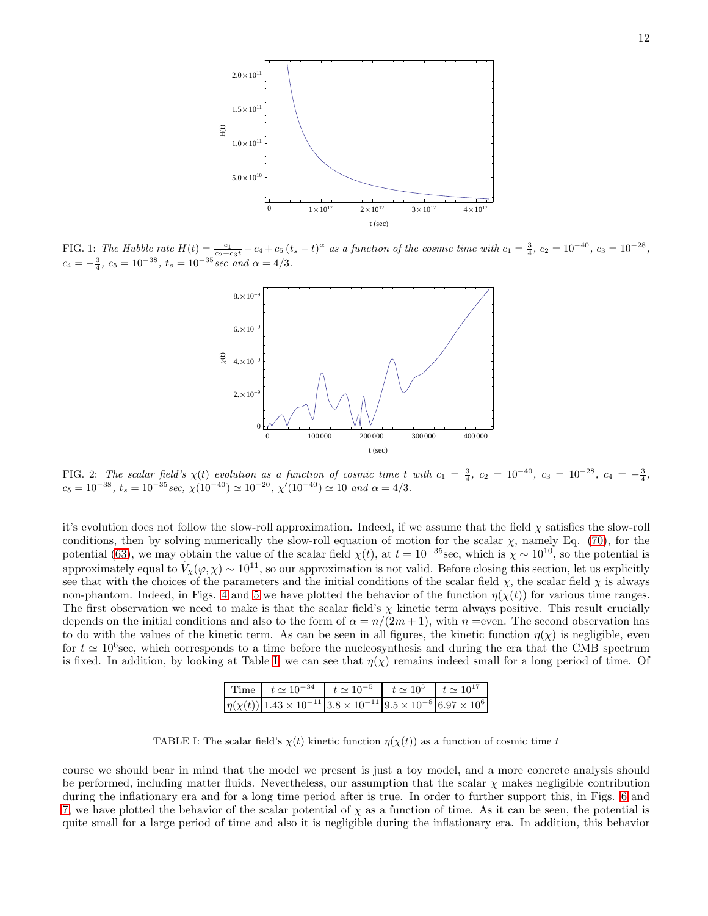FIG. 1: *The Hubble rate $H(t) = \frac{c_1}{c_2+c_3 t} + c_4 + c_5 (t_s - t)^{\alpha}$ as a function of the cosmic time with $c_1 = \frac{3}{4}$, $c_2 = 10^{-40}$, $c_3 = 10^{-28}$, $c_4 = -\frac{3}{4}$, $c_5 = 10^{-38}$, $t_s = 10^{-35}$sec and $\alpha = 4/3$.*

FIG. 2: *The scalar field's $\chi(t)$ evolution as a function of cosmic time $t$ with $c_1 = \frac{3}{4}$, $c_2 = 10^{-40}$, $c_3 = 10^{-28}$, $c_4 = -\frac{3}{4}$, $c_5 = 10^{-38}$, $t_s = 10^{-35}$sec, $\chi(10^{-40}) \simeq 10^{-20}$, $\chi'(10^{-40}) \simeq 10$ and $\alpha = 4/3$.*

it's evolution does not follow the slow-roll approximation. Indeed, if we assume that the field $\chi$ satisfies the slow-roll conditions, then by solving numerically the slow-roll equation of motion for the scalar $\chi$, namely Eq. (70), for the potential (63), we may obtain the value of the scalar field $\chi(t)$, at $t = 10^{-35}$sec, which is $\chi \sim 10^{10}$, so the potential is approximately equal to $\tilde{V}_{\chi}(\varphi, \chi) \sim 10^{11}$, so our approximation is not valid. Before closing this section, let us explicitly see that with the choices of the parameters and the initial conditions of the scalar field $\chi$, the scalar field $\chi$ is always non-phantom. Indeed, in Figs. 4 and 5 we have plotted the behavior of the function $\eta(\chi(t))$ for various time ranges. The first observation we need to make is that the scalar field's $\chi$ kinetic term always positive. This result crucially depends on the initial conditions and also to the form of $\alpha = n/(2m+1)$, with $n$ =even. The second observation has to do with the values of the kinetic term. As can be seen in all figures, the kinetic function $\eta(\chi)$ is negligible, even for $t \simeq 10^6$sec, which corresponds to a time before the nucleosynthesis and during the era that the CMB spectrum is fixed. In addition, by looking at Table I, we can see that $\eta(\chi)$ remains indeed small for a long period of time. Of

| Time | $t \simeq 10^{-34}$ | $t \simeq 10^{-5}$ | $t \simeq 10^{5}$ | $t \simeq 10^{17}$ |
|---|---|---|---|---|
| $\eta(\chi(t))$ | $1.43 \times 10^{-11}$ | $3.8 \times 10^{-11}$ | $9.5 \times 10^{-8}$ | $6.97 \times 10^{6}$ |

TABLE I: The scalar field's $\chi(t)$ kinetic function $\eta(\chi(t))$ as a function of cosmic time $t$

course we should bear in mind that the model we present is just a toy model, and a more concrete analysis should be performed, including matter fluids. Nevertheless, our assumption that the scalar $\chi$ makes negligible contribution during the inflationary era and for a long time period after is true. In order to further support this, in Figs. 6 and 7 we have plotted the behavior of the scalar potential of $\chi$ as a function of time. As it can be seen, the potential is quite small for a large period of time and also it is negligible during the inflationary era. In addition, this behavior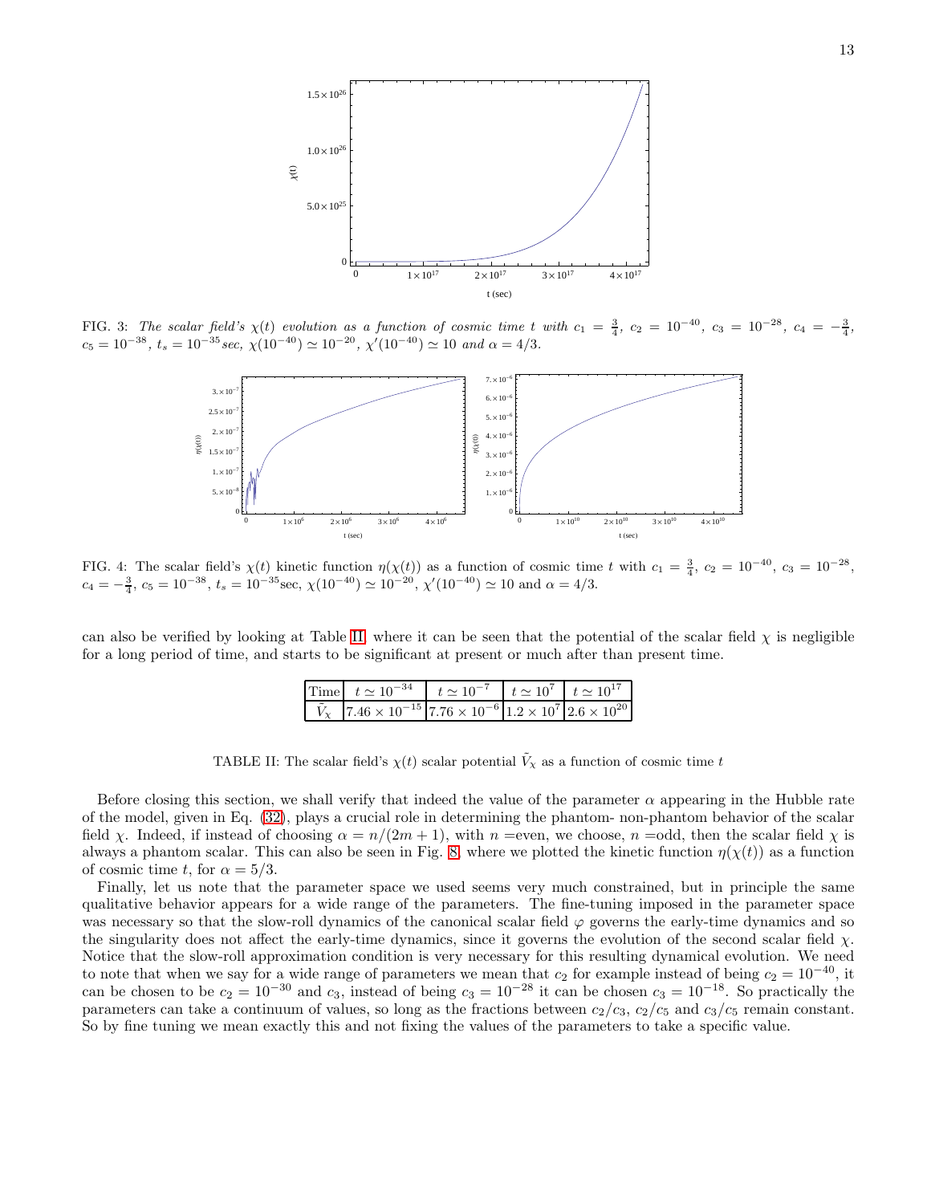FIG. 3: *The scalar field's $\chi(t)$ evolution as a function of cosmic time $t$ with $c_1 = \frac{3}{4}$, $c_2 = 10^{-40}$, $c_3 = 10^{-28}$, $c_4 = -\frac{3}{4}$, $c_5 = 10^{-38}$, $t_s = 10^{-35}sec$, $\chi(10^{-40}) \simeq 10^{-20}$, $\chi'(10^{-40}) \simeq 10$ and $\alpha = 4/3$.*

FIG. 4: The scalar field's $\chi(t)$ kinetic function $\eta(\chi(t))$ as a function of cosmic time $t$ with $c_1 = \frac{3}{4}$, $c_2 = 10^{-40}$, $c_3 = 10^{-28}$, $c_4 = -\frac{3}{4}$, $c_5 = 10^{-38}$, $t_s = 10^{-35}$sec, $\chi(10^{-40}) \simeq 10^{-20}$, $\chi'(10^{-40}) \simeq 10$ and $\alpha = 4/3$.

can also be verified by looking at Table II, where it can be seen that the potential of the scalar field $\chi$ is negligible for a long period of time, and starts to be significant at present or much after than present time.

| Time | $t \simeq 10^{-34}$ | $t \simeq 10^{-7}$ | $t \simeq 10^{7}$ | $t \simeq 10^{17}$ |
|---|---|---|---|---|
| $\tilde{V}_\chi$ | $7.46 \times 10^{-15}$ | $7.76 \times 10^{-6}$ | $1.2 \times 10^{7}$ | $2.6 \times 10^{20}$ |

TABLE II: The scalar field's $\chi(t)$ scalar potential $\tilde{V}_\chi$ as a function of cosmic time $t$

Before closing this section, we shall verify that indeed the value of the parameter $\alpha$ appearing in the Hubble rate of the model, given in Eq. (32), plays a crucial role in determining the phantom- non-phantom behavior of the scalar field $\chi$. Indeed, if instead of choosing $\alpha = n/(2m+1)$, with $n$ =even, we choose, $n$ =odd, then the scalar field $\chi$ is always a phantom scalar. This can also be seen in Fig. 8, where we plotted the kinetic function $\eta(\chi(t))$ as a function of cosmic time $t$, for $\alpha = 5/3$.

Finally, let us note that the parameter space we used seems very much constrained, but in principle the same qualitative behavior appears for a wide range of the parameters. The fine-tuning imposed in the parameter space was necessary so that the slow-roll dynamics of the canonical scalar field $\varphi$ governs the early-time dynamics and so the singularity does not affect the early-time dynamics, since it governs the evolution of the second scalar field $\chi$. Notice that the slow-roll approximation condition is very necessary for this resulting dynamical evolution. We need to note that when we say for a wide range of parameters we mean that $c_2$ for example instead of being $c_2 = 10^{-40}$, it can be chosen to be $c_2 = 10^{-30}$ and $c_3$, instead of being $c_3 = 10^{-28}$ it can be chosen $c_3 = 10^{-18}$. So practically the parameters can take a continuum of values, so long as the fractions between $c_2/c_3$, $c_2/c_5$ and $c_3/c_5$ remain constant. So by fine tuning we mean exactly this and not fixing the values of the parameters to take a specific value.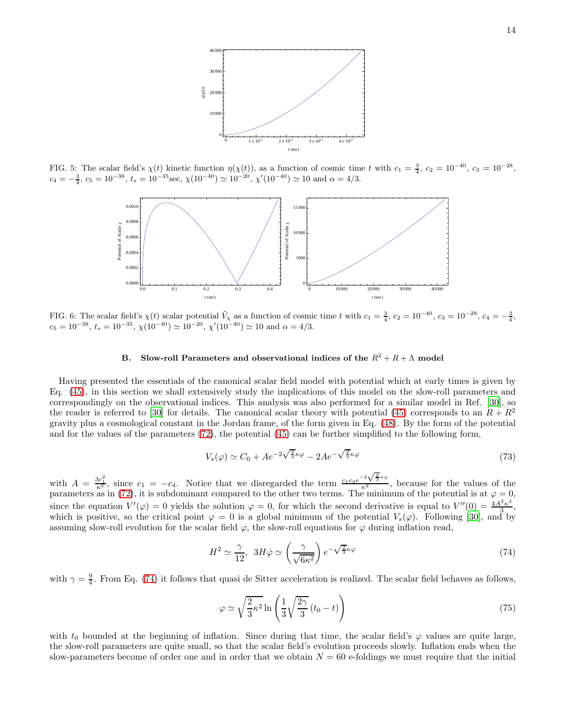FIG. 5: The scalar field's $\chi(t)$ kinetic function $\eta(\chi(t))$, as a function of cosmic time $t$ with $c_1 = \frac{3}{4}$, $c_2 = 10^{-40}$, $c_3 = 10^{-28}$, $c_4 = -\frac{3}{4}$, $c_5 = 10^{-38}$, $t_s = 10^{-35}$sec, $\chi(10^{-40}) \simeq 10^{-20}$, $\chi'(10^{-40}) \simeq 10$ and $\alpha = 4/3$.

FIG. 6: The scalar field's $\chi(t)$ scalar potential $\tilde{V}_\chi$ as a function of cosmic time $t$ with $c_1 = \frac{3}{4}$, $c_2 = 10^{-40}$, $c_3 = 10^{-28}$, $c_4 = -\frac{3}{4}$, $c_5 = 10^{-38}$, $t_s = 10^{-35}$, $\chi(10^{-40}) \simeq 10^{-20}$, $\chi'(10^{-40}) \simeq 10$ and $\alpha = 4/3$.

### B. Slow-roll Parameters and observational indices of the $R^2 + R + \Lambda$ model

Having presented the essentials of the canonical scalar field model with potential which at early times is given by Eq. (45), in this section we shall extensively study the implications of this model on the slow-roll parameters and correspondingly on the observational indices. This analysis was also performed for a similar model in Ref. [30], so the reader is referred to [30] for details. The canonical scalar theory with potential (45) corresponds to an $R + R^2$ gravity plus a cosmological constant in the Jordan frame, of the form given in Eq. (48). By the form of the potential and for the values of the parameters (72), the potential (45) can be further simplified to the following form,

$$V_s(\varphi) \simeq C_0 + Ae^{-2\sqrt{\frac{2}{3}}\kappa\varphi} - 2Ae^{-\sqrt{\frac{2}{3}}\kappa\varphi} \tag{73}$$

with $A = \frac{3c_1^2}{\kappa^2}$, since $c_1 = -c_4$. Notice that we disregarded the term $\frac{c_1 c_3 e^{-2\sqrt{\frac{2}{3}}\kappa\varphi}}{\kappa^2}$, because for the values of the parameters as in (72), it is subdominant compared to the other two terms. The minimum of the potential is at $\varphi = 0$, since the equation $V'(\varphi) = 0$ yields the solution $\varphi = 0$, for which the second derivative is equal to $V''(0) = \frac{4A^2\kappa^2}{3}$, which is positive, so the critical point $\varphi = 0$ is a global minimum of the potential $V_s(\varphi)$. Following [30], and by assuming slow-roll evolution for the scalar field $\varphi$, the slow-roll equations for $\varphi$ during inflation read,

$$H^2 \simeq \frac{\gamma}{12},\;\; 3H\dot{\varphi} \simeq \left(\frac{\gamma}{\sqrt{6\kappa^2}}\right)e^{-\sqrt{\frac{2}{3}}\kappa\varphi} \tag{74}$$

with $\gamma = \frac{9}{4}$. From Eq. (74) it follows that quasi de Sitter acceleration is realized. The scalar field behaves as follows,

$$\varphi \simeq \sqrt{\frac{2}{3}\kappa^2}\ln\left(\frac{1}{3}\sqrt{\frac{2\gamma}{3}}\,(t_0 - t)\right) \tag{75}$$

with $t_0$ bounded at the beginning of inflation. Since during that time, the scalar field's $\varphi$ values are quite large, the slow-roll parameters are quite small, so that the scalar field's evolution proceeds slowly. Inflation ends when the slow-parameters become of order one and in order that we obtain $N = 60$ e-foldings we must require that the initial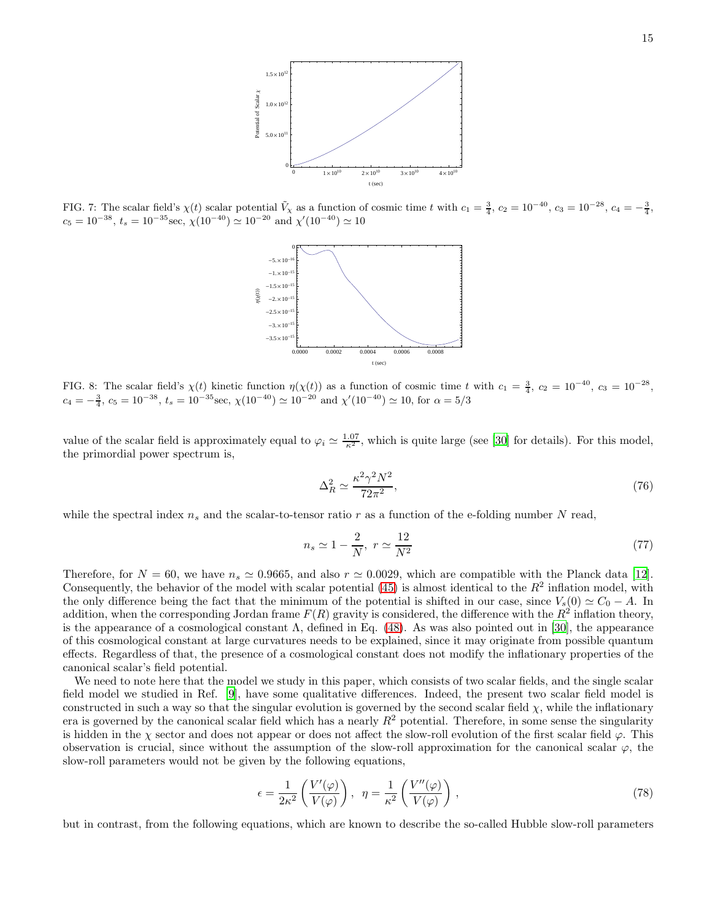FIG. 7: The scalar field's $\chi(t)$ scalar potential $\tilde{V}_\chi$ as a function of cosmic time $t$ with $c_1 = \frac{3}{4}$, $c_2 = 10^{-40}$, $c_3 = 10^{-28}$, $c_4 = -\frac{3}{4}$, $c_5 = 10^{-38}$, $t_s = 10^{-35}$sec, $\chi(10^{-40}) \simeq 10^{-20}$ and $\chi'(10^{-40}) \simeq 10$

FIG. 8: The scalar field's $\chi(t)$ kinetic function $\eta(\chi(t))$ as a function of cosmic time $t$ with $c_1 = \frac{3}{4}$, $c_2 = 10^{-40}$, $c_3 = 10^{-28}$, $c_4 = -\frac{3}{4}$, $c_5 = 10^{-38}$, $t_s = 10^{-35}$sec, $\chi(10^{-40}) \simeq 10^{-20}$ and $\chi'(10^{-40}) \simeq 10$, for $\alpha = 5/3$

value of the scalar field is approximately equal to $\varphi_i \simeq \frac{1.07}{\kappa^2}$, which is quite large (see [30] for details). For this model, the primordial power spectrum is,

$$\Delta_R^2 \simeq \frac{\kappa^2 \gamma^2 N^2}{72\pi^2}, \tag{76}$$

while the spectral index $n_s$ and the scalar-to-tensor ratio $r$ as a function of the e-folding number $N$ read,

$$n_s \simeq 1 - \frac{2}{N},\ r \simeq \frac{12}{N^2} \tag{77}$$

Therefore, for $N = 60$, we have $n_s \simeq 0.9665$, and also $r \simeq 0.0029$, which are compatible with the Planck data [12]. Consequently, the behavior of the model with scalar potential (45) is almost identical to the $R^2$ inflation model, with the only difference being the fact that the minimum of the potential is shifted in our case, since $V_s(0) \simeq C_0 - A$. In addition, when the corresponding Jordan frame $F(R)$ gravity is considered, the difference with the $R^2$ inflation theory, is the appearance of a cosmological constant $\Lambda$, defined in Eq. (48). As was also pointed out in [30], the appearance of this cosmological constant at large curvatures needs to be explained, since it may originate from possible quantum effects. Regardless of that, the presence of a cosmological constant does not modify the inflationary properties of the canonical scalar's field potential.

We need to note here that the model we study in this paper, which consists of two scalar fields, and the single scalar field model we studied in Ref. [9], have some qualitative differences. Indeed, the present two scalar field model is constructed in such a way so that the singular evolution is governed by the second scalar field $\chi$, while the inflationary era is governed by the canonical scalar field which has a nearly $R^2$ potential. Therefore, in some sense the singularity is hidden in the $\chi$ sector and does not appear or does not affect the slow-roll evolution of the first scalar field $\varphi$. This observation is crucial, since without the assumption of the slow-roll approximation for the canonical scalar $\varphi$, the slow-roll parameters would not be given by the following equations,

$$\epsilon = \frac{1}{2\kappa^2}\left(\frac{V'(\varphi)}{V(\varphi)}\right),\ \ \eta = \frac{1}{\kappa^2}\left(\frac{V''(\varphi)}{V(\varphi)}\right), \tag{78}$$

but in contrast, from the following equations, which are known to describe the so-called Hubble slow-roll parameters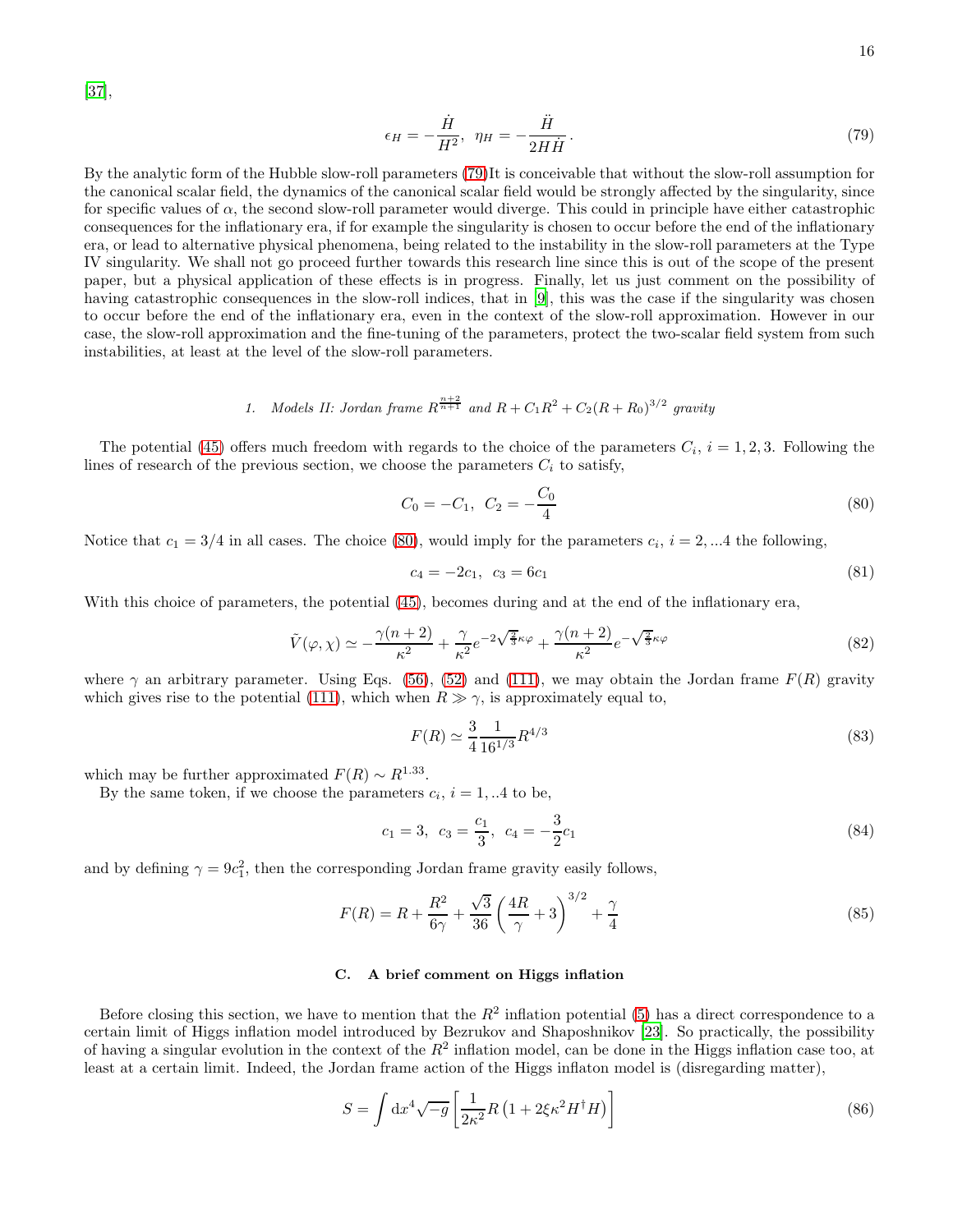[37],

$$\epsilon_H = -\frac{\dot{H}}{H^2}, \;\; \eta_H = -\frac{\ddot{H}}{2H\dot{H}}. \tag{79}$$

By the analytic form of the Hubble slow-roll parameters (79)It is conceivable that without the slow-roll assumption for the canonical scalar field, the dynamics of the canonical scalar field would be strongly affected by the singularity, since for specific values of $\alpha$, the second slow-roll parameter would diverge. This could in principle have either catastrophic consequences for the inflationary era, if for example the singularity is chosen to occur before the end of the inflationary era, or lead to alternative physical phenomena, being related to the instability in the slow-roll parameters at the Type IV singularity. We shall not go proceed further towards this research line since this is out of the scope of the present paper, but a physical application of these effects is in progress. Finally, let us just comment on the possibility of having catastrophic consequences in the slow-roll indices, that in [9], this was the case if the singularity was chosen to occur before the end of the inflationary era, even in the context of the slow-roll approximation. However in our case, the slow-roll approximation and the fine-tuning of the parameters, protect the two-scalar field system from such instabilities, at least at the level of the slow-roll parameters.

#### 1. *Models II: Jordan frame $R^{\frac{n+2}{n+1}}$ and $R + C_1R^2 + C_2(R + R_0)^{3/2}$ gravity*

The potential (45) offers much freedom with regards to the choice of the parameters $C_i$, $i = 1, 2, 3$. Following the lines of research of the previous section, we choose the parameters $C_i$ to satisfy,

$$C_0 = -C_1, \;\; C_2 = -\frac{C_0}{4} \tag{80}$$

Notice that $c_1 = 3/4$ in all cases. The choice (80), would imply for the parameters $c_i$, $i = 2, ...4$ the following,

$$c_4 = -2c_1, \;\; c_3 = 6c_1 \tag{81}$$

With this choice of parameters, the potential (45), becomes during and at the end of the inflationary era,

$$\tilde{V}(\varphi, \chi) \simeq -\frac{\gamma(n+2)}{\kappa^2} + \frac{\gamma}{\kappa^2}e^{-2\sqrt{\frac{2}{3}}\kappa\varphi} + \frac{\gamma(n+2)}{\kappa^2}e^{-\sqrt{\frac{2}{3}}\kappa\varphi} \tag{82}$$

where $\gamma$ an arbitrary parameter. Using Eqs. (56), (52) and (111), we may obtain the Jordan frame $F(R)$ gravity which gives rise to the potential (111), which when $R \gg \gamma$, is approximately equal to,

$$F(R) \simeq \frac{3}{4}\frac{1}{16^{1/3}}R^{4/3} \tag{83}$$

which may be further approximated $F(R) \sim R^{1.33}$.

By the same token, if we choose the parameters $c_i$, $i = 1, ..4$ to be,

$$c_1 = 3, \;\; c_3 = \frac{c_1}{3}, \;\; c_4 = -\frac{3}{2}c_1 \tag{84}$$

and by defining $\gamma = 9c_1^2$, then the corresponding Jordan frame gravity easily follows,

$$F(R) = R + \frac{R^2}{6\gamma} + \frac{\sqrt{3}}{36}\left(\frac{4R}{\gamma} + 3\right)^{3/2} + \frac{\gamma}{4} \tag{85}$$

### C. A brief comment on Higgs inflation

Before closing this section, we have to mention that the $R^2$ inflation potential (5) has a direct correspondence to a certain limit of Higgs inflation model introduced by Bezrukov and Shaposhnikov [23]. So practically, the possibility of having a singular evolution in the context of the $R^2$ inflation model, can be done in the Higgs inflation case too, at least at a certain limit. Indeed, the Jordan frame action of the Higgs inflaton model is (disregarding matter),

$$S = \int \mathrm{d}x^4\sqrt{-g}\left[\frac{1}{2\kappa^2}R\left(1 + 2\xi\kappa^2 H^\dagger H\right)\right] \tag{86}$$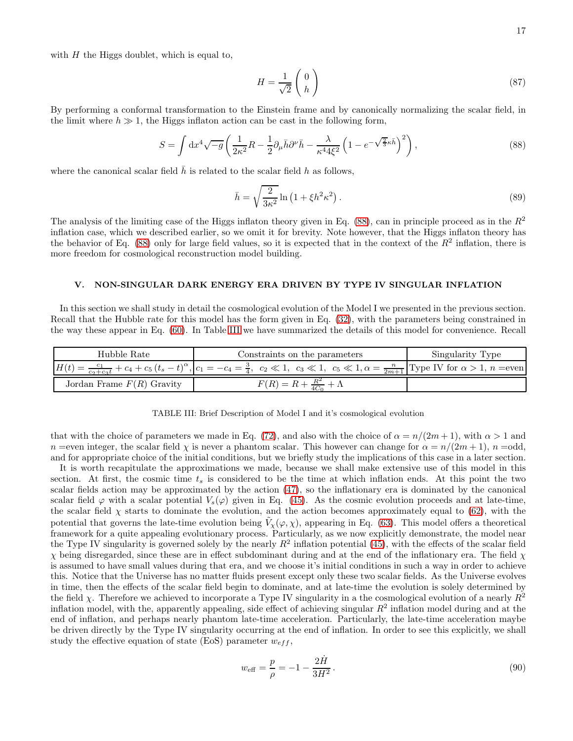with $H$ the Higgs doublet, which is equal to,

$$H = \frac{1}{\sqrt{2}} \begin{pmatrix} 0 \\ h \end{pmatrix} \tag{87}$$

By performing a conformal transformation to the Einstein frame and by canonically normalizing the scalar field, in the limit where $h \gg 1$, the Higgs inflaton action can be cast in the following form,

$$S = \int \mathrm{d}x^4 \sqrt{-g} \left( \frac{1}{2\kappa^2} R - \frac{1}{2} \partial_\mu \bar{h} \partial^\nu \bar{h} - \frac{\lambda}{\kappa^4 4 \xi^2} \left(1 - e^{-\sqrt{\frac{2}{3}}\kappa \bar{h}}\right)^2 \right), \tag{88}$$

where the canonical scalar field $\bar{h}$ is related to the scalar field $h$ as follows,

$$\bar{h} = \sqrt{\frac{2}{3\kappa^2}} \ln\left(1 + \xi h^2 \kappa^2\right). \tag{89}$$

The analysis of the limiting case of the Higgs inflaton theory given in Eq. (88), can in principle proceed as in the $R^2$ inflation case, which we described earlier, so we omit it for brevity. Note however, that the Higgs inflaton theory has the behavior of Eq. (88) only for large field values, so it is expected that in the context of the $R^2$ inflation, there is more freedom for cosmological reconstruction model building.

## V. NON-SINGULAR DARK ENERGY ERA DRIVEN BY TYPE IV SINGULAR INFLATION

In this section we shall study in detail the cosmological evolution of the Model I we presented in the previous section. Recall that the Hubble rate for this model has the form given in Eq. (32), with the parameters being constrained in the way these appear in Eq. (60). In Table III we have summarized the details of this model for convenience. Recall

| Hubble Rate | Constraints on the parameters | Singularity Type |
|---|---|---|
| $H(t) = \frac{c_1}{c_2+c_3 t} + c_4 + c_5 \left(t_s - t\right)^{\alpha}$, | $c_1 = -c_4 = \frac{3}{4},\ c_2 \ll 1,\ c_3 \ll 1,\ c_5 \ll 1, \alpha = \frac{n}{2m+1}$ | Type IV for $\alpha > 1$, $n =$even |
| Jordan Frame $F(R)$ Gravity | $F(R) = R + \frac{R^2}{4C_0} + \Lambda$ | |

TABLE III: Brief Description of Model I and it's cosmological evolution

that with the choice of parameters we made in Eq. (72), and also with the choice of $\alpha = n/(2m+1)$, with $\alpha > 1$ and $n =$even integer, the scalar field $\chi$ is never a phantom scalar. This however can change for $\alpha = n/(2m+1)$, $n =$odd, and for appropriate choice of the initial conditions, but we briefly study the implications of this case in a later section.

It is worth recapitulate the approximations we made, because we shall make extensive use of this model in this section. At first, the cosmic time $t_s$ is considered to be the time at which inflation ends. At this point the two scalar fields action may be approximated by the action (47), so the inflationary era is dominated by the canonical scalar field $\varphi$ with a scalar potential $V_s(\varphi)$ given in Eq. (45). As the cosmic evolution proceeds and at late-time, the scalar field $\chi$ starts to dominate the evolution, and the action becomes approximately equal to (62), with the potential that governs the late-time evolution being $\tilde{V}_\chi(\varphi, \chi)$, appearing in Eq. (63). This model offers a theoretical framework for a quite appealing evolutionary process. Particularly, as we now explicitly demonstrate, the model near the Type IV singularity is governed solely by the nearly $R^2$ inflation potential (45), with the effects of the scalar field $\chi$ being disregarded, since these are in effect subdominant during and at the end of the inflationary era. The field $\chi$ is assumed to have small values during that era, and we choose it's initial conditions in such a way in order to achieve this. Notice that the Universe has no matter fluids present except only these two scalar fields. As the Universe evolves in time, then the effects of the scalar field begin to dominate, and at late-time the evolution is solely determined by the field $\chi$. Therefore we achieved to incorporate a Type IV singularity in a the cosmological evolution of a nearly $R^2$ inflation model, with the, apparently appealing, side effect of achieving singular $R^2$ inflation model during and at the end of inflation, and perhaps nearly phantom late-time acceleration. Particularly, the late-time acceleration maybe be driven directly by the Type IV singularity occurring at the end of inflation. In order to see this explicitly, we shall study the effective equation of state (EoS) parameter $w_{eff}$,

$$w_{\text{eff}} = \frac{p}{\rho} = -1 - \frac{2\dot{H}}{3H^2}. \tag{90}$$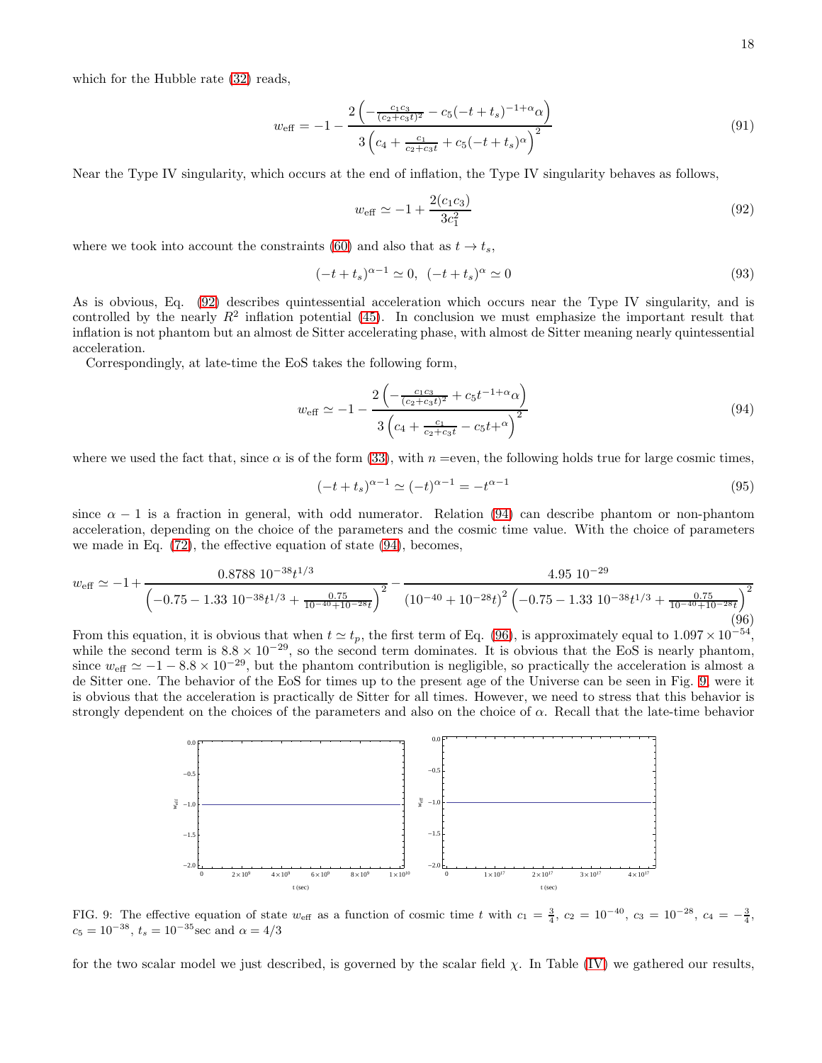which for the Hubble rate (32) reads,

$$w_{\mathrm{eff}} = -1 - \frac{2\left(-\frac{c_1 c_3}{(c_2+c_3 t)^2} - c_5(-t+t_s)^{-1+\alpha}\alpha\right)}{3\left(c_4 + \frac{c_1}{c_2+c_3 t} + c_5(-t+t_s)^{\alpha}\right)^2} \tag{91}$$

Near the Type IV singularity, which occurs at the end of inflation, the Type IV singularity behaves as follows,

$$w_{\mathrm{eff}} \simeq -1 + \frac{2(c_1 c_3)}{3c_1^2} \tag{92}$$

where we took into account the constraints (60) and also that as $t \to t_s$,

$$(-t+t_s)^{\alpha-1} \simeq 0, \;\; (-t+t_s)^{\alpha} \simeq 0 \tag{93}$$

As is obvious, Eq. (92) describes quintessential acceleration which occurs near the Type IV singularity, and is controlled by the nearly $R^2$ inflation potential (45). In conclusion we must emphasize the important result that inflation is not phantom but an almost de Sitter accelerating phase, with almost de Sitter meaning nearly quintessential acceleration.

Correspondingly, at late-time the EoS takes the following form,

$$w_{\mathrm{eff}} \simeq -1 - \frac{2\left(-\frac{c_1 c_3}{(c_2+c_3 t)^2} + c_5 t^{-1+\alpha}\alpha\right)}{3\left(c_4 + \frac{c_1}{c_2+c_3 t} - c_5 t^{+\alpha}\right)^2} \tag{94}$$

where we used the fact that, since $\alpha$ is of the form (33), with $n$ =even, the following holds true for large cosmic times,

$$(-t+t_s)^{\alpha-1} \simeq (-t)^{\alpha-1} = -t^{\alpha-1} \tag{95}$$

since $\alpha - 1$ is a fraction in general, with odd numerator. Relation (94) can describe phantom or non-phantom acceleration, depending on the choice of the parameters and the cosmic time value. With the choice of parameters we made in Eq. (72), the effective equation of state (94), becomes,

$$w_{\mathrm{eff}} \simeq -1 + \frac{0.8788\ 10^{-38} t^{1/3}}{\left(-0.75 - 1.33\ 10^{-38} t^{1/3} + \frac{0.75}{10^{-40}+10^{-28}t}\right)^2} - \frac{4.95\ 10^{-29}}{\left(10^{-40}+10^{-28}t\right)^2\left(-0.75 - 1.33\ 10^{-38} t^{1/3} + \frac{0.75}{10^{-40}+10^{-28}t}\right)^2} \tag{96}$$

From this equation, it is obvious that when $t \simeq t_p$, the first term of Eq. (96), is approximately equal to $1.097 \times 10^{-54}$, while the second term is $8.8 \times 10^{-29}$, so the second term dominates. It is obvious that the EoS is nearly phantom, since $w_{\mathrm{eff}} \simeq -1 - 8.8 \times 10^{-29}$, but the phantom contribution is negligible, so practically the acceleration is almost a de Sitter one. The behavior of the EoS for times up to the present age of the Universe can be seen in Fig. 9, were it is obvious that the acceleration is practically de Sitter for all times. However, we need to stress that this behavior is strongly dependent on the choices of the parameters and also on the choice of $\alpha$. Recall that the late-time behavior

FIG. 9: The effective equation of state $w_{\mathrm{eff}}$ as a function of cosmic time $t$ with $c_1 = \frac{3}{4}$, $c_2 = 10^{-40}$, $c_3 = 10^{-28}$, $c_4 = -\frac{3}{4}$, $c_5 = 10^{-38}$, $t_s = 10^{-35}$sec and $\alpha = 4/3$

for the two scalar model we just described, is governed by the scalar field $\chi$. In Table (IV) we gathered our results,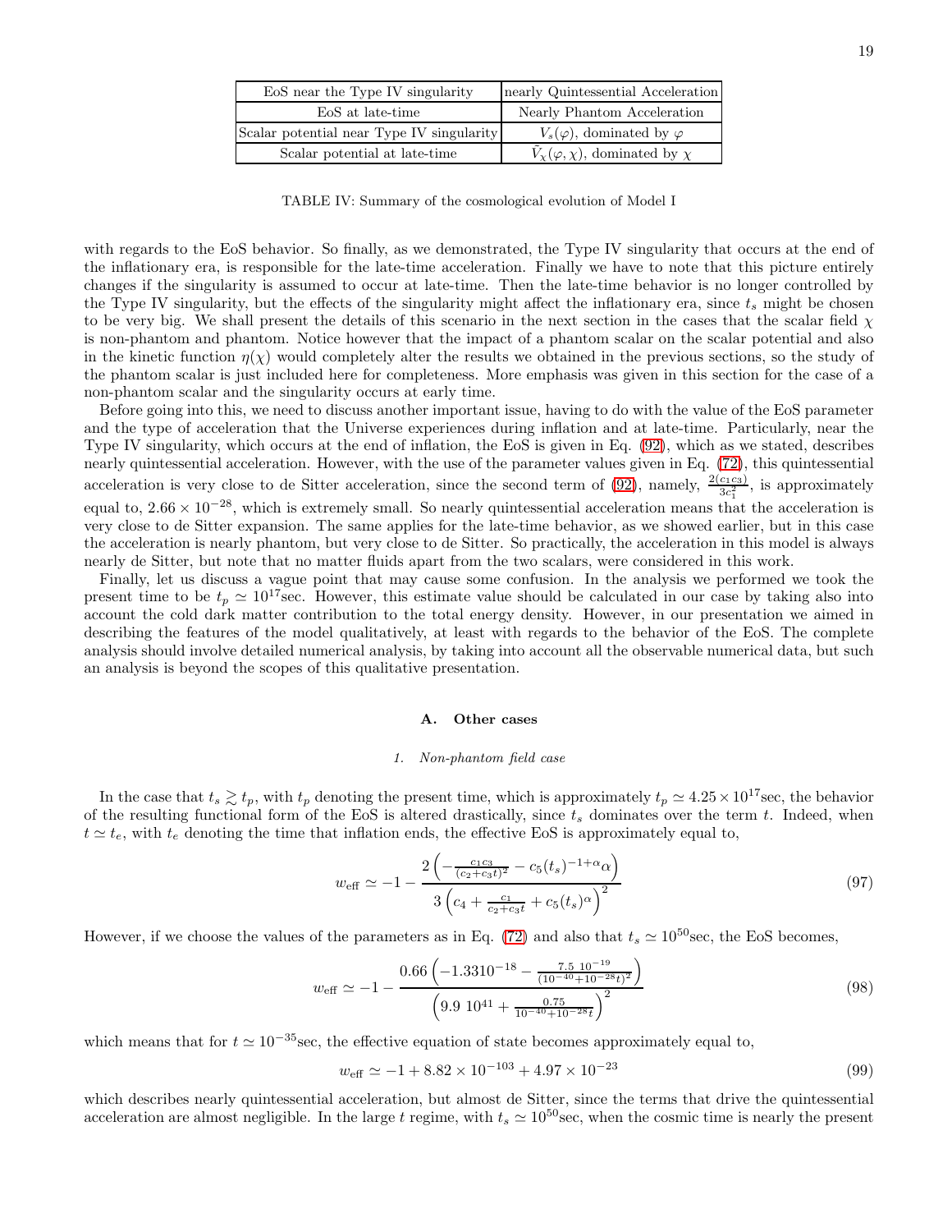| EoS near the Type IV singularity | nearly Quintessential Acceleration |
|---|---|
| EoS at late-time | Nearly Phantom Acceleration |
| Scalar potential near Type IV singularity | $V_s(\varphi)$, dominated by $\varphi$ |
| Scalar potential at late-time | $\tilde{V}_\chi(\varphi, \chi)$, dominated by $\chi$ |

TABLE IV: Summary of the cosmological evolution of Model I

with regards to the EoS behavior. So finally, as we demonstrated, the Type IV singularity that occurs at the end of the inflationary era, is responsible for the late-time acceleration. Finally we have to note that this picture entirely changes if the singularity is assumed to occur at late-time. Then the late-time behavior is no longer controlled by the Type IV singularity, but the effects of the singularity might affect the inflationary era, since $t_s$ might be chosen to be very big. We shall present the details of this scenario in the next section in the cases that the scalar field $\chi$ is non-phantom and phantom. Notice however that the impact of a phantom scalar on the scalar potential and also in the kinetic function $\eta(\chi)$ would completely alter the results we obtained in the previous sections, so the study of the phantom scalar is just included here for completeness. More emphasis was given in this section for the case of a non-phantom scalar and the singularity occurs at early time.

Before going into this, we need to discuss another important issue, having to do with the value of the EoS parameter and the type of acceleration that the Universe experiences during inflation and at late-time. Particularly, near the Type IV singularity, which occurs at the end of inflation, the EoS is given in Eq. (92), which as we stated, describes nearly quintessential acceleration. However, with the use of the parameter values given in Eq. (72), this quintessential acceleration is very close to de Sitter acceleration, since the second term of (92), namely, $\frac{2(c_1c_3)}{3c_1^2}$, is approximately equal to, $2.66\times 10^{-28}$, which is extremely small. So nearly quintessential acceleration means that the acceleration is very close to de Sitter expansion. The same applies for the late-time behavior, as we showed earlier, but in this case the acceleration is nearly phantom, but very close to de Sitter. So practically, the acceleration in this model is always nearly de Sitter, but note that no matter fluids apart from the two scalars, were considered in this work.

Finally, let us discuss a vague point that may cause some confusion. In the analysis we performed we took the present time to be $t_p \simeq 10^{17}$sec. However, this estimate value should be calculated in our case by taking also into account the cold dark matter contribution to the total energy density. However, in our presentation we aimed in describing the features of the model qualitatively, at least with regards to the behavior of the EoS. The complete analysis should involve detailed numerical analysis, by taking into account all the observable numerical data, but such an analysis is beyond the scopes of this qualitative presentation.

### A. Other cases

#### 1. Non-phantom field case

In the case that $t_s \gtrsim t_p$, with $t_p$ denoting the present time, which is approximately $t_p \simeq 4.25\times 10^{17}$sec, the behavior of the resulting functional form of the EoS is altered drastically, since $t_s$ dominates over the term $t$. Indeed, when $t \simeq t_e$, with $t_e$ denoting the time that inflation ends, the effective EoS is approximately equal to,

$$w_{\mathrm{eff}} \simeq -1 - \frac{2\left(-\frac{c_1c_3}{(c_2+c_3t)^2} - c_5(t_s)^{-1+\alpha}\alpha\right)}{3\left(c_4 + \frac{c_1}{c_2+c_3t} + c_5(t_s)^{\alpha}\right)^2} \tag{97}$$

However, if we choose the values of the parameters as in Eq. (72) and also that $t_s \simeq 10^{50}$sec, the EoS becomes,

$$w_{\mathrm{eff}} \simeq -1 - \frac{0.66\left(-1.3310^{-18} - \frac{7.5\ 10^{-19}}{(10^{-40}+10^{-28}t)^2}\right)}{\left(9.9\ 10^{41} + \frac{0.75}{10^{-40}+10^{-28}t}\right)^2} \tag{98}$$

which means that for $t \simeq 10^{-35}$sec, the effective equation of state becomes approximately equal to,

$$w_{\mathrm{eff}} \simeq -1 + 8.82\times 10^{-103} + 4.97\times 10^{-23} \tag{99}$$

which describes nearly quintessential acceleration, but almost de Sitter, since the terms that drive the quintessential acceleration are almost negligible. In the large $t$ regime, with $t_s \simeq 10^{50}$sec, when the cosmic time is nearly the present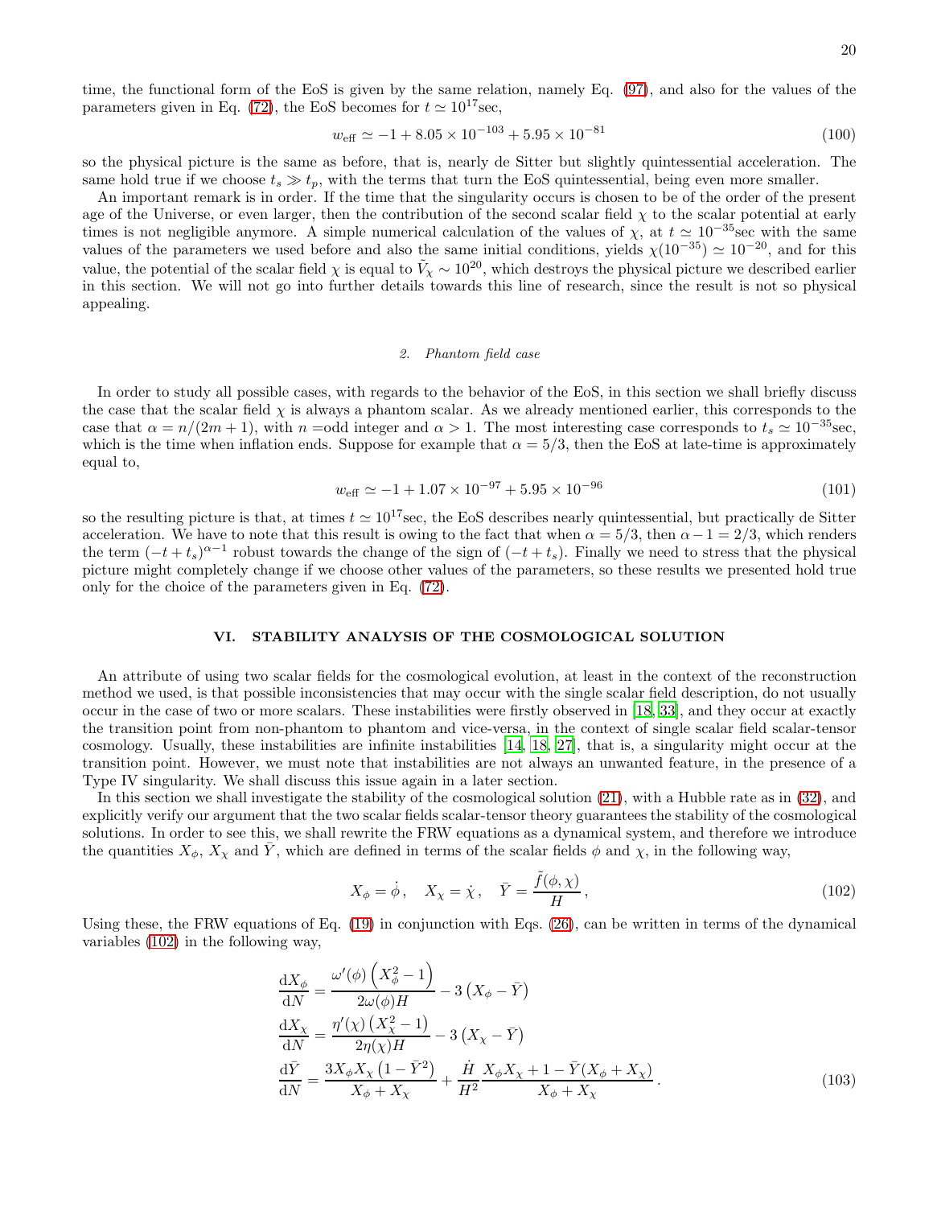time, the functional form of the EoS is given by the same relation, namely Eq. (97), and also for the values of the parameters given in Eq. (72), the EoS becomes for $t \simeq 10^{17}$sec,

$$w_{\text{eff}} \simeq -1 + 8.05 \times 10^{-103} + 5.95 \times 10^{-81} \tag{100}$$

so the physical picture is the same as before, that is, nearly de Sitter but slightly quintessential acceleration. The same hold true if we choose $t_s \gg t_p$, with the terms that turn the EoS quintessential, being even more smaller.

An important remark is in order. If the time that the singularity occurs is chosen to be of the order of the present age of the Universe, or even larger, then the contribution of the second scalar field $\chi$ to the scalar potential at early times is not negligible anymore. A simple numerical calculation of the values of $\chi$, at $t \simeq 10^{-35}$sec with the same values of the parameters we used before and also the same initial conditions, yields $\chi(10^{-35}) \simeq 10^{-20}$, and for this value, the potential of the scalar field $\chi$ is equal to $\tilde{V}_\chi \sim 10^{20}$, which destroys the physical picture we described earlier in this section. We will not go into further details towards this line of research, since the result is not so physical appealing.

#### 2. Phantom field case

In order to study all possible cases, with regards to the behavior of the EoS, in this section we shall briefly discuss the case that the scalar field $\chi$ is always a phantom scalar. As we already mentioned earlier, this corresponds to the case that $\alpha = n/(2m+1)$, with $n =$odd integer and $\alpha > 1$. The most interesting case corresponds to $t_s \simeq 10^{-35}$sec, which is the time when inflation ends. Suppose for example that $\alpha = 5/3$, then the EoS at late-time is approximately equal to,

$$w_{\text{eff}} \simeq -1 + 1.07 \times 10^{-97} + 5.95 \times 10^{-96} \tag{101}$$

so the resulting picture is that, at times $t \simeq 10^{17}$sec, the EoS describes nearly quintessential, but practically de Sitter acceleration. We have to note that this result is owing to the fact that when $\alpha = 5/3$, then $\alpha - 1 = 2/3$, which renders the term $(-t+t_s)^{\alpha-1}$ robust towards the change of the sign of $(-t+t_s)$. Finally we need to stress that the physical picture might completely change if we choose other values of the parameters, so these results we presented hold true only for the choice of the parameters given in Eq. (72).

## VI. STABILITY ANALYSIS OF THE COSMOLOGICAL SOLUTION

An attribute of using two scalar fields for the cosmological evolution, at least in the context of the reconstruction method we used, is that possible inconsistencies that may occur with the single scalar field description, do not usually occur in the case of two or more scalars. These instabilities were firstly observed in [18, 33], and they occur at exactly the transition point from non-phantom to phantom and vice-versa, in the context of single scalar field scalar-tensor cosmology. Usually, these instabilities are infinite instabilities [14, 18, 27], that is, a singularity might occur at the transition point. However, we must note that instabilities are not always an unwanted feature, in the presence of a Type IV singularity. We shall discuss this issue again in a later section.

In this section we shall investigate the stability of the cosmological solution (21), with a Hubble rate as in (32), and explicitly verify our argument that the two scalar fields scalar-tensor theory guarantees the stability of the cosmological solutions. In order to see this, we shall rewrite the FRW equations as a dynamical system, and therefore we introduce the quantities $X_\phi$, $X_\chi$ and $\bar{Y}$, which are defined in terms of the scalar fields $\phi$ and $\chi$, in the following way,

$$X_\phi = \dot{\phi}\,, \quad X_\chi = \dot{\chi}\,, \quad \bar{Y} = \frac{\tilde{f}(\phi,\chi)}{H}\,, \tag{102}$$

Using these, the FRW equations of Eq. (19) in conjunction with Eqs. (26), can be written in terms of the dynamical variables (102) in the following way,

$$\begin{aligned}
\frac{\mathrm{d}X_\phi}{\mathrm{d}N} &= \frac{\omega'(\phi)\left(X_\phi^2 - 1\right)}{2\omega(\phi)H} - 3\left(X_\phi - \bar{Y}\right) \\
\frac{\mathrm{d}X_\chi}{\mathrm{d}N} &= \frac{\eta'(\chi)\left(X_\chi^2 - 1\right)}{2\eta(\chi)H} - 3\left(X_\chi - \bar{Y}\right) \\
\frac{\mathrm{d}\bar{Y}}{\mathrm{d}N} &= \frac{3X_\phi X_\chi\left(1 - \bar{Y}^2\right)}{X_\phi + X_\chi} + \frac{\dot{H}}{H^2}\frac{X_\phi X_\chi + 1 - \bar{Y}(X_\phi + X_\chi)}{X_\phi + X_\chi}\,.
\end{aligned} \tag{103}$$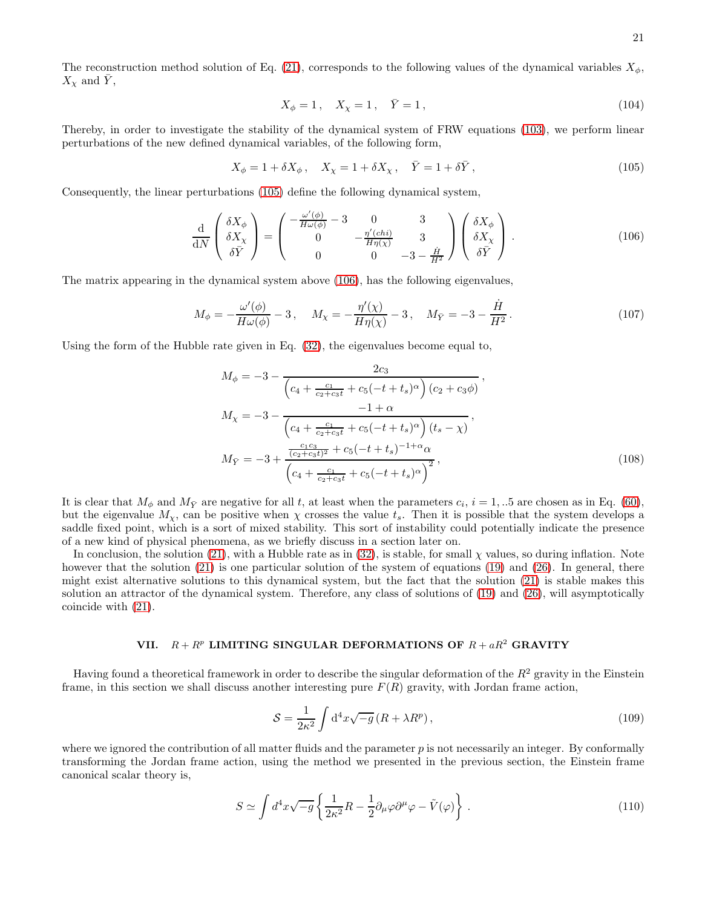The reconstruction method solution of Eq. (21), corresponds to the following values of the dynamical variables $X_\phi$, $X_\chi$ and $\bar{Y}$,

$$X_\phi = 1\,, \quad X_\chi = 1\,, \quad \bar{Y} = 1\,, \tag{104}$$

Thereby, in order to investigate the stability of the dynamical system of FRW equations (103), we perform linear perturbations of the new defined dynamical variables, of the following form,

$$X_\phi = 1 + \delta X_\phi\,, \quad X_\chi = 1 + \delta X_\chi\,, \quad \bar{Y} = 1 + \delta \bar{Y}\,, \tag{105}$$

Consequently, the linear perturbations (105) define the following dynamical system,

$$\frac{\mathrm{d}}{\mathrm{d}N}\left( \begin{array}{c} \delta X_\phi \\ \delta X_\chi \\ \delta \bar{Y} \end{array} \right) = \left( \begin{array}{ccc} -\frac{\omega'(\phi)}{H\omega(\phi)} - 3 & 0 & 3 \\ 0 & -\frac{\eta'(chi)}{H\eta(\chi)} & 3 \\ 0 & 0 & -3 - \frac{\dot{H}}{H^2} \end{array} \right) \left( \begin{array}{c} \delta X_\phi \\ \delta X_\chi \\ \delta \bar{Y} \end{array} \right). \tag{106}$$

The matrix appearing in the dynamical system above (106), has the following eigenvalues,

$$M_\phi = -\frac{\omega'(\phi)}{H\omega(\phi)} - 3\,, \quad M_\chi = -\frac{\eta'(\chi)}{H\eta(\chi)} - 3\,, \quad M_{\bar{Y}} = -3 - \frac{\dot{H}}{H^2}\,. \tag{107}$$

Using the form of the Hubble rate given in Eq. (32), the eigenvalues become equal to,

$$\begin{aligned}
M_\phi &= -3 - \frac{2c_3}{\left(c_4 + \frac{c_1}{c_2 + c_3 t} + c_5(-t+t_s)^\alpha\right)(c_2 + c_3\phi)}\,, \\
M_\chi &= -3 - \frac{-1+\alpha}{\left(c_4 + \frac{c_1}{c_2 + c_3 t} + c_5(-t+t_s)^\alpha\right)(t_s - \chi)}\,, \\
M_{\bar{Y}} &= -3 + \frac{\frac{c_1 c_3}{(c_2 + c_3 t)^2} + c_5(-t+t_s)^{-1+\alpha}\alpha}{\left(c_4 + \frac{c_1}{c_2 + c_3 t} + c_5(-t+t_s)^\alpha\right)^2}\,,
\end{aligned} \tag{108}$$

It is clear that $M_\phi$ and $M_{\bar{Y}}$ are negative for all $t$, at least when the parameters $c_i$, $i = 1, ..5$ are chosen as in Eq. (60), but the eigenvalue $M_\chi$, can be positive when $\chi$ crosses the value $t_s$. Then it is possible that the system develops a saddle fixed point, which is a sort of mixed stability. This sort of instability could potentially indicate the presence of a new kind of physical phenomena, as we briefly discuss in a section later on.

In conclusion, the solution (21), with a Hubble rate as in (32), is stable, for small $\chi$ values, so during inflation. Note however that the solution (21) is one particular solution of the system of equations (19) and (26). In general, there might exist alternative solutions to this dynamical system, but the fact that the solution (21) is stable makes this solution an attractor of the dynamical system. Therefore, any class of solutions of (19) and (26), will asymptotically coincide with (21).

## VII. $R + R^p$ LIMITING SINGULAR DEFORMATIONS OF $R + aR^2$ GRAVITY

Having found a theoretical framework in order to describe the singular deformation of the $R^2$ gravity in the Einstein frame, in this section we shall discuss another interesting pure $F(R)$ gravity, with Jordan frame action,

$$\mathcal{S} = \frac{1}{2\kappa^2}\int \mathrm{d}^4x\sqrt{-g}\left(R + \lambda R^p\right), \tag{109}$$

where we ignored the contribution of all matter fluids and the parameter $p$ is not necessarily an integer. By conformally transforming the Jordan frame action, using the method we presented in the previous section, the Einstein frame canonical scalar theory is,

$$S \simeq \int d^4x\sqrt{-g}\left\{\frac{1}{2\kappa^2}R - \frac{1}{2}\partial_\mu\varphi\partial^\mu\varphi - \tilde{V}(\varphi)\right\}. \tag{110}$$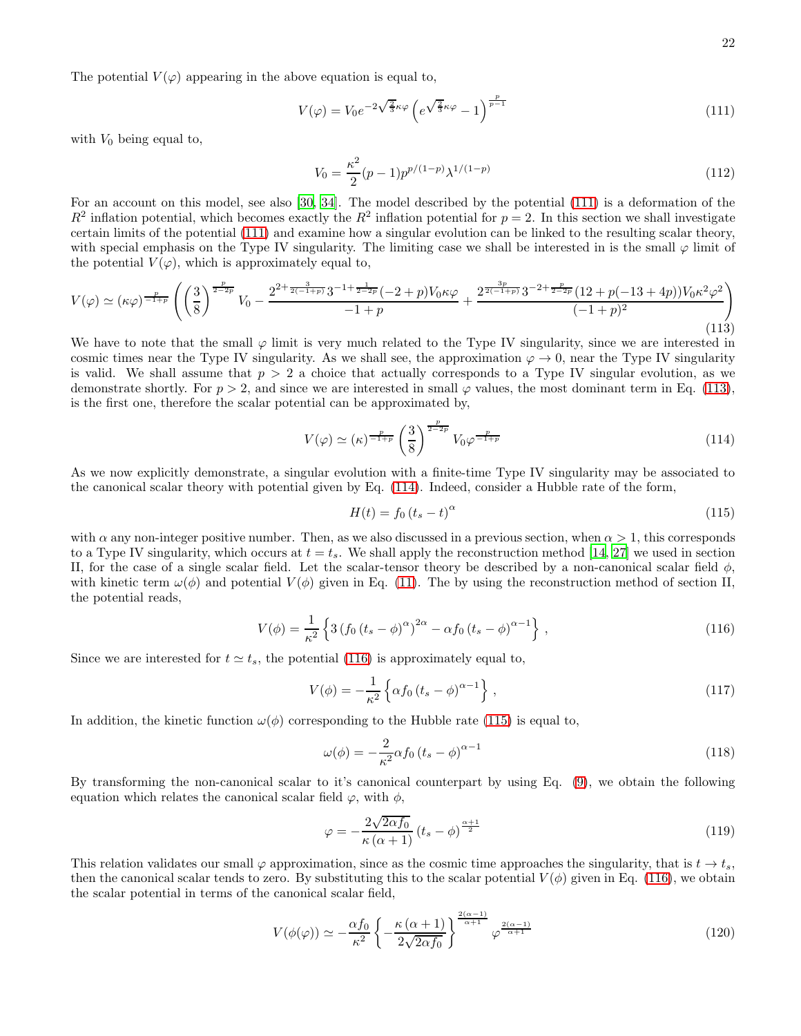The potential $V(\varphi)$ appearing in the above equation is equal to,

$$V(\varphi) = V_0 e^{-2\sqrt{\frac{2}{3}}\kappa\varphi}\left(e^{\sqrt{\frac{2}{3}}\kappa\varphi}-1\right)^{\frac{p}{p-1}} \tag{111}$$

with $V_0$ being equal to,

$$V_0 = \frac{\kappa^2}{2}(p-1)p^{p/(1-p)}\lambda^{1/(1-p)} \tag{112}$$

For an account on this model, see also [30, 34]. The model described by the potential (111) is a deformation of the $R^2$ inflation potential, which becomes exactly the $R^2$ inflation potential for $p=2$. In this section we shall investigate certain limits of the potential (111) and examine how a singular evolution can be linked to the resulting scalar theory, with special emphasis on the Type IV singularity. The limiting case we shall be interested in is the small $\varphi$ limit of the potential $V(\varphi)$, which is approximately equal to,

$$V(\varphi) \simeq (\kappa\varphi)^{\frac{p}{-1+p}}\left(\left(\frac{3}{8}\right)^{\frac{p}{2-2p}}V_0 - \frac{2^{2+\frac{3}{2(-1+p)}}3^{-1+\frac{1}{2-2p}}(-2+p)V_0\kappa\varphi}{-1+p} + \frac{2^{\frac{3p}{2(-1+p)}}3^{-2+\frac{p}{2-2p}}(12+p(-13+4p))V_0\kappa^2\varphi^2}{(-1+p)^2}\right) \tag{113}$$

We have to note that the small $\varphi$ limit is very much related to the Type IV singularity, since we are interested in cosmic times near the Type IV singularity. As we shall see, the approximation $\varphi \to 0$, near the Type IV singularity is valid. We shall assume that $p > 2$ a choice that actually corresponds to a Type IV singular evolution, as we demonstrate shortly. For $p > 2$, and since we are interested in small $\varphi$ values, the most dominant term in Eq. (113), is the first one, therefore the scalar potential can be approximated by,

$$V(\varphi) \simeq (\kappa)^{\frac{p}{-1+p}}\left(\frac{3}{8}\right)^{\frac{p}{2-2p}}V_0\varphi^{\frac{p}{-1+p}} \tag{114}$$

As we now explicitly demonstrate, a singular evolution with a finite-time Type IV singularity may be associated to the canonical scalar theory with potential given by Eq. (114). Indeed, consider a Hubble rate of the form,

$$H(t) = f_0\left(t_s - t\right)^{\alpha} \tag{115}$$

with $\alpha$ any non-integer positive number. Then, as we also discussed in a previous section, when $\alpha > 1$, this corresponds to a Type IV singularity, which occurs at $t = t_s$. We shall apply the reconstruction method [14, 27] we used in section II, for the case of a single scalar field. Let the scalar-tensor theory be described by a non-canonical scalar field $\phi$, with kinetic term $\omega(\phi)$ and potential $V(\phi)$ given in Eq. (11). The by using the reconstruction method of section II, the potential reads,

$$V(\phi) = \frac{1}{\kappa^2}\left\{3\left(f_0\left(t_s-\phi\right)^{\alpha}\right)^{2\alpha} - \alpha f_0\left(t_s-\phi\right)^{\alpha-1}\right\}, \tag{116}$$

Since we are interested for $t \simeq t_s$, the potential (116) is approximately equal to,

$$V(\phi) = -\frac{1}{\kappa^2}\left\{\alpha f_0\left(t_s-\phi\right)^{\alpha-1}\right\}, \tag{117}$$

In addition, the kinetic function $\omega(\phi)$ corresponding to the Hubble rate (115) is equal to,

$$\omega(\phi) = -\frac{2}{\kappa^2}\alpha f_0\left(t_s-\phi\right)^{\alpha-1} \tag{118}$$

By transforming the non-canonical scalar to it's canonical counterpart by using Eq. (9), we obtain the following equation which relates the canonical scalar field $\varphi$, with $\phi$,

$$\varphi = -\frac{2\sqrt{2\alpha f_0}}{\kappa\left(\alpha+1\right)}\left(t_s-\phi\right)^{\frac{\alpha+1}{2}} \tag{119}$$

This relation validates our small $\varphi$ approximation, since as the cosmic time approaches the singularity, that is $t \to t_s$, then the canonical scalar tends to zero. By substituting this to the scalar potential $V(\phi)$ given in Eq. (116), we obtain the scalar potential in terms of the canonical scalar field,

$$V(\phi(\varphi)) \simeq -\frac{\alpha f_0}{\kappa^2}\left\{-\frac{\kappa\left(\alpha+1\right)}{2\sqrt{2\alpha f_0}}\right\}^{\frac{2(\alpha-1)}{\alpha+1}}\varphi^{\frac{2(\alpha-1)}{\alpha+1}} \tag{120}$$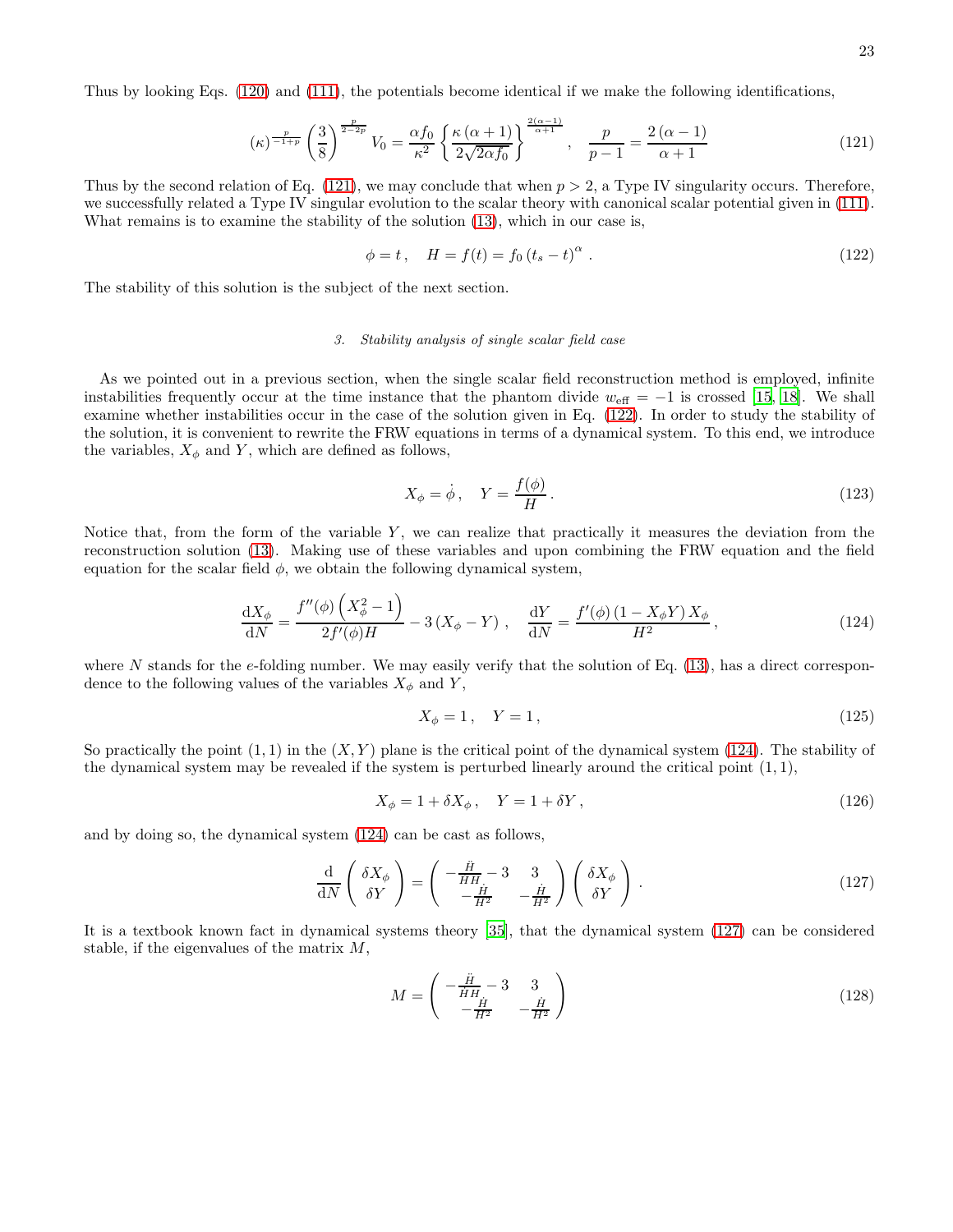Thus by looking Eqs. (120) and (111), the potentials become identical if we make the following identifications,

$$(\kappa)^{\frac{p}{-1+p}} \left(\frac{3}{8}\right)^{\frac{p}{2-2p}} V_0 = \frac{\alpha f_0}{\kappa^2} \left\{ \frac{\kappa\left(\alpha+1\right)}{2\sqrt{2\alpha f_0}} \right\}^{\frac{2(\alpha-1)}{\alpha+1}} , \quad \frac{p}{p-1} = \frac{2\left(\alpha-1\right)}{\alpha+1} \tag{121}$$

Thus by the second relation of Eq. (121), we may conclude that when $p > 2$, a Type IV singularity occurs. Therefore, we successfully related a Type IV singular evolution to the scalar theory with canonical scalar potential given in (111). What remains is to examine the stability of the solution (13), which in our case is,

$$\phi = t \,, \quad H = f(t) = f_0 \left(t_s - t\right)^{\alpha} \,. \tag{122}$$

The stability of this solution is the subject of the next section.

### 3. Stability analysis of single scalar field case

As we pointed out in a previous section, when the single scalar field reconstruction method is employed, infinite instabilities frequently occur at the time instance that the phantom divide $w_{\mathrm{eff}} = -1$ is crossed [15, 18]. We shall examine whether instabilities occur in the case of the solution given in Eq. (122). In order to study the stability of the solution, it is convenient to rewrite the FRW equations in terms of a dynamical system. To this end, we introduce the variables, $X_\phi$ and $Y$, which are defined as follows,

$$X_\phi = \dot{\phi} \,, \quad Y = \frac{f(\phi)}{H} \,. \tag{123}$$

Notice that, from the form of the variable $Y$, we can realize that practically it measures the deviation from the reconstruction solution (13). Making use of these variables and upon combining the FRW equation and the field equation for the scalar field $\phi$, we obtain the following dynamical system,

$$\frac{\mathrm{d}X_\phi}{\mathrm{d}N} = \frac{f''(\phi)\left(X_\phi^2 - 1\right)}{2 f'(\phi) H} - 3\left(X_\phi - Y\right) \,, \quad \frac{\mathrm{d}Y}{\mathrm{d}N} = \frac{f'(\phi)\left(1 - X_\phi Y\right) X_\phi}{H^2} \,, \tag{124}$$

where $N$ stands for the $e$-folding number. We may easily verify that the solution of Eq. (13), has a direct correspondence to the following values of the variables $X_\phi$ and $Y$,

$$X_\phi = 1 \,, \quad Y = 1 \,, \tag{125}$$

So practically the point $(1,1)$ in the $(X,Y)$ plane is the critical point of the dynamical system (124). The stability of the dynamical system may be revealed if the system is perturbed linearly around the critical point $(1,1)$,

$$X_\phi = 1 + \delta X_\phi \,, \quad Y = 1 + \delta Y \,, \tag{126}$$

and by doing so, the dynamical system (124) can be cast as follows,

$$\frac{\mathrm{d}}{\mathrm{d}N} \begin{pmatrix} \delta X_\phi \\ \delta Y \end{pmatrix} = \begin{pmatrix} -\frac{\ddot{H}}{\dot{H}H} - 3 & 3 \\ -\frac{\dot{H}}{H^2} & -\frac{\dot{H}}{H^2} \end{pmatrix} \begin{pmatrix} \delta X_\phi \\ \delta Y \end{pmatrix} \,. \tag{127}$$

It is a textbook known fact in dynamical systems theory [35], that the dynamical system (127) can be considered stable, if the eigenvalues of the matrix $M$,

$$M = \begin{pmatrix} -\frac{\ddot{H}}{\dot{H}H} - 3 & 3 \\ -\frac{\dot{H}}{H^2} & -\frac{\dot{H}}{H^2} \end{pmatrix} \tag{128}$$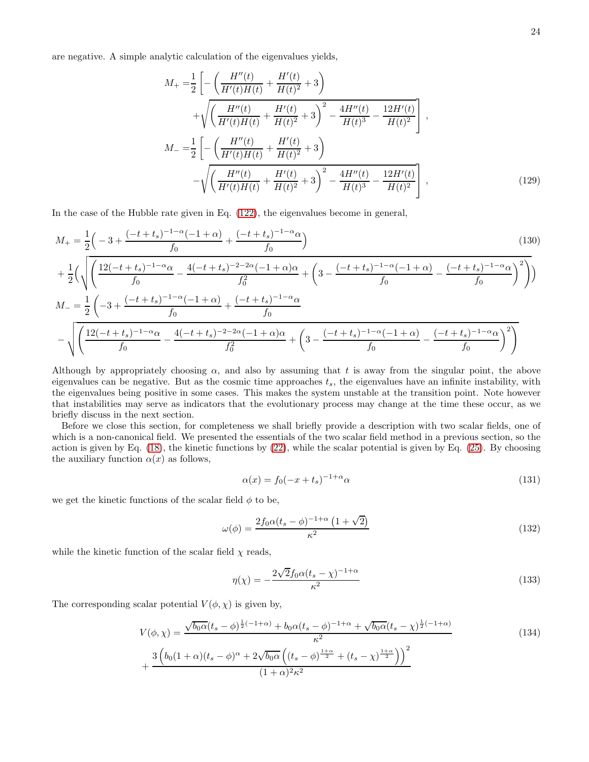are negative. A simple analytic calculation of the eigenvalues yields,

$$
\begin{aligned}
M_+ =& \frac{1}{2}\left[-\left(\frac{H''(t)}{H'(t)H(t)}+\frac{H'(t)}{H(t)^2}+3\right)\right.\\
&\left.+\sqrt{\left(\frac{H''(t)}{H'(t)H(t)}+\frac{H'(t)}{H(t)^2}+3\right)^2-\frac{4H''(t)}{H(t)^3}-\frac{12H'(t)}{H(t)^2}}\right],\\
M_- =& \frac{1}{2}\left[-\left(\frac{H''(t)}{H'(t)H(t)}+\frac{H'(t)}{H(t)^2}+3\right)\right.\\
&\left.-\sqrt{\left(\frac{H''(t)}{H'(t)H(t)}+\frac{H'(t)}{H(t)^2}+3\right)^2-\frac{4H''(t)}{H(t)^3}-\frac{12H'(t)}{H(t)^2}}\right],
\end{aligned}
\tag{129}
$$

In the case of the Hubble rate given in Eq. (122), the eigenvalues become in general,

$$
\begin{aligned}
M_+ =& \frac{1}{2}\Big(-3+\frac{(-t+t_s)^{-1-\alpha}(-1+\alpha)}{f_0}+\frac{(-t+t_s)^{-1-\alpha}\alpha}{f_0}\Big)\\
&+\frac{1}{2}\Big(\sqrt{\left(\frac{12(-t+t_s)^{-1-\alpha}\alpha}{f_0}-\frac{4(-t+t_s)^{-2-2\alpha}(-1+\alpha)\alpha}{f_0^2}+\left(3-\frac{(-t+t_s)^{-1-\alpha}(-1+\alpha)}{f_0}-\frac{(-t+t_s)^{-1-\alpha}\alpha}{f_0}\right)^2\right)}\Big)\\
M_- =& \frac{1}{2}\left(-3+\frac{(-t+t_s)^{-1-\alpha}(-1+\alpha)}{f_0}+\frac{(-t+t_s)^{-1-\alpha}\alpha}{f_0}\right.\\
&\left.-\sqrt{\left(\frac{12(-t+t_s)^{-1-\alpha}\alpha}{f_0}-\frac{4(-t+t_s)^{-2-2\alpha}(-1+\alpha)\alpha}{f_0^2}+\left(3-\frac{(-t+t_s)^{-1-\alpha}(-1+\alpha)}{f_0}-\frac{(-t+t_s)^{-1-\alpha}\alpha}{f_0}\right)^2\right)}\right)
\end{aligned}
\tag{130}
$$

Although by appropriately choosing $\alpha$, and also by assuming that $t$ is away from the singular point, the above eigenvalues can be negative. But as the cosmic time approaches $t_s$, the eigenvalues have an infinite instability, with the eigenvalues being positive in some cases. This makes the system unstable at the transition point. Note however that instabilities may serve as indicators that the evolutionary process may change at the time these occur, as we briefly discuss in the next section.

Before we close this section, for completeness we shall briefly provide a description with two scalar fields, one of which is a non-canonical field. We presented the essentials of the two scalar field method in a previous section, so the action is given by Eq. (18), the kinetic functions by (22), while the scalar potential is given by Eq. (25). By choosing the auxiliary function $\alpha(x)$ as follows,

$$
\alpha(x)=f_0(-x+t_s)^{-1+\alpha}\alpha
\tag{131}
$$

we get the kinetic functions of the scalar field $\phi$ to be,

$$
\omega(\phi)=\frac{2f_0\alpha(t_s-\phi)^{-1+\alpha}\left(1+\sqrt{2}\right)}{\kappa^2}
\tag{132}
$$

while the kinetic function of the scalar field $\chi$ reads,

$$
\eta(\chi)=-\frac{2\sqrt{2}f_0\alpha(t_s-\chi)^{-1+\alpha}}{\kappa^2}
\tag{133}
$$

The corresponding scalar potential $V(\phi,\chi)$ is given by,

$$
\begin{aligned}
V(\phi,\chi)=&\frac{\sqrt{b_0\alpha}(t_s-\phi)^{\frac{1}{2}(-1+\alpha)}+b_0\alpha(t_s-\phi)^{-1+\alpha}+\sqrt{b_0\alpha}(t_s-\chi)^{\frac{1}{2}(-1+\alpha)}}{\kappa^2}\\
&+\frac{3\left(b_0(1+\alpha)(t_s-\phi)^{\alpha}+2\sqrt{b_0\alpha}\left((t_s-\phi)^{\frac{1+\alpha}{2}}+(t_s-\chi)^{\frac{1+\alpha}{2}}\right)\right)^2}{(1+\alpha)^2\kappa^2}
\end{aligned}
\tag{134}
$$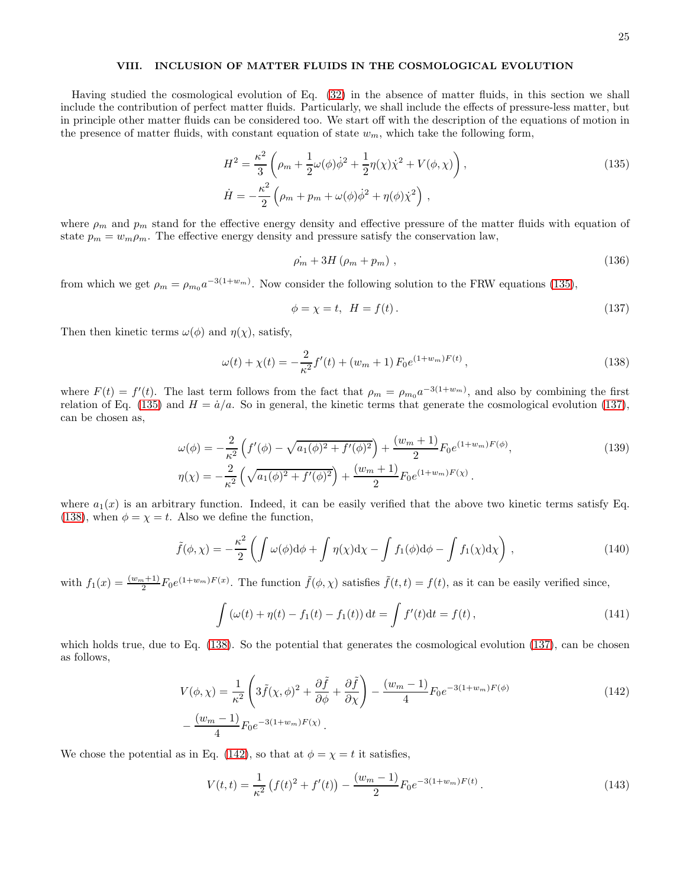## VIII. INCLUSION OF MATTER FLUIDS IN THE COSMOLOGICAL EVOLUTION

Having studied the cosmological evolution of Eq. (32) in the absence of matter fluids, in this section we shall include the contribution of perfect matter fluids. Particularly, we shall include the effects of pressure-less matter, but in principle other matter fluids can be considered too. We start off with the description of the equations of motion in the presence of matter fluids, with constant equation of state $w_m$, which take the following form,

$$H^2 = \frac{\kappa^2}{3}\left(\rho_m + \frac{1}{2}\omega(\phi)\dot{\phi}^2 + \frac{1}{2}\eta(\chi)\dot{\chi}^2 + V(\phi,\chi)\right),$$
$$\dot{H} = -\frac{\kappa^2}{2}\left(\rho_m + p_m + \omega(\phi)\dot{\phi}^2 + \eta(\phi)\dot{\chi}^2\right), \tag{135}$$

where $\rho_m$ and $p_m$ stand for the effective energy density and effective pressure of the matter fluids with equation of state $p_m = w_m \rho_m$. The effective energy density and pressure satisfy the conservation law,

$$\dot{\rho_m} + 3H\left(\rho_m + p_m\right), \tag{136}$$

from which we get $\rho_m = \rho_{m_0} a^{-3(1+w_m)}$. Now consider the following solution to the FRW equations (135),

$$\phi = \chi = t, \;\; H = f(t). \tag{137}$$

Then then kinetic terms $\omega(\phi)$ and $\eta(\chi)$, satisfy,

$$\omega(t) + \chi(t) = -\frac{2}{\kappa^2}f'(t) + (w_m+1)\,F_0 e^{(1+w_m)F(t)}, \tag{138}$$

where $F(t) = f'(t)$. The last term follows from the fact that $\rho_m = \rho_{m_0} a^{-3(1+w_m)}$, and also by combining the first relation of Eq. (135) and $H = \dot{a}/a$. So in general, the kinetic terms that generate the cosmological evolution (137), can be chosen as,

$$\omega(\phi) = -\frac{2}{\kappa^2}\left(f'(\phi) - \sqrt{a_1(\phi)^2 + f'(\phi)^2}\right) + \frac{(w_m+1)}{2}F_0 e^{(1+w_m)F(\phi)},$$
$$\eta(\chi) = -\frac{2}{\kappa^2}\left(\sqrt{a_1(\phi)^2 + f'(\phi)^2}\right) + \frac{(w_m+1)}{2}F_0 e^{(1+w_m)F(\chi)}. \tag{139}$$

where $a_1(x)$ is an arbitrary function. Indeed, it can be easily verified that the above two kinetic terms satisfy Eq. (138), when $\phi = \chi = t$. Also we define the function,

$$\tilde{f}(\phi,\chi) = -\frac{\kappa^2}{2}\left(\int \omega(\phi)\mathrm{d}\phi + \int \eta(\chi)\mathrm{d}\chi - \int f_1(\phi)\mathrm{d}\phi - \int f_1(\chi)\mathrm{d}\chi\right), \tag{140}$$

with $f_1(x) = \frac{(w_m+1)}{2}F_0 e^{(1+w_m)F(x)}$. The function $\tilde{f}(\phi,\chi)$ satisfies $\tilde{f}(t,t) = f(t)$, as it can be easily verified since,

$$\int \left(\omega(t) + \eta(t) - f_1(t) - f_1(t)\right)\mathrm{d}t = \int f'(t)\mathrm{d}t = f(t), \tag{141}$$

which holds true, due to Eq. (138). So the potential that generates the cosmological evolution (137), can be chosen as follows,

$$V(\phi,\chi) = \frac{1}{\kappa^2}\left(3\tilde{f}(\chi,\phi)^2 + \frac{\partial \tilde{f}}{\partial \phi} + \frac{\partial \tilde{f}}{\partial \chi}\right) - \frac{(w_m-1)}{4}F_0 e^{-3(1+w_m)F(\phi)}$$
$$-\frac{(w_m-1)}{4}F_0 e^{-3(1+w_m)F(\chi)}. \tag{142}$$

We chose the potential as in Eq. (142), so that at $\phi = \chi = t$ it satisfies,

$$V(t,t) = \frac{1}{\kappa^2}\left(f(t)^2 + f'(t)\right) - \frac{(w_m-1)}{2}F_0 e^{-3(1+w_m)F(t)}. \tag{143}$$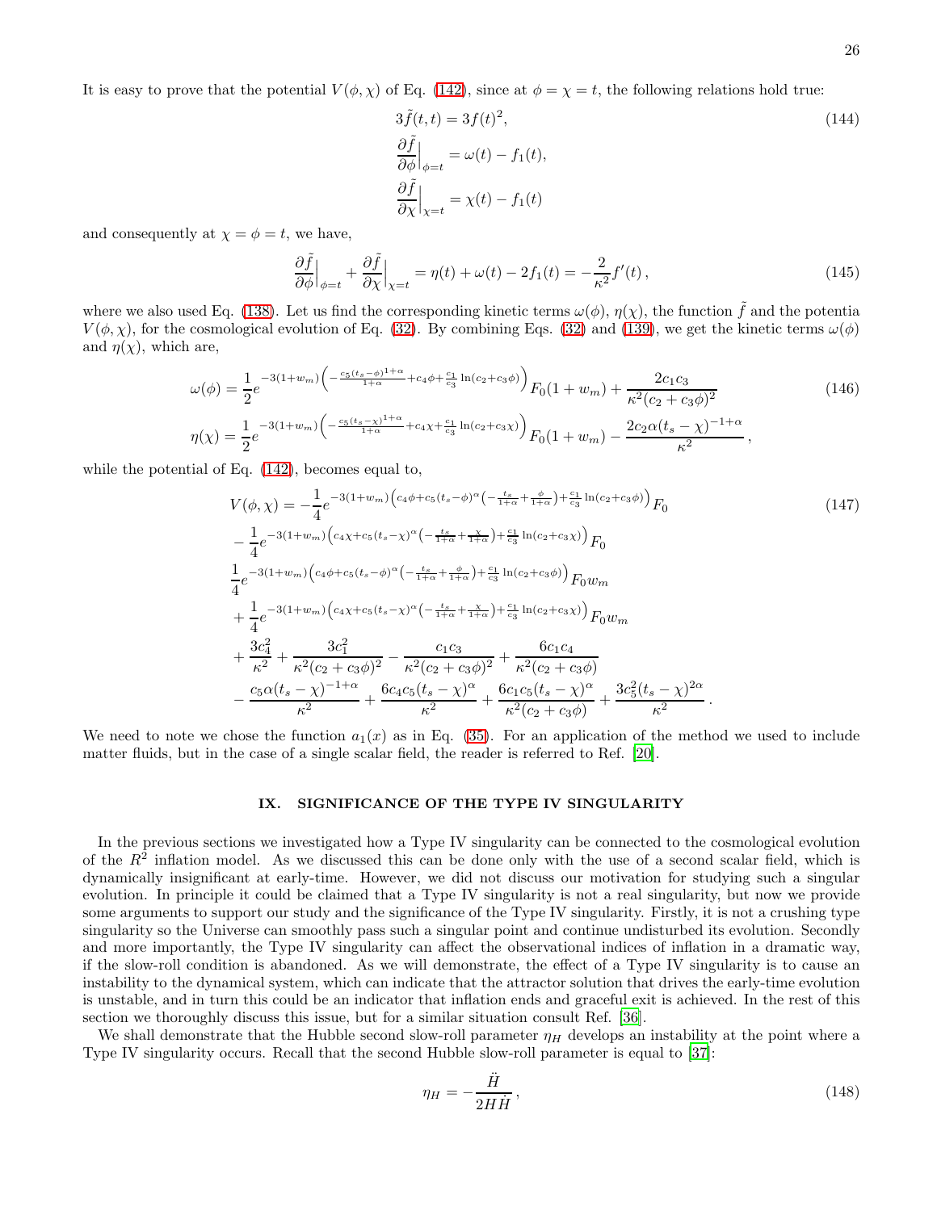It is easy to prove that the potential $V(\phi,\chi)$ of Eq. (142), since at $\phi=\chi=t$, the following relations hold true:

$$
\begin{aligned}
& 3\tilde{f}(t,t)=3f(t)^2 , \\
& \frac{\partial \tilde{f}}{\partial \phi}\Big|_{\phi=t}=\omega(t)-f_1(t), \\
& \frac{\partial \tilde{f}}{\partial \chi}\Big|_{\chi=t}=\chi(t)-f_1(t)
\end{aligned}
\tag{144}
$$

and consequently at $\chi=\phi=t$, we have,

$$
\frac{\partial \tilde{f}}{\partial \phi}\Big|_{\phi=t}+\frac{\partial \tilde{f}}{\partial \chi}\Big|_{\chi=t}=\eta(t)+\omega(t)-2f_1(t)=-\frac{2}{\kappa^2}f'(t)\,,
\tag{145}
$$

where we also used Eq. (138). Let us find the corresponding kinetic terms $\omega(\phi)$, $\eta(\chi)$, the function $\tilde{f}$ and the potentia $V(\phi,\chi)$, for the cosmological evolution of Eq. (32). By combining Eqs. (32) and (139), we get the kinetic terms $\omega(\phi)$ and $\eta(\chi)$, which are,

$$
\begin{aligned}
& \omega(\phi)=\frac{1}{2}e^{-3(1+w_m)\left(-\frac{c_5(t_s-\phi)^{1+\alpha}}{1+\alpha}+c_4\phi+\frac{c_1}{c_3}\ln(c_2+c_3\phi)\right)}F_0(1+w_m)+\frac{2c_1c_3}{\kappa^2(c_2+c_3\phi)^2} \\
& \eta(\chi)=\frac{1}{2}e^{-3(1+w_m)\left(-\frac{c_5(t_s-\chi)^{1+\alpha}}{1+\alpha}+c_4\chi+\frac{c_1}{c_3}\ln(c_2+c_3\chi)\right)}F_0(1+w_m)-\frac{2c_2\alpha(t_s-\chi)^{-1+\alpha}}{\kappa^2}\,,
\end{aligned}
\tag{146}
$$

while the potential of Eq. (142), becomes equal to,

$$
\begin{aligned}
V(\phi,\chi)= & -\frac{1}{4}e^{-3(1+w_m)\left(c_4\phi+c_5(t_s-\phi)^{\alpha}\left(-\frac{t_s}{1+\alpha}+\frac{\phi}{1+\alpha}\right)+\frac{c_1}{c_3}\ln(c_2+c_3\phi)\right)}F_0 \\
& -\frac{1}{4}e^{-3(1+w_m)\left(c_4\chi+c_5(t_s-\chi)^{\alpha}\left(-\frac{t_s}{1+\alpha}+\frac{\chi}{1+\alpha}\right)+\frac{c_1}{c_3}\ln(c_2+c_3\chi)\right)}F_0 \\
& \frac{1}{4}e^{-3(1+w_m)\left(c_4\phi+c_5(t_s-\phi)^{\alpha}\left(-\frac{t_s}{1+\alpha}+\frac{\phi}{1+\alpha}\right)+\frac{c_1}{c_3}\ln(c_2+c_3\phi)\right)}F_0w_m \\
& +\frac{1}{4}e^{-3(1+w_m)\left(c_4\chi+c_5(t_s-\chi)^{\alpha}\left(-\frac{t_s}{1+\alpha}+\frac{\chi}{1+\alpha}\right)+\frac{c_1}{c_3}\ln(c_2+c_3\chi)\right)}F_0w_m \\
& +\frac{3c_4^2}{\kappa^2}+\frac{3c_1^2}{\kappa^2(c_2+c_3\phi)^2}-\frac{c_1c_3}{\kappa^2(c_2+c_3\phi)^2}+\frac{6c_1c_4}{\kappa^2(c_2+c_3\phi)} \\
& -\frac{c_5\alpha(t_s-\chi)^{-1+\alpha}}{\kappa^2}+\frac{6c_4c_5(t_s-\chi)^{\alpha}}{\kappa^2}+\frac{6c_1c_5(t_s-\chi)^{\alpha}}{\kappa^2(c_2+c_3\phi)}+\frac{3c_5^2(t_s-\chi)^{2\alpha}}{\kappa^2}\,.
\end{aligned}
\tag{147}
$$

We need to note we chose the function $a_1(x)$ as in Eq. (35). For an application of the method we used to include matter fluids, but in the case of a single scalar field, the reader is referred to Ref. [20].

## IX. SIGNIFICANCE OF THE TYPE IV SINGULARITY

In the previous sections we investigated how a Type IV singularity can be connected to the cosmological evolution of the $R^2$ inflation model. As we discussed this can be done only with the use of a second scalar field, which is dynamically insignificant at early-time. However, we did not discuss our motivation for studying such a singular evolution. In principle it could be claimed that a Type IV singularity is not a real singularity, but now we provide some arguments to support our study and the significance of the Type IV singularity. Firstly, it is not a crushing type singularity so the Universe can smoothly pass such a singular point and continue undisturbed its evolution. Secondly and more importantly, the Type IV singularity can affect the observational indices of inflation in a dramatic way, if the slow-roll condition is abandoned. As we will demonstrate, the effect of a Type IV singularity is to cause an instability to the dynamical system, which can indicate that the attractor solution that drives the early-time evolution is unstable, and in turn this could be an indicator that inflation ends and graceful exit is achieved. In the rest of this section we thoroughly discuss this issue, but for a similar situation consult Ref. [36].

We shall demonstrate that the Hubble second slow-roll parameter $\eta_H$ develops an instability at the point where a Type IV singularity occurs. Recall that the second Hubble slow-roll parameter is equal to [37]:

$$
\eta_H=-\frac{\ddot{H}}{2H\dot{H}}\,,
\tag{148}
$$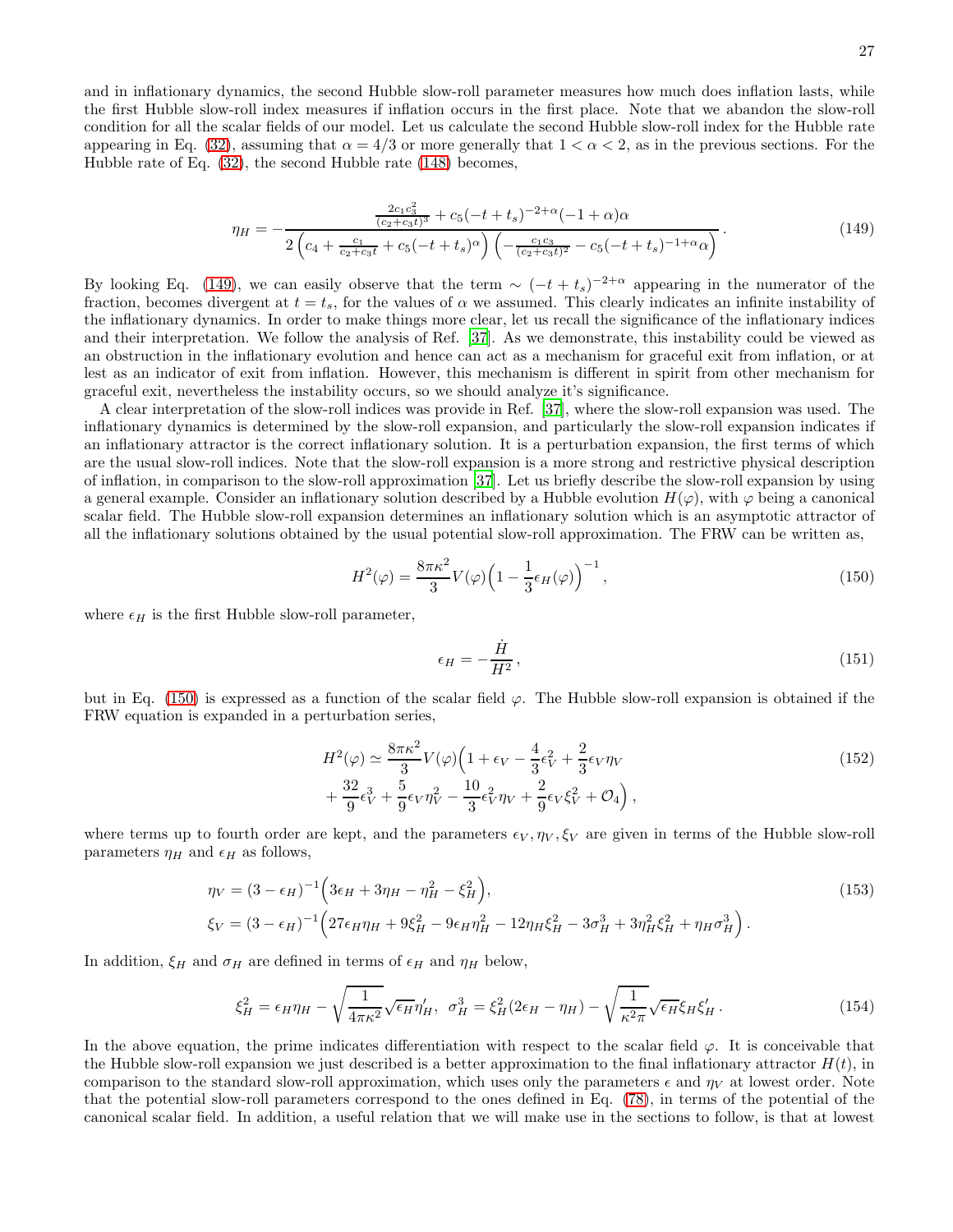and in inflationary dynamics, the second Hubble slow-roll parameter measures how much does inflation lasts, while the first Hubble slow-roll index measures if inflation occurs in the first place. Note that we abandon the slow-roll condition for all the scalar fields of our model. Let us calculate the second Hubble slow-roll index for the Hubble rate appearing in Eq. (32), assuming that $\alpha = 4/3$ or more generally that $1 < \alpha < 2$, as in the previous sections. For the Hubble rate of Eq. (32), the second Hubble rate (148) becomes,

$$\eta_H = -\frac{\frac{2c_1c_3^2}{(c_2+c_3t)^3} + c_5(-t+t_s)^{-2+\alpha}(-1+\alpha)\alpha}{2\left(c_4 + \frac{c_1}{c_2+c_3t} + c_5(-t+t_s)^{\alpha}\right)\left(-\frac{c_1c_3}{(c_2+c_3t)^2} - c_5(-t+t_s)^{-1+\alpha}\alpha\right)}. \tag{149}$$

By looking Eq. (149), we can easily observe that the term $\sim (-t+t_s)^{-2+\alpha}$ appearing in the numerator of the fraction, becomes divergent at $t = t_s$, for the values of $\alpha$ we assumed. This clearly indicates an infinite instability of the inflationary dynamics. In order to make things more clear, let us recall the significance of the inflationary indices and their interpretation. We follow the analysis of Ref. [37]. As we demonstrate, this instability could be viewed as an obstruction in the inflationary evolution and hence can act as a mechanism for graceful exit from inflation, or at lest as an indicator of exit from inflation. However, this mechanism is different in spirit from other mechanism for graceful exit, nevertheless the instability occurs, so we should analyze it's significance.

A clear interpretation of the slow-roll indices was provide in Ref. [37], where the slow-roll expansion was used. The inflationary dynamics is determined by the slow-roll expansion, and particularly the slow-roll expansion indicates if an inflationary attractor is the correct inflationary solution. It is a perturbation expansion, the first terms of which are the usual slow-roll indices. Note that the slow-roll expansion is a more strong and restrictive physical description of inflation, in comparison to the slow-roll approximation [37]. Let us briefly describe the slow-roll expansion by using a general example. Consider an inflationary solution described by a Hubble evolution $H(\varphi)$, with $\varphi$ being a canonical scalar field. The Hubble slow-roll expansion determines an inflationary solution which is an asymptotic attractor of all the inflationary solutions obtained by the usual potential slow-roll approximation. The FRW can be written as,

$$H^2(\varphi) = \frac{8\pi\kappa^2}{3}V(\varphi)\Big(1 - \frac{1}{3}\epsilon_H(\varphi)\Big)^{-1}, \tag{150}$$

where $\epsilon_H$ is the first Hubble slow-roll parameter,

$$\epsilon_H = -\frac{\dot{H}}{H^2}, \tag{151}$$

but in Eq. (150) is expressed as a function of the scalar field $\varphi$. The Hubble slow-roll expansion is obtained if the FRW equation is expanded in a perturbation series,

$$\begin{aligned} H^2(\varphi) \simeq \frac{8\pi\kappa^2}{3}V(\varphi)\Big(1 &+ \epsilon_V - \frac{4}{3}\epsilon_V^2 + \frac{2}{3}\epsilon_V\eta_V \\ &+ \frac{32}{9}\epsilon_V^3 + \frac{5}{9}\epsilon_V\eta_V^2 - \frac{10}{3}\epsilon_V^2\eta_V + \frac{2}{9}\epsilon_V\xi_V^2 + \mathcal{O}_4\Big), \end{aligned} \tag{152}$$

where terms up to fourth order are kept, and the parameters $\epsilon_V, \eta_V, \xi_V$ are given in terms of the Hubble slow-roll parameters $\eta_H$ and $\epsilon_H$ as follows,

$$\begin{aligned} &\eta_V = (3-\epsilon_H)^{-1}\Big(3\epsilon_H + 3\eta_H - \eta_H^2 - \xi_H^2\Big), \\ &\xi_V = (3-\epsilon_H)^{-1}\Big(27\epsilon_H\eta_H + 9\xi_H^2 - 9\epsilon_H\eta_H^2 - 12\eta_H\xi_H^2 - 3\sigma_H^3 + 3\eta_H^2\xi_H^2 + \eta_H\sigma_H^3\Big). \end{aligned} \tag{153}$$

In addition, $\xi_H$ and $\sigma_H$ are defined in terms of $\epsilon_H$ and $\eta_H$ below,

$$\xi_H^2 = \epsilon_H\eta_H - \sqrt{\frac{1}{4\pi\kappa^2}}\sqrt{\epsilon_H}\eta_H', \;\; \sigma_H^3 = \xi_H^2(2\epsilon_H - \eta_H) - \sqrt{\frac{1}{\kappa^2\pi}}\sqrt{\epsilon_H}\xi_H\xi_H'. \tag{154}$$

In the above equation, the prime indicates differentiation with respect to the scalar field $\varphi$. It is conceivable that the Hubble slow-roll expansion we just described is a better approximation to the final inflationary attractor $H(t)$, in comparison to the standard slow-roll approximation, which uses only the parameters $\epsilon$ and $\eta_V$ at lowest order. Note that the potential slow-roll parameters correspond to the ones defined in Eq. (78), in terms of the potential of the canonical scalar field. In addition, a useful relation that we will make use in the sections to follow, is that at lowest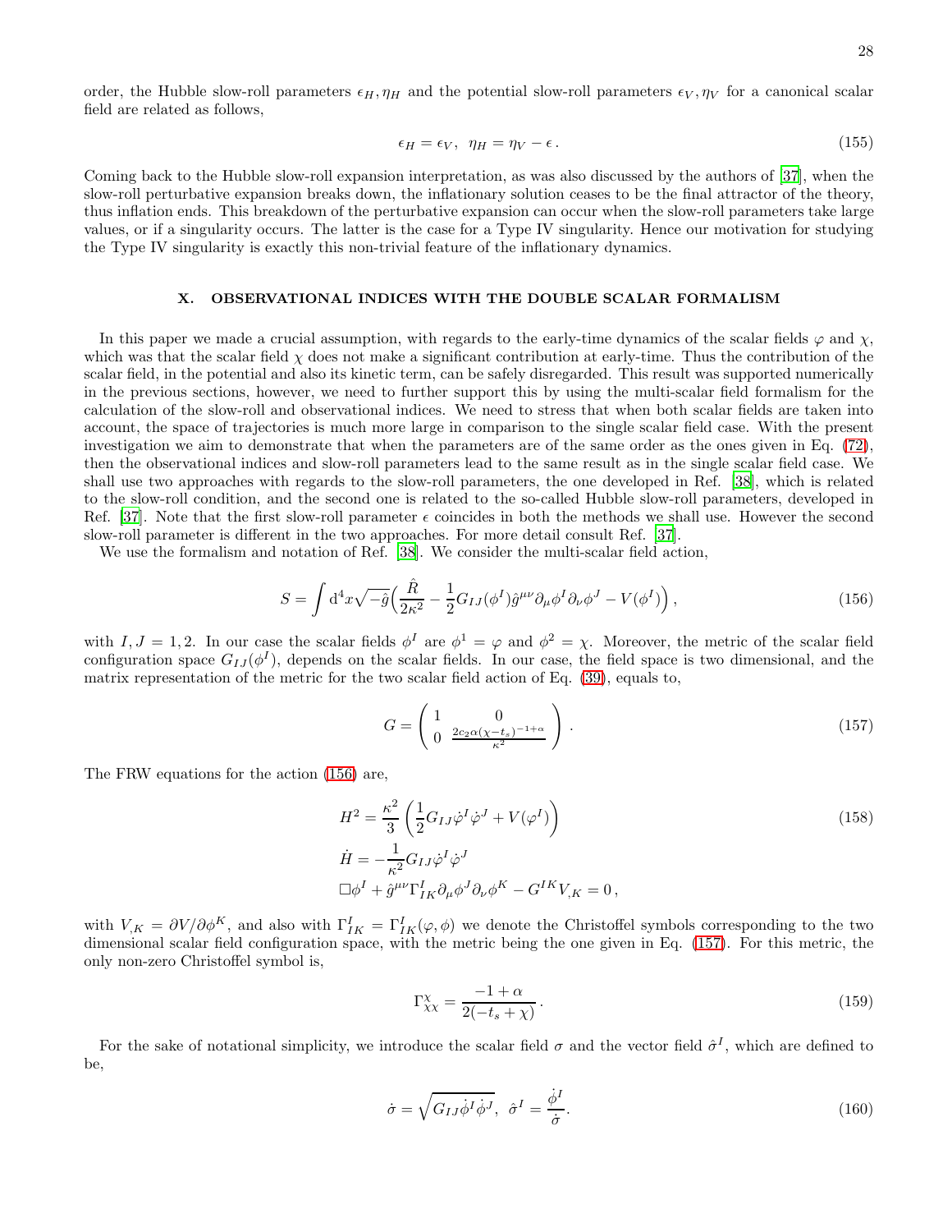order, the Hubble slow-roll parameters $\epsilon_H, \eta_H$ and the potential slow-roll parameters $\epsilon_V, \eta_V$ for a canonical scalar field are related as follows,

$$\epsilon_H = \epsilon_V, \;\; \eta_H = \eta_V - \epsilon \, . \tag{155}$$

Coming back to the Hubble slow-roll expansion interpretation, as was also discussed by the authors of [37], when the slow-roll perturbative expansion breaks down, the inflationary solution ceases to be the final attractor of the theory, thus inflation ends. This breakdown of the perturbative expansion can occur when the slow-roll parameters take large values, or if a singularity occurs. The latter is the case for a Type IV singularity. Hence our motivation for studying the Type IV singularity is exactly this non-trivial feature of the inflationary dynamics.

## X. OBSERVATIONAL INDICES WITH THE DOUBLE SCALAR FORMALISM

In this paper we made a crucial assumption, with regards to the early-time dynamics of the scalar fields $\varphi$ and $\chi$, which was that the scalar field $\chi$ does not make a significant contribution at early-time. Thus the contribution of the scalar field, in the potential and also its kinetic term, can be safely disregarded. This result was supported numerically in the previous sections, however, we need to further support this by using the multi-scalar field formalism for the calculation of the slow-roll and observational indices. We need to stress that when both scalar fields are taken into account, the space of trajectories is much more large in comparison to the single scalar field case. With the present investigation we aim to demonstrate that when the parameters are of the same order as the ones given in Eq. (72), then the observational indices and slow-roll parameters lead to the same result as in the single scalar field case. We shall use two approaches with regards to the slow-roll parameters, the one developed in Ref. [38], which is related to the slow-roll condition, and the second one is related to the so-called Hubble slow-roll parameters, developed in Ref. [37]. Note that the first slow-roll parameter $\epsilon$ coincides in both the methods we shall use. However the second slow-roll parameter is different in the two approaches. For more detail consult Ref. [37].

We use the formalism and notation of Ref. [38]. We consider the multi-scalar field action,

$$S = \int \mathrm{d}^4x\sqrt{-\hat{g}}\Big(\frac{\hat{R}}{2\kappa^2} - \frac{1}{2}G_{IJ}(\phi^I)\hat{g}^{\mu\nu}\partial_\mu\phi^I\partial_\nu\phi^J - V(\phi^I)\Big)\, , \tag{156}$$

with $I, J = 1, 2$. In our case the scalar fields $\phi^I$ are $\phi^1 = \varphi$ and $\phi^2 = \chi$. Moreover, the metric of the scalar field configuration space $G_{IJ}(\phi^I)$, depends on the scalar fields. In our case, the field space is two dimensional, and the matrix representation of the metric for the two scalar field action of Eq. (39), equals to,

$$G = \left( \begin{array}{cc} 1 & 0 \\ 0 & \frac{2c_2\alpha(\chi-t_s)^{-1+\alpha}}{\kappa^2} \end{array} \right) . \tag{157}$$

The FRW equations for the action (156) are,

$$\begin{aligned}
& H^2 = \frac{\kappa^2}{3}\left(\frac{1}{2}G_{IJ}\dot{\varphi}^I\dot{\varphi}^J + V(\varphi^I)\right) \\
& \dot{H} = -\frac{1}{\kappa^2}G_{IJ}\dot{\varphi}^I\dot{\varphi}^J \\
& \Box\phi^I + \hat{g}^{\mu\nu}\Gamma^I_{IK}\partial_\mu\phi^J\partial_\nu\phi^K - G^{IK}V_{,K} = 0\, ,
\end{aligned} \tag{158}$$

with $V_{,K} = \partial V/\partial\phi^K$, and also with $\Gamma^I_{IK} = \Gamma^I_{IK}(\varphi, \phi)$ we denote the Christoffel symbols corresponding to the two dimensional scalar field configuration space, with the metric being the one given in Eq. (157). For this metric, the only non-zero Christoffel symbol is,

$$\Gamma^\chi_{\chi\chi} = \frac{-1+\alpha}{2(-t_s+\chi)}\, . \tag{159}$$

For the sake of notational simplicity, we introduce the scalar field $\sigma$ and the vector field $\hat{\sigma}^I$, which are defined to be,

$$\dot{\sigma} = \sqrt{G_{IJ}\dot{\phi}^I\dot{\phi}^J}, \;\; \hat{\sigma}^I = \frac{\dot{\phi}^I}{\dot{\sigma}}. \tag{160}$$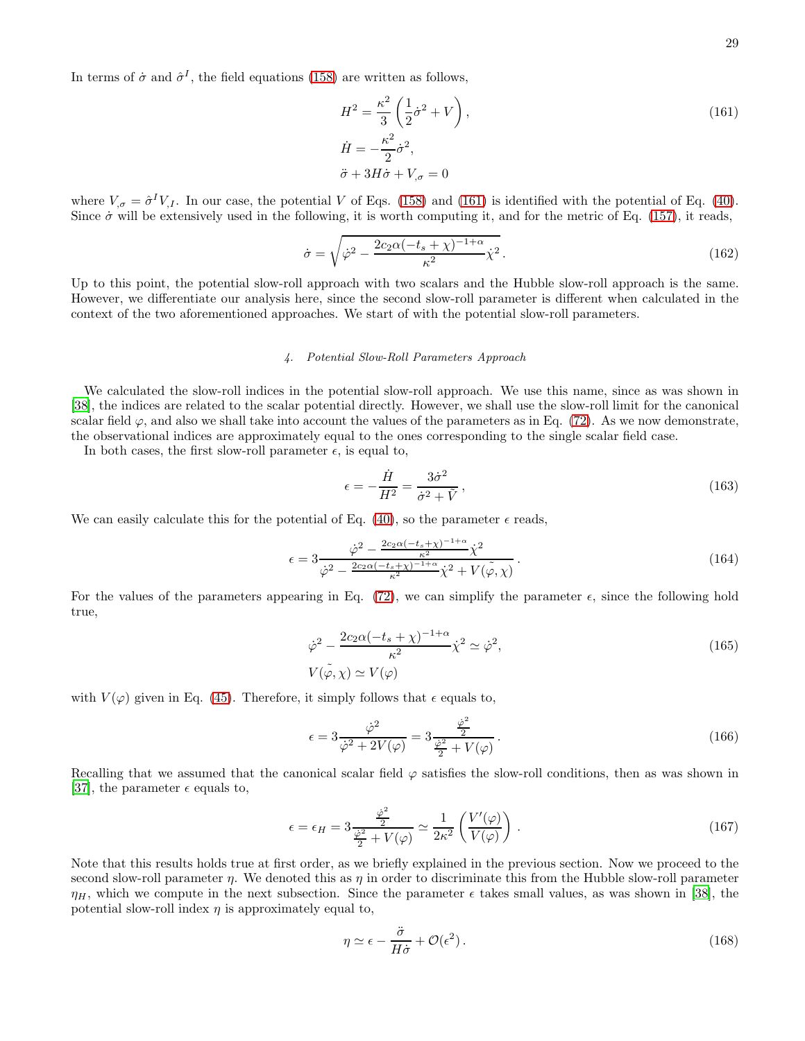In terms of $\dot{\sigma}$ and $\hat{\sigma}^I$, the field equations (158) are written as follows,

$$
\begin{aligned}
& H^2 = \frac{\kappa^2}{3}\left(\frac{1}{2}\dot{\sigma}^2 + V\right) , \\
& \dot{H} = -\frac{\kappa^2}{2}\dot{\sigma}^2 , \\
& \ddot{\sigma} + 3H\dot{\sigma} + V_{,\sigma} = 0
\end{aligned}
\tag{161}
$$

where $V_{,\sigma} = \hat{\sigma}^I V_{,I}$. In our case, the potential $V$ of Eqs. (158) and (161) is identified with the potential of Eq. (40). Since $\dot{\sigma}$ will be extensively used in the following, it is worth computing it, and for the metric of Eq. (157), it reads,

$$
\dot{\sigma} = \sqrt{\dot{\varphi}^2 - \frac{2c_2\alpha(-t_s+\chi)^{-1+\alpha}}{\kappa^2}\dot{\chi}^2} . \tag{162}
$$

Up to this point, the potential slow-roll approach with two scalars and the Hubble slow-roll approach is the same. However, we differentiate our analysis here, since the second slow-roll parameter is different when calculated in the context of the two aforementioned approaches. We start of with the potential slow-roll parameters.

#### 4. Potential Slow-Roll Parameters Approach

We calculated the slow-roll indices in the potential slow-roll approach. We use this name, since as was shown in [38], the indices are related to the scalar potential directly. However, we shall use the slow-roll limit for the canonical scalar field $\varphi$, and also we shall take into account the values of the parameters as in Eq. (72). As we now demonstrate, the observational indices are approximately equal to the ones corresponding to the single scalar field case.

In both cases, the first slow-roll parameter $\epsilon$, is equal to,

$$
\epsilon = -\frac{\dot{H}}{H^2} = \frac{3\dot{\sigma}^2}{\dot{\sigma}^2 + \tilde{V}} , \tag{163}
$$

We can easily calculate this for the potential of Eq. (40), so the parameter $\epsilon$ reads,

$$
\epsilon = 3\frac{\dot{\varphi}^2 - \frac{2c_2\alpha(-t_s+\chi)^{-1+\alpha}}{\kappa^2}\dot{\chi}^2}{\dot{\varphi}^2 - \frac{2c_2\alpha(-t_s+\chi)^{-1+\alpha}}{\kappa^2}\dot{\chi}^2 + \tilde{V(\varphi,\chi)}} . \tag{164}
$$

For the values of the parameters appearing in Eq. (72), we can simplify the parameter $\epsilon$, since the following hold true,

$$
\begin{aligned}
& \dot{\varphi}^2 - \frac{2c_2\alpha(-t_s+\chi)^{-1+\alpha}}{\kappa^2}\dot{\chi}^2 \simeq \dot{\varphi}^2 , \\
& \tilde{V(\varphi,\chi)} \simeq V(\varphi)
\end{aligned}
\tag{165}
$$

with $V(\varphi)$ given in Eq. (45). Therefore, it simply follows that $\epsilon$ equals to,

$$
\epsilon = 3\frac{\dot{\varphi}^2}{\dot{\varphi}^2 + 2V(\varphi)} = 3\frac{\frac{\dot{\varphi}^2}{2}}{\frac{\dot{\varphi}^2}{2} + V(\varphi)} . \tag{166}
$$

Recalling that we assumed that the canonical scalar field $\varphi$ satisfies the slow-roll conditions, then as was shown in [37], the parameter $\epsilon$ equals to,

$$
\epsilon = \epsilon_H = 3\frac{\frac{\dot{\varphi}^2}{2}}{\frac{\dot{\varphi}^2}{2} + V(\varphi)} \simeq \frac{1}{2\kappa^2}\left(\frac{V'(\varphi)}{V(\varphi)}\right) . \tag{167}
$$

Note that this results holds true at first order, as we briefly explained in the previous section. Now we proceed to the second slow-roll parameter $\eta$. We denoted this as $\eta$ in order to discriminate this from the Hubble slow-roll parameter $\eta_H$, which we compute in the next subsection. Since the parameter $\epsilon$ takes small values, as was shown in [38], the potential slow-roll index $\eta$ is approximately equal to,

$$
\eta \simeq \epsilon - \frac{\ddot{\sigma}}{H\dot{\sigma}} + \mathcal{O}(\epsilon^2) . \tag{168}
$$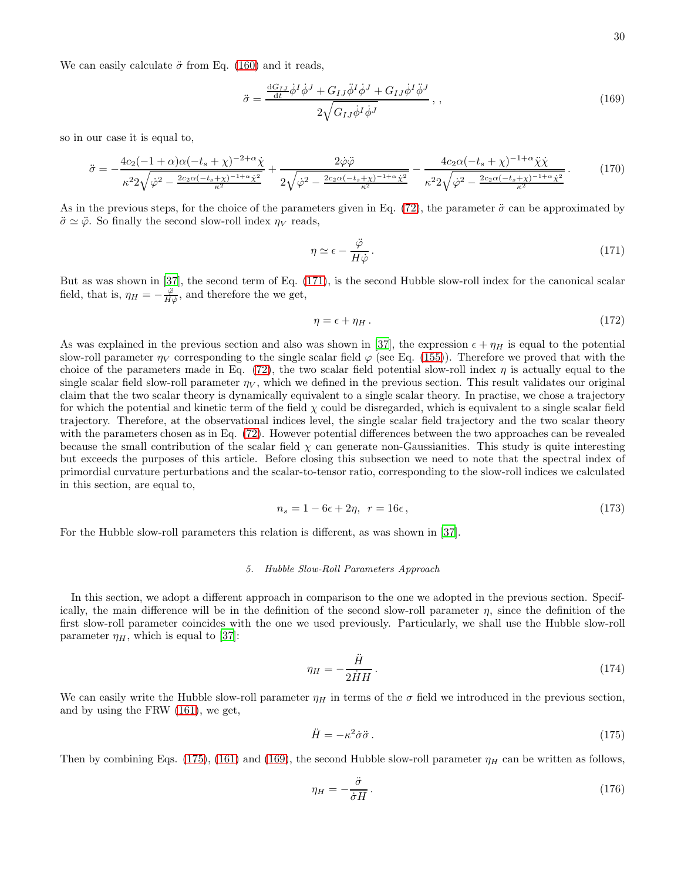We can easily calculate $\ddot{\sigma}$ from Eq. (160) and it reads,

$$\ddot{\sigma} = \frac{\frac{\mathrm{d}G_{IJ}}{\mathrm{d}t}\dot{\phi}^I\dot{\phi}^J + G_{IJ}\ddot{\phi}^I\dot{\phi}^J + G_{IJ}\dot{\phi}^I\ddot{\phi}^J}{2\sqrt{G_{IJ}\dot{\phi}^I\dot{\phi}^J}}\,, \tag{169}$$

so in our case it is equal to,

$$\ddot{\sigma} = -\frac{4c_2(-1+\alpha)\alpha(-t_s+\chi)^{-2+\alpha}\dot{\chi}}{\kappa^2 2\sqrt{\dot{\varphi}^2 - \frac{2c_2\alpha(-t_s+\chi)^{-1+\alpha}\dot{\chi}^2}{\kappa^2}}} + \frac{2\dot{\varphi}\ddot{\varphi}}{2\sqrt{\dot{\varphi}^2 - \frac{2c_2\alpha(-t_s+\chi)^{-1+\alpha}\dot{\chi}^2}{\kappa^2}}} - \frac{4c_2\alpha(-t_s+\chi)^{-1+\alpha}\ddot{\chi}\dot{\chi}}{\kappa^2 2\sqrt{\dot{\varphi}^2 - \frac{2c_2\alpha(-t_s+\chi)^{-1+\alpha}\dot{\chi}^2}{\kappa^2}}}\,. \tag{170}$$

As in the previous steps, for the choice of the parameters given in Eq. (72), the parameter $\ddot{\sigma}$ can be approximated by $\ddot{\sigma} \simeq \ddot{\varphi}$. So finally the second slow-roll index $\eta_V$ reads,

$$\eta \simeq \epsilon - \frac{\ddot{\varphi}}{H\dot{\varphi}}\,. \tag{171}$$

But as was shown in [37], the second term of Eq. (171), is the second Hubble slow-roll index for the canonical scalar field, that is, $\eta_H = -\frac{\ddot{\varphi}}{H\dot{\varphi}}$, and therefore the we get,

$$\eta = \epsilon + \eta_H\,. \tag{172}$$

As was explained in the previous section and also was shown in [37], the expression $\epsilon + \eta_H$ is equal to the potential slow-roll parameter $\eta_V$ corresponding to the single scalar field $\varphi$ (see Eq. (155)). Therefore we proved that with the choice of the parameters made in Eq. (72), the two scalar field potential slow-roll index $\eta$ is actually equal to the single scalar field slow-roll parameter $\eta_V$, which we defined in the previous section. This result validates our original claim that the two scalar theory is dynamically equivalent to a single scalar theory. In practise, we chose a trajectory for which the potential and kinetic term of the field $\chi$ could be disregarded, which is equivalent to a single scalar field trajectory. Therefore, at the observational indices level, the single scalar field trajectory and the two scalar theory with the parameters chosen as in Eq. (72). However potential differences between the two approaches can be revealed because the small contribution of the scalar field $\chi$ can generate non-Gaussianities. This study is quite interesting but exceeds the purposes of this article. Before closing this subsection we need to note that the spectral index of primordial curvature perturbations and the scalar-to-tensor ratio, corresponding to the slow-roll indices we calculated in this section, are equal to,

$$n_s = 1 - 6\epsilon + 2\eta,\;\; r = 16\epsilon\,, \tag{173}$$

For the Hubble slow-roll parameters this relation is different, as was shown in [37].

### 5. *Hubble Slow-Roll Parameters Approach*

In this section, we adopt a different approach in comparison to the one we adopted in the previous section. Specifically, the main difference will be in the definition of the second slow-roll parameter $\eta$, since the definition of the first slow-roll parameter coincides with the one we used previously. Particularly, we shall use the Hubble slow-roll parameter $\eta_H$, which is equal to [37]:

$$\eta_H = -\frac{\ddot{H}}{2\dot{H}H}\,. \tag{174}$$

We can easily write the Hubble slow-roll parameter $\eta_H$ in terms of the $\sigma$ field we introduced in the previous section, and by using the FRW (161), we get,

$$\ddot{H} = -\kappa^2\dot{\sigma}\ddot{\sigma}\,. \tag{175}$$

Then by combining Eqs. (175), (161) and (169), the second Hubble slow-roll parameter $\eta_H$ can be written as follows,

$$\eta_H = -\frac{\ddot{\sigma}}{\dot{\sigma}H}\,. \tag{176}$$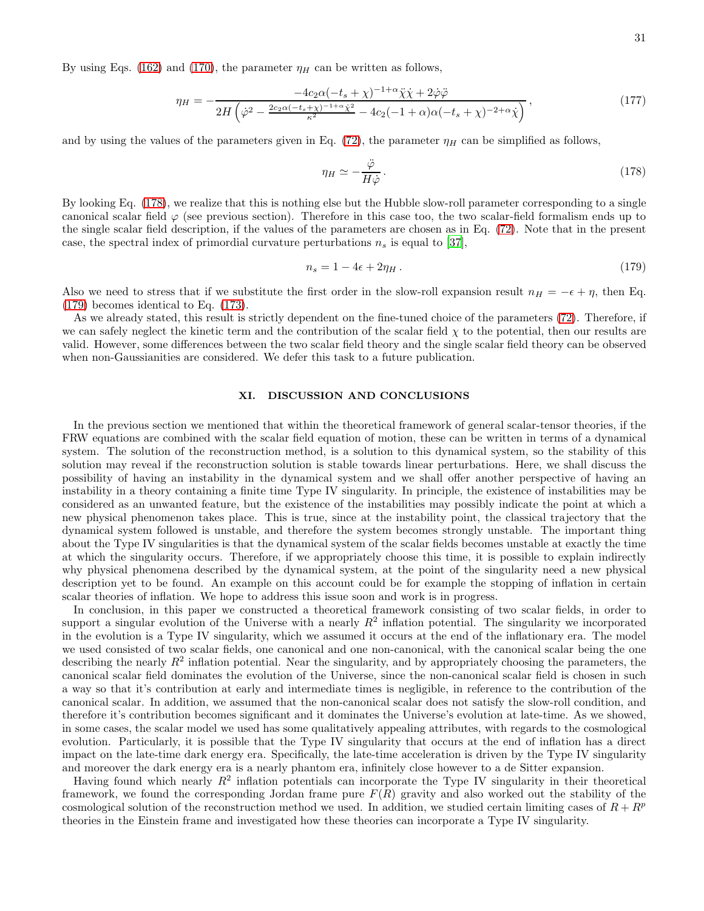By using Eqs. (162) and (170), the parameter $\eta_H$ can be written as follows,

$$\eta_H = -\frac{-4c_2\alpha(-t_s+\chi)^{-1+\alpha}\ddot{\chi}\dot{\chi} + 2\dot{\varphi}\ddot{\varphi}}{2H\left(\dot{\varphi}^2 - \frac{2c_2\alpha(-t_s+\chi)^{-1+\alpha}\dot{\chi}^2}{\kappa^2} - 4c_2(-1+\alpha)\alpha(-t_s+\chi)^{-2+\alpha}\dot{\chi}\right)}, \tag{177}$$

and by using the values of the parameters given in Eq. (72), the parameter $\eta_H$ can be simplified as follows,

$$\eta_H \simeq -\frac{\ddot{\varphi}}{H\dot{\varphi}}. \tag{178}$$

By looking Eq. (178), we realize that this is nothing else but the Hubble slow-roll parameter corresponding to a single canonical scalar field $\varphi$ (see previous section). Therefore in this case too, the two scalar-field formalism ends up to the single scalar field description, if the values of the parameters are chosen as in Eq. (72). Note that in the present case, the spectral index of primordial curvature perturbations $n_s$ is equal to [37],

$$n_s = 1 - 4\epsilon + 2\eta_H. \tag{179}$$

Also we need to stress that if we substitute the first order in the slow-roll expansion result $n_H = -\epsilon + \eta$, then Eq. (179) becomes identical to Eq. (173).

As we already stated, this result is strictly dependent on the fine-tuned choice of the parameters (72). Therefore, if we can safely neglect the kinetic term and the contribution of the scalar field $\chi$ to the potential, then our results are valid. However, some differences between the two scalar field theory and the single scalar field theory can be observed when non-Gaussianities are considered. We defer this task to a future publication.

## XI. DISCUSSION AND CONCLUSIONS

In the previous section we mentioned that within the theoretical framework of general scalar-tensor theories, if the FRW equations are combined with the scalar field equation of motion, these can be written in terms of a dynamical system. The solution of the reconstruction method, is a solution to this dynamical system, so the stability of this solution may reveal if the reconstruction solution is stable towards linear perturbations. Here, we shall discuss the possibility of having an instability in the dynamical system and we shall offer another perspective of having an instability in a theory containing a finite time Type IV singularity. In principle, the existence of instabilities may be considered as an unwanted feature, but the existence of the instabilities may possibly indicate the point at which a new physical phenomenon takes place. This is true, since at the instability point, the classical trajectory that the dynamical system followed is unstable, and therefore the system becomes strongly unstable. The important thing about the Type IV singularities is that the dynamical system of the scalar fields becomes unstable at exactly the time at which the singularity occurs. Therefore, if we appropriately choose this time, it is possible to explain indirectly why physical phenomena described by the dynamical system, at the point of the singularity need a new physical description yet to be found. An example on this account could be for example the stopping of inflation in certain scalar theories of inflation. We hope to address this issue soon and work is in progress.

In conclusion, in this paper we constructed a theoretical framework consisting of two scalar fields, in order to support a singular evolution of the Universe with a nearly $R^2$ inflation potential. The singularity we incorporated in the evolution is a Type IV singularity, which we assumed it occurs at the end of the inflationary era. The model we used consisted of two scalar fields, one canonical and one non-canonical, with the canonical scalar being the one describing the nearly $R^2$ inflation potential. Near the singularity, and by appropriately choosing the parameters, the canonical scalar field dominates the evolution of the Universe, since the non-canonical scalar field is chosen in such a way so that it's contribution at early and intermediate times is negligible, in reference to the contribution of the canonical scalar. In addition, we assumed that the non-canonical scalar does not satisfy the slow-roll condition, and therefore it's contribution becomes significant and it dominates the Universe's evolution at late-time. As we showed, in some cases, the scalar model we used has some qualitatively appealing attributes, with regards to the cosmological evolution. Particularly, it is possible that the Type IV singularity that occurs at the end of inflation has a direct impact on the late-time dark energy era. Specifically, the late-time acceleration is driven by the Type IV singularity and moreover the dark energy era is a nearly phantom era, infinitely close however to a de Sitter expansion.

Having found which nearly $R^2$ inflation potentials can incorporate the Type IV singularity in their theoretical framework, we found the corresponding Jordan frame pure $F(R)$ gravity and also worked out the stability of the cosmological solution of the reconstruction method we used. In addition, we studied certain limiting cases of $R + R^p$ theories in the Einstein frame and investigated how these theories can incorporate a Type IV singularity.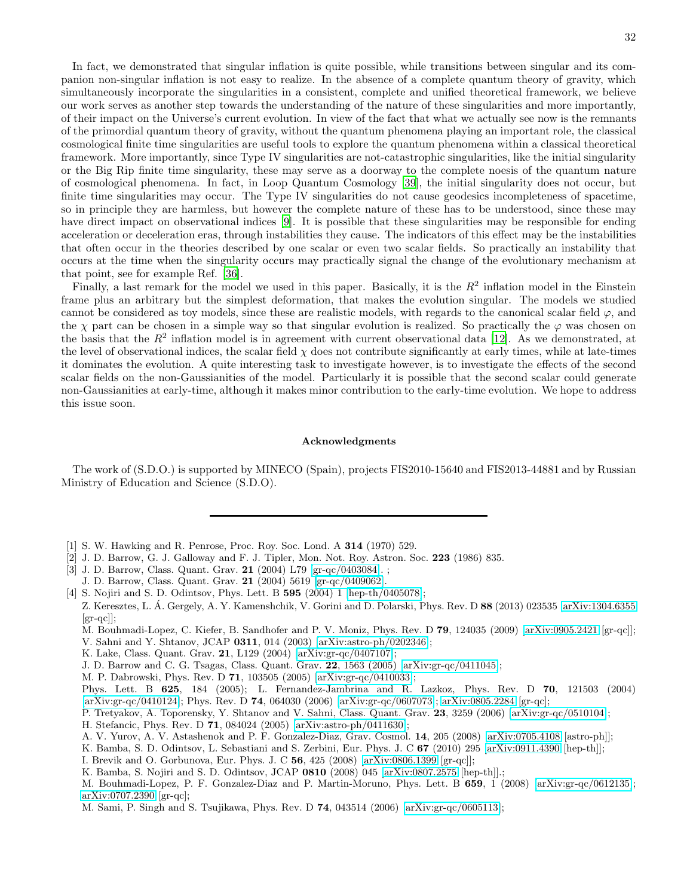In fact, we demonstrated that singular inflation is quite possible, while transitions between singular and its companion non-singular inflation is not easy to realize. In the absence of a complete quantum theory of gravity, which simultaneously incorporate the singularities in a consistent, complete and unified theoretical framework, we believe our work serves as another step towards the understanding of the nature of these singularities and more importantly, of their impact on the Universe's current evolution. In view of the fact that what we actually see now is the remnants of the primordial quantum theory of gravity, without the quantum phenomena playing an important role, the classical cosmological finite time singularities are useful tools to explore the quantum phenomena within a classical theoretical framework. More importantly, since Type IV singularities are not-catastrophic singularities, like the initial singularity or the Big Rip finite time singularity, these may serve as a doorway to the complete noesis of the quantum nature of cosmological phenomena. In fact, in Loop Quantum Cosmology [39], the initial singularity does not occur, but finite time singularities may occur. The Type IV singularities do not cause geodesics incompleteness of spacetime, so in principle they are harmless, but however the complete nature of these has to be understood, since these may have direct impact on observational indices [9]. It is possible that these singularities may be responsible for ending acceleration or deceleration eras, through instabilities they cause. The indicators of this effect may be the instabilities that often occur in the theories described by one scalar or even two scalar fields. So practically an instability that occurs at the time when the singularity occurs may practically signal the change of the evolutionary mechanism at that point, see for example Ref. [36].

Finally, a last remark for the model we used in this paper. Basically, it is the $R^2$ inflation model in the Einstein frame plus an arbitrary but the simplest deformation, that makes the evolution singular. The models we studied cannot be considered as toy models, since these are realistic models, with regards to the canonical scalar field $\varphi$, and the $\chi$ part can be chosen in a simple way so that singular evolution is realized. So practically the $\varphi$ was chosen on the basis that the $R^2$ inflation model is in agreement with current observational data [12]. As we demonstrated, at the level of observational indices, the scalar field $\chi$ does not contribute significantly at early times, while at late-times it dominates the evolution. A quite interesting task to investigate however, is to investigate the effects of the second scalar fields on the non-Gaussianities of the model. Particularly it is possible that the second scalar could generate non-Gaussianities at early-time, although it makes minor contribution to the early-time evolution. We hope to address this issue soon.

### Acknowledgments

The work of (S.D.O.) is supported by MINECO (Spain), projects FIS2010-15640 and FIS2013-44881 and by Russian Ministry of Education and Science (S.D.O).

---

[1] S. W. Hawking and R. Penrose, Proc. Roy. Soc. Lond. A **314** (1970) 529.

[2] J. D. Barrow, G. J. Galloway and F. J. Tipler, Mon. Not. Roy. Astron. Soc. **223** (1986) 835.

[3] J. D. Barrow, Class. Quant. Grav. **21** (2004) L79 [gr-qc/0403084]. ;
J. D. Barrow, Class. Quant. Grav. **21** (2004) 5619 [gr-qc/0409062].

[4] S. Nojiri and S. D. Odintsov, Phys. Lett. B **595** (2004) 1 [hep-th/0405078];
Z. Keresztes, L. Á. Gergely, A. Y. Kamenshchik, V. Gorini and D. Polarski, Phys. Rev. D **88** (2013) 023535 [arXiv:1304.6355 [gr-qc]];
M. Bouhmadi-Lopez, C. Kiefer, B. Sandhofer and P. V. Moniz, Phys. Rev. D **79**, 124035 (2009) [arXiv:0905.2421 [gr-qc]];
V. Sahni and Y. Shtanov, JCAP **0311**, 014 (2003) [arXiv:astro-ph/0202346];
K. Lake, Class. Quant. Grav. **21**, L129 (2004) [arXiv:gr-qc/0407107];
J. D. Barrow and C. G. Tsagas, Class. Quant. Grav. **22**, 1563 (2005) [arXiv:gr-qc/0411045];
M. P. Dabrowski, Phys. Rev. D **71**, 103505 (2005) [arXiv:gr-qc/0410033];
Phys. Lett. B **625**, 184 (2005); L. Fernandez-Jambrina and R. Lazkoz, Phys. Rev. D **70**, 121503 (2004) [arXiv:gr-qc/0410124]; Phys. Rev. D **74**, 064030 (2006) [arXiv:gr-qc/0607073]; [arXiv:0805.2284 [gr-qc];
P. Tretyakov, A. Toporensky, Y. Shtanov and V. Sahni, Class. Quant. Grav. **23**, 3259 (2006) [arXiv:gr-qc/0510104];
H. Stefancic, Phys. Rev. D **71**, 084024 (2005) [arXiv:astro-ph/0411630];
A. V. Yurov, A. V. Astashenok and P. F. Gonzalez-Diaz, Grav. Cosmol. **14**, 205 (2008) [arXiv:0705.4108 [astro-ph]];
K. Bamba, S. D. Odintsov, L. Sebastiani and S. Zerbini, Eur. Phys. J. C **67** (2010) 295 [arXiv:0911.4390 [hep-th]];
I. Brevik and O. Gorbunova, Eur. Phys. J. C **56**, 425 (2008) [arXiv:0806.1399 [gr-qc]];
K. Bamba, S. Nojiri and S. D. Odintsov, JCAP **0810** (2008) 045 [arXiv:0807.2575 [hep-th]].;
M. Bouhmadi-Lopez, P. F. Gonzalez-Diaz and P. Martin-Moruno, Phys. Lett. B **659**, 1 (2008) [arXiv:gr-qc/0612135]; arXiv:0707.2390 [gr-qc];
M. Sami, P. Singh and S. Tsujikawa, Phys. Rev. D **74**, 043514 (2006) [arXiv:gr-qc/0605113];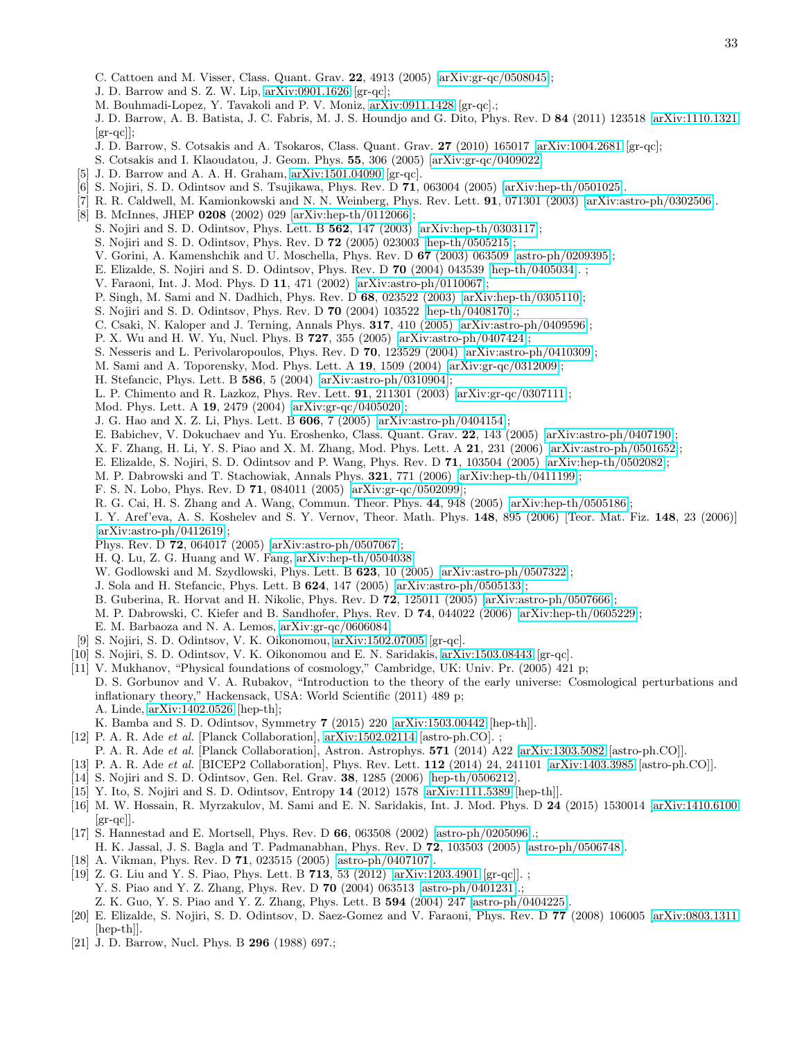C. Cattoen and M. Visser, Class. Quant. Grav. **22**, 4913 (2005) [arXiv:gr-qc/0508045];
J. D. Barrow and S. Z. W. Lip, arXiv:0901.1626 [gr-qc];
M. Bouhmadi-Lopez, Y. Tavakoli and P. V. Moniz, arXiv:0911.1428 [gr-qc].;
J. D. Barrow, A. B. Batista, J. C. Fabris, M. J. S. Houndjo and G. Dito, Phys. Rev. D **84** (2011) 123518 [arXiv:1110.1321 [gr-qc]];
J. D. Barrow, S. Cotsakis and A. Tsokaros, Class. Quant. Grav. **27** (2010) 165017 [arXiv:1004.2681 [gr-qc];
S. Cotsakis and I. Klaoudatou, J. Geom. Phys. **55**, 306 (2005) [arXiv:gr-qc/0409022]

[5] J. D. Barrow and A. A. H. Graham, arXiv:1501.04090 [gr-qc].

[6] S. Nojiri, S. D. Odintsov and S. Tsujikawa, Phys. Rev. D **71**, 063004 (2005) [arXiv:hep-th/0501025].

[7] R. R. Caldwell, M. Kamionkowski and N. N. Weinberg, Phys. Rev. Lett. **91**, 071301 (2003) [arXiv:astro-ph/0302506].

[8] B. McInnes, JHEP **0208** (2002) 029 [arXiv:hep-th/0112066];
S. Nojiri and S. D. Odintsov, Phys. Lett. B **562**, 147 (2003) [arXiv:hep-th/0303117];
S. Nojiri and S. D. Odintsov, Phys. Rev. D **72** (2005) 023003 [hep-th/0505215];
V. Gorini, A. Kamenshchik and U. Moschella, Phys. Rev. D **67** (2003) 063509 [astro-ph/0209395];
E. Elizalde, S. Nojiri and S. D. Odintsov, Phys. Rev. D **70** (2004) 043539 [hep-th/0405034]. ;
V. Faraoni, Int. J. Mod. Phys. D **11**, 471 (2002) [arXiv:astro-ph/0110067];
P. Singh, M. Sami and N. Dadhich, Phys. Rev. D **68**, 023522 (2003) [arXiv:hep-th/0305110];
S. Nojiri and S. D. Odintsov, Phys. Rev. D **70** (2004) 103522 [hep-th/0408170].;
C. Csaki, N. Kaloper and J. Terning, Annals Phys. **317**, 410 (2005) [arXiv:astro-ph/0409596];
P. X. Wu and H. W. Yu, Nucl. Phys. B **727**, 355 (2005) [arXiv:astro-ph/0407424];
S. Nesseris and L. Perivolaropoulos, Phys. Rev. D **70**, 123529 (2004) [arXiv:astro-ph/0410309];
M. Sami and A. Toporensky, Mod. Phys. Lett. A **19**, 1509 (2004) [arXiv:gr-qc/0312009];
H. Stefancic, Phys. Lett. B **586**, 5 (2004) [arXiv:astro-ph/0310904];
L. P. Chimento and R. Lazkoz, Phys. Rev. Lett. **91**, 211301 (2003) [arXiv:gr-qc/0307111];
Mod. Phys. Lett. A **19**, 2479 (2004) [arXiv:gr-qc/0405020];
J. G. Hao and X. Z. Li, Phys. Lett. B **606**, 7 (2005) [arXiv:astro-ph/0404154];
E. Babichev, V. Dokuchaev and Yu. Eroshenko, Class. Quant. Grav. **22**, 143 (2005) [arXiv:astro-ph/0407190];
X. F. Zhang, H. Li, Y. S. Piao and X. M. Zhang, Mod. Phys. Lett. A **21**, 231 (2006) [arXiv:astro-ph/0501652];
E. Elizalde, S. Nojiri, S. D. Odintsov and P. Wang, Phys. Rev. D **71**, 103504 (2005) [arXiv:hep-th/0502082];
M. P. Dabrowski and T. Stachowiak, Annals Phys. **321**, 771 (2006) [arXiv:hep-th/0411199];
F. S. N. Lobo, Phys. Rev. D **71**, 084011 (2005) [arXiv:gr-qc/0502099];
R. G. Cai, H. S. Zhang and A. Wang, Commun. Theor. Phys. **44**, 948 (2005) [arXiv:hep-th/0505186];
I. Y. Aref'eva, A. S. Koshelev and S. Y. Vernov, Theor. Math. Phys. **148**, 895 (2006) [Teor. Mat. Fiz. **148**, 23 (2006)] [arXiv:astro-ph/0412619];
Phys. Rev. D **72**, 064017 (2005) [arXiv:astro-ph/0507067];
H. Q. Lu, Z. G. Huang and W. Fang, arXiv:hep-th/0504038;
W. Godlowski and M. Szydlowski, Phys. Lett. B **623**, 10 (2005) [arXiv:astro-ph/0507322];
J. Sola and H. Stefancic, Phys. Lett. B **624**, 147 (2005) [arXiv:astro-ph/0505133];
B. Guberina, R. Horvat and H. Nikolic, Phys. Rev. D **72**, 125011 (2005) [arXiv:astro-ph/0507666];
M. P. Dabrowski, C. Kiefer and B. Sandhofer, Phys. Rev. D **74**, 044022 (2006) [arXiv:hep-th/0605229];
E. M. Barbaoza and N. A. Lemos, arXiv:gr-qc/0606084

[9] S. Nojiri, S. D. Odintsov, V. K. Oikonomou, arXiv:1502.07005 [gr-qc].

[10] S. Nojiri, S. D. Odintsov, V. K. Oikonomou and E. N. Saridakis, arXiv:1503.08443 [gr-qc].

[11] V. Mukhanov, "Physical foundations of cosmology," Cambridge, UK: Univ. Pr. (2005) 421 p;
D. S. Gorbunov and V. A. Rubakov, "Introduction to the theory of the early universe: Cosmological perturbations and inflationary theory," Hackensack, USA: World Scientific (2011) 489 p;
A. Linde, arXiv:1402.0526 [hep-th];
K. Bamba and S. D. Odintsov, Symmetry **7** (2015) 220 [arXiv:1503.00442 [hep-th]].

[12] P. A. R. Ade *et al.* [Planck Collaboration], arXiv:1502.02114 [astro-ph.CO]. ;
P. A. R. Ade *et al.* [Planck Collaboration], Astron. Astrophys. **571** (2014) A22 [arXiv:1303.5082 [astro-ph.CO]].

[13] P. A. R. Ade *et al.* [BICEP2 Collaboration], Phys. Rev. Lett. **112** (2014) 24, 241101 [arXiv:1403.3985 [astro-ph.CO]].

[14] S. Nojiri and S. D. Odintsov, Gen. Rel. Grav. **38**, 1285 (2006) [hep-th/0506212].

[15] Y. Ito, S. Nojiri and S. D. Odintsov, Entropy **14** (2012) 1578 [arXiv:1111.5389 [hep-th]].

[16] M. W. Hossain, R. Myrzakulov, M. Sami and E. N. Saridakis, Int. J. Mod. Phys. D **24** (2015) 1530014 [arXiv:1410.6100 [gr-qc]].

[17] S. Hannestad and E. Mortsell, Phys. Rev. D **66**, 063508 (2002) [astro-ph/0205096].;
H. K. Jassal, J. S. Bagla and T. Padmanabhan, Phys. Rev. D **72**, 103503 (2005) [astro-ph/0506748].

[18] A. Vikman, Phys. Rev. D **71**, 023515 (2005) [astro-ph/0407107].

[19] Z. G. Liu and Y. S. Piao, Phys. Lett. B **713**, 53 (2012) [arXiv:1203.4901 [gr-qc]]. ;
Y. S. Piao and Y. Z. Zhang, Phys. Rev. D **70** (2004) 063513 [astro-ph/0401231].;
Z. K. Guo, Y. S. Piao and Y. Z. Zhang, Phys. Lett. B **594** (2004) 247 [astro-ph/0404225].

[20] E. Elizalde, S. Nojiri, S. D. Odintsov, D. Saez-Gomez and V. Faraoni, Phys. Rev. D **77** (2008) 106005 [arXiv:0803.1311 [hep-th]].

[21] J. D. Barrow, Nucl. Phys. B **296** (1988) 697.;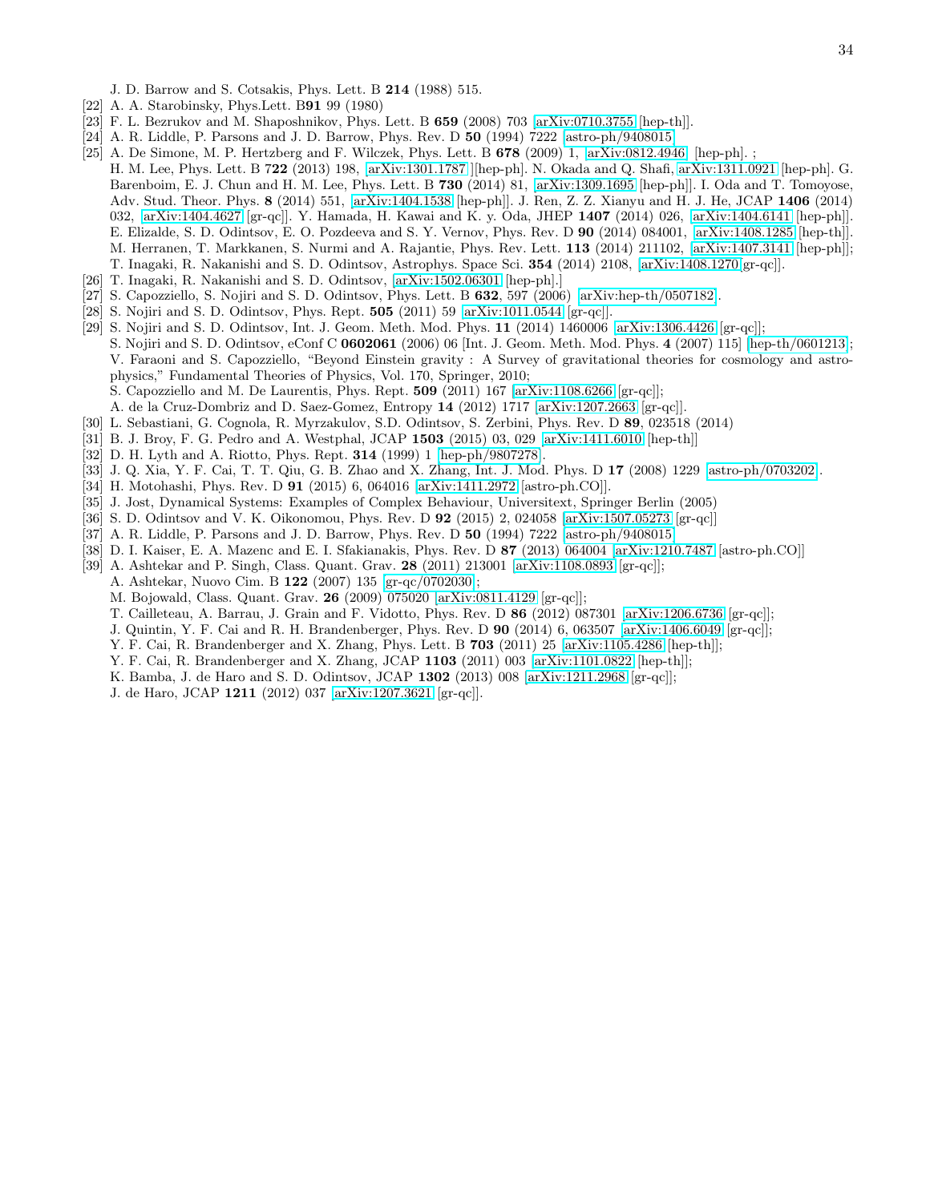J. D. Barrow and S. Cotsakis, Phys. Lett. B **214** (1988) 515.

[22] A. A. Starobinsky, Phys.Lett. B**91** 99 (1980)

[23] F. L. Bezrukov and M. Shaposhnikov, Phys. Lett. B **659** (2008) 703 [arXiv:0710.3755 [hep-th]].

[24] A. R. Liddle, P. Parsons and J. D. Barrow, Phys. Rev. D **50** (1994) 7222 [astro-ph/9408015]

[25] A. De Simone, M. P. Hertzberg and F. Wilczek, Phys. Lett. B **678** (2009) 1, [arXiv:0812.4946] [hep-ph]. ;
H. M. Lee, Phys. Lett. B **722** (2013) 198, [arXiv:1301.1787 ][hep-ph]. N. Okada and Q. Shafi, arXiv:1311.0921 [hep-ph]. G. Barenboim, E. J. Chun and H. M. Lee, Phys. Lett. B **730** (2014) 81, [arXiv:1309.1695 [hep-ph]]. I. Oda and T. Tomoyose, Adv. Stud. Theor. Phys. **8** (2014) 551, [arXiv:1404.1538 [hep-ph]]. J. Ren, Z. Z. Xianyu and H. J. He, JCAP **1406** (2014) 032, [arXiv:1404.4627 [gr-qc]]. Y. Hamada, H. Kawai and K. y. Oda, JHEP **1407** (2014) 026, [arXiv:1404.6141 [hep-ph]]. E. Elizalde, S. D. Odintsov, E. O. Pozdeeva and S. Y. Vernov, Phys. Rev. D **90** (2014) 084001, [arXiv:1408.1285 [hep-th]]. M. Herranen, T. Markkanen, S. Nurmi and A. Rajantie, Phys. Rev. Lett. **113** (2014) 211102, [arXiv:1407.3141 [hep-ph]]; T. Inagaki, R. Nakanishi and S. D. Odintsov, Astrophys. Space Sci. **354** (2014) 2108, [arXiv:1408.1270 gr-qc]].

[26] T. Inagaki, R. Nakanishi and S. D. Odintsov, [arXiv:1502.06301 [hep-ph].]

[27] S. Capozziello, S. Nojiri and S. D. Odintsov, Phys. Lett. B **632**, 597 (2006) [arXiv:hep-th/0507182].

[28] S. Nojiri and S. D. Odintsov, Phys. Rept. **505** (2011) 59 [arXiv:1011.0544 [gr-qc]].

[29] S. Nojiri and S. D. Odintsov, Int. J. Geom. Meth. Mod. Phys. **11** (2014) 1460006 [arXiv:1306.4426 [gr-qc]];
S. Nojiri and S. D. Odintsov, eConf C **0602061** (2006) 06 [Int. J. Geom. Meth. Mod. Phys. **4** (2007) 115] [hep-th/0601213];
V. Faraoni and S. Capozziello, "Beyond Einstein gravity : A Survey of gravitational theories for cosmology and astrophysics," Fundamental Theories of Physics, Vol. 170, Springer, 2010;
S. Capozziello and M. De Laurentis, Phys. Rept. **509** (2011) 167 [arXiv:1108.6266 [gr-qc]];
A. de la Cruz-Dombriz and D. Saez-Gomez, Entropy **14** (2012) 1717 [arXiv:1207.2663 [gr-qc]].

[30] L. Sebastiani, G. Cognola, R. Myrzakulov, S.D. Odintsov, S. Zerbini, Phys. Rev. D **89**, 023518 (2014)

[31] B. J. Broy, F. G. Pedro and A. Westphal, JCAP **1503** (2015) 03, 029 [arXiv:1411.6010 [hep-th]]

[32] D. H. Lyth and A. Riotto, Phys. Rept. **314** (1999) 1 [hep-ph/9807278].

[33] J. Q. Xia, Y. F. Cai, T. T. Qiu, G. B. Zhao and X. Zhang, Int. J. Mod. Phys. D **17** (2008) 1229 [astro-ph/0703202].

[34] H. Motohashi, Phys. Rev. D **91** (2015) 6, 064016 [arXiv:1411.2972 [astro-ph.CO]].

[35] J. Jost, Dynamical Systems: Examples of Complex Behaviour, Universitext, Springer Berlin (2005)

[36] S. D. Odintsov and V. K. Oikonomou, Phys. Rev. D **92** (2015) 2, 024058 [arXiv:1507.05273 [gr-qc]]

[37] A. R. Liddle, P. Parsons and J. D. Barrow, Phys. Rev. D **50** (1994) 7222 [astro-ph/9408015]

[38] D. I. Kaiser, E. A. Mazenc and E. I. Sfakianakis, Phys. Rev. D **87** (2013) 064004 [arXiv:1210.7487 [astro-ph.CO]]

[39] A. Ashtekar and P. Singh, Class. Quant. Grav. **28** (2011) 213001 [arXiv:1108.0893 [gr-qc]];
A. Ashtekar, Nuovo Cim. B **122** (2007) 135 [gr-qc/0702030];
M. Bojowald, Class. Quant. Grav. **26** (2009) 075020 [arXiv:0811.4129 [gr-qc]];
T. Cailleteau, A. Barrau, J. Grain and F. Vidotto, Phys. Rev. D **86** (2012) 087301 [arXiv:1206.6736 [gr-qc]];
J. Quintin, Y. F. Cai and R. H. Brandenberger, Phys. Rev. D **90** (2014) 6, 063507 [arXiv:1406.6049 [gr-qc]];
Y. F. Cai, R. Brandenberger and X. Zhang, Phys. Lett. B **703** (2011) 25 [arXiv:1105.4286 [hep-th]];
Y. F. Cai, R. Brandenberger and X. Zhang, JCAP **1103** (2011) 003 [arXiv:1101.0822 [hep-th]];
K. Bamba, J. de Haro and S. D. Odintsov, JCAP **1302** (2013) 008 [arXiv:1211.2968 [gr-qc]];
J. de Haro, JCAP **1211** (2012) 037 [arXiv:1207.3621 [gr-qc]].